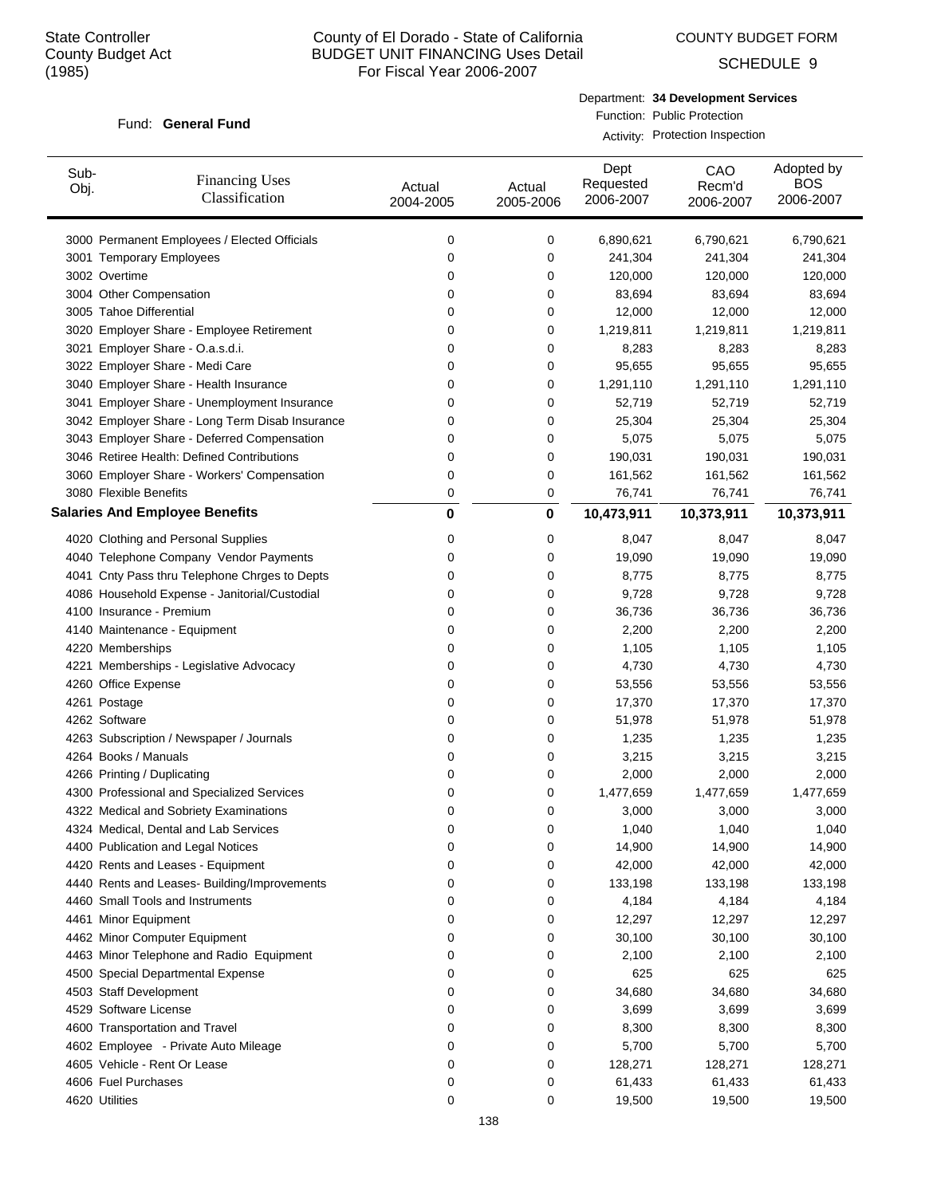State Controller
County Budget Act
(1985)

# County of El Dorado - State of California
## BUDGET UNIT FINANCING Uses Detail
For Fiscal Year 2006-2007

COUNTY BUDGET FORM
SCHEDULE 9

Fund: **General Fund**

Department: **34 Development Services**
Function: Public Protection
Activity: Protection Inspection

| Sub-Obj. | Financing Uses Classification | Actual 2004-2005 | Actual 2005-2006 | Dept Requested 2006-2007 | CAO Recm'd 2006-2007 | Adopted by BOS 2006-2007 |
|---|---|---|---|---|---|---|
| 3000 | Permanent Employees / Elected Officials | 0 | 0 | 6,890,621 | 6,790,621 | 6,790,621 |
| 3001 | Temporary Employees | 0 | 0 | 241,304 | 241,304 | 241,304 |
| 3002 | Overtime | 0 | 0 | 120,000 | 120,000 | 120,000 |
| 3004 | Other Compensation | 0 | 0 | 83,694 | 83,694 | 83,694 |
| 3005 | Tahoe Differential | 0 | 0 | 12,000 | 12,000 | 12,000 |
| 3020 | Employer Share - Employee Retirement | 0 | 0 | 1,219,811 | 1,219,811 | 1,219,811 |
| 3021 | Employer Share - O.a.s.d.i. | 0 | 0 | 8,283 | 8,283 | 8,283 |
| 3022 | Employer Share - Medi Care | 0 | 0 | 95,655 | 95,655 | 95,655 |
| 3040 | Employer Share - Health Insurance | 0 | 0 | 1,291,110 | 1,291,110 | 1,291,110 |
| 3041 | Employer Share - Unemployment Insurance | 0 | 0 | 52,719 | 52,719 | 52,719 |
| 3042 | Employer Share - Long Term Disab Insurance | 0 | 0 | 25,304 | 25,304 | 25,304 |
| 3043 | Employer Share - Deferred Compensation | 0 | 0 | 5,075 | 5,075 | 5,075 |
| 3046 | Retiree Health: Defined Contributions | 0 | 0 | 190,031 | 190,031 | 190,031 |
| 3060 | Employer Share - Workers' Compensation | 0 | 0 | 161,562 | 161,562 | 161,562 |
| 3080 | Flexible Benefits | 0 | 0 | 76,741 | 76,741 | 76,741 |
| **Salaries And Employee Benefits** | | **0** | **0** | **10,473,911** | **10,373,911** | **10,373,911** |
| 4020 | Clothing and Personal Supplies | 0 | 0 | 8,047 | 8,047 | 8,047 |
| 4040 | Telephone Company Vendor Payments | 0 | 0 | 19,090 | 19,090 | 19,090 |
| 4041 | Cnty Pass thru Telephone Chrges to Depts | 0 | 0 | 8,775 | 8,775 | 8,775 |
| 4086 | Household Expense - Janitorial/Custodial | 0 | 0 | 9,728 | 9,728 | 9,728 |
| 4100 | Insurance - Premium | 0 | 0 | 36,736 | 36,736 | 36,736 |
| 4140 | Maintenance - Equipment | 0 | 0 | 2,200 | 2,200 | 2,200 |
| 4220 | Memberships | 0 | 0 | 1,105 | 1,105 | 1,105 |
| 4221 | Memberships - Legislative Advocacy | 0 | 0 | 4,730 | 4,730 | 4,730 |
| 4260 | Office Expense | 0 | 0 | 53,556 | 53,556 | 53,556 |
| 4261 | Postage | 0 | 0 | 17,370 | 17,370 | 17,370 |
| 4262 | Software | 0 | 0 | 51,978 | 51,978 | 51,978 |
| 4263 | Subscription / Newspaper / Journals | 0 | 0 | 1,235 | 1,235 | 1,235 |
| 4264 | Books / Manuals | 0 | 0 | 3,215 | 3,215 | 3,215 |
| 4266 | Printing / Duplicating | 0 | 0 | 2,000 | 2,000 | 2,000 |
| 4300 | Professional and Specialized Services | 0 | 0 | 1,477,659 | 1,477,659 | 1,477,659 |
| 4322 | Medical and Sobriety Examinations | 0 | 0 | 3,000 | 3,000 | 3,000 |
| 4324 | Medical, Dental and Lab Services | 0 | 0 | 1,040 | 1,040 | 1,040 |
| 4400 | Publication and Legal Notices | 0 | 0 | 14,900 | 14,900 | 14,900 |
| 4420 | Rents and Leases - Equipment | 0 | 0 | 42,000 | 42,000 | 42,000 |
| 4440 | Rents and Leases- Building/Improvements | 0 | 0 | 133,198 | 133,198 | 133,198 |
| 4460 | Small Tools and Instruments | 0 | 0 | 4,184 | 4,184 | 4,184 |
| 4461 | Minor Equipment | 0 | 0 | 12,297 | 12,297 | 12,297 |
| 4462 | Minor Computer Equipment | 0 | 0 | 30,100 | 30,100 | 30,100 |
| 4463 | Minor Telephone and Radio Equipment | 0 | 0 | 2,100 | 2,100 | 2,100 |
| 4500 | Special Departmental Expense | 0 | 0 | 625 | 625 | 625 |
| 4503 | Staff Development | 0 | 0 | 34,680 | 34,680 | 34,680 |
| 4529 | Software License | 0 | 0 | 3,699 | 3,699 | 3,699 |
| 4600 | Transportation and Travel | 0 | 0 | 8,300 | 8,300 | 8,300 |
| 4602 | Employee - Private Auto Mileage | 0 | 0 | 5,700 | 5,700 | 5,700 |
| 4605 | Vehicle - Rent Or Lease | 0 | 0 | 128,271 | 128,271 | 128,271 |
| 4606 | Fuel Purchases | 0 | 0 | 61,433 | 61,433 | 61,433 |
| 4620 | Utilities | 0 | 0 | 19,500 | 19,500 | 19,500 |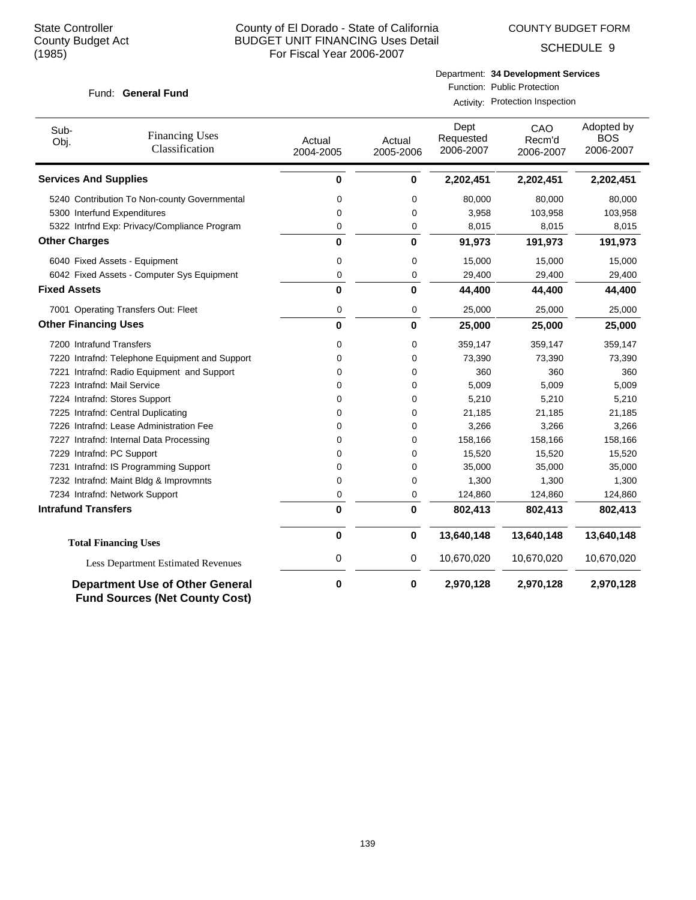State Controller
County Budget Act
(1985)

County of El Dorado - State of California
BUDGET UNIT FINANCING Uses Detail
For Fiscal Year 2006-2007

COUNTY BUDGET FORM
SCHEDULE 9

Fund: **General Fund**

Department: **34 Development Services**
Function: Public Protection
Activity: Protection Inspection

| Sub-Obj. | Financing Uses Classification | Actual 2004-2005 | Actual 2005-2006 | Dept Requested 2006-2007 | CAO Recm'd 2006-2007 | Adopted by BOS 2006-2007 |
|---|---|---|---|---|---|---|
| **Services And Supplies** | | **0** | **0** | **2,202,451** | **2,202,451** | **2,202,451** |
| 5240 | Contribution To Non-county Governmental | 0 | 0 | 80,000 | 80,000 | 80,000 |
| 5300 | Interfund Expenditures | 0 | 0 | 3,958 | 103,958 | 103,958 |
| 5322 | Intrfnd Exp: Privacy/Compliance Program | 0 | 0 | 8,015 | 8,015 | 8,015 |
| **Other Charges** | | **0** | **0** | **91,973** | **191,973** | **191,973** |
| 6040 | Fixed Assets - Equipment | 0 | 0 | 15,000 | 15,000 | 15,000 |
| 6042 | Fixed Assets - Computer Sys Equipment | 0 | 0 | 29,400 | 29,400 | 29,400 |
| **Fixed Assets** | | **0** | **0** | **44,400** | **44,400** | **44,400** |
| 7001 | Operating Transfers Out: Fleet | 0 | 0 | 25,000 | 25,000 | 25,000 |
| **Other Financing Uses** | | **0** | **0** | **25,000** | **25,000** | **25,000** |
| 7200 | Intrafund Transfers | 0 | 0 | 359,147 | 359,147 | 359,147 |
| 7220 | Intrafnd: Telephone Equipment and Support | 0 | 0 | 73,390 | 73,390 | 73,390 |
| 7221 | Intrafnd: Radio Equipment and Support | 0 | 0 | 360 | 360 | 360 |
| 7223 | Intrafnd: Mail Service | 0 | 0 | 5,009 | 5,009 | 5,009 |
| 7224 | Intrafnd: Stores Support | 0 | 0 | 5,210 | 5,210 | 5,210 |
| 7225 | Intrafnd: Central Duplicating | 0 | 0 | 21,185 | 21,185 | 21,185 |
| 7226 | Intrafnd: Lease Administration Fee | 0 | 0 | 3,266 | 3,266 | 3,266 |
| 7227 | Intrafnd: Internal Data Processing | 0 | 0 | 158,166 | 158,166 | 158,166 |
| 7229 | Intrafnd: PC Support | 0 | 0 | 15,520 | 15,520 | 15,520 |
| 7231 | Intrafnd: IS Programming Support | 0 | 0 | 35,000 | 35,000 | 35,000 |
| 7232 | Intrafnd: Maint Bldg & Improvmnts | 0 | 0 | 1,300 | 1,300 | 1,300 |
| 7234 | Intrafnd: Network Support | 0 | 0 | 124,860 | 124,860 | 124,860 |
| **Intrafund Transfers** | | **0** | **0** | **802,413** | **802,413** | **802,413** |
| **Total Financing Uses** | | **0** | **0** | **13,640,148** | **13,640,148** | **13,640,148** |
| Less Department Estimated Revenues | | 0 | 0 | 10,670,020 | 10,670,020 | 10,670,020 |
| **Department Use of Other General Fund Sources (Net County Cost)** | | **0** | **0** | **2,970,128** | **2,970,128** | **2,970,128** |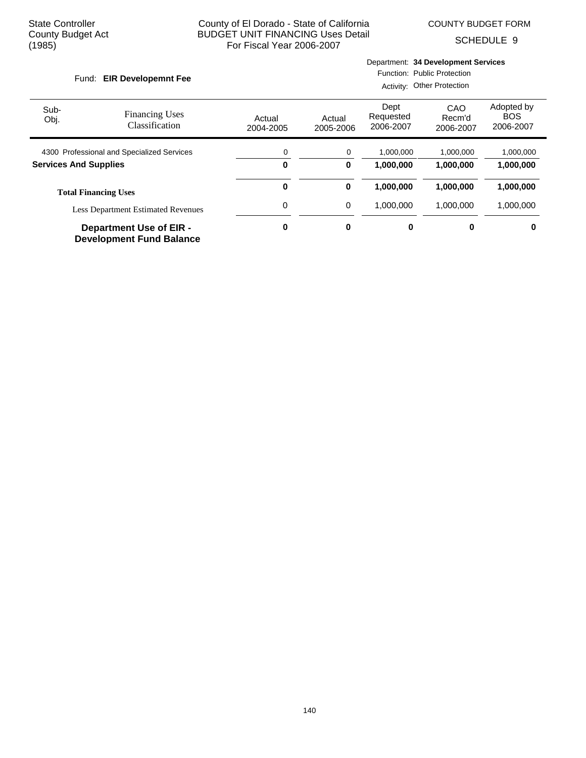State Controller
County Budget Act
(1985)

County of El Dorado - State of California
BUDGET UNIT FINANCING Uses Detail
For Fiscal Year 2006-2007

COUNTY BUDGET FORM
SCHEDULE 9

Fund: **EIR Developemnt Fee**

Department: **34 Development Services**
Function: Public Protection
Activity: Other Protection

| Sub-Obj. | Financing Uses Classification | Actual 2004-2005 | Actual 2005-2006 | Dept Requested 2006-2007 | CAO Recm'd 2006-2007 | Adopted by BOS 2006-2007 |
|---|---|---|---|---|---|---|
| 4300 | Professional and Specialized Services | 0 | 0 | 1,000,000 | 1,000,000 | 1,000,000 |
| **Services And Supplies** | | **0** | **0** | **1,000,000** | **1,000,000** | **1,000,000** |
| | **Total Financing Uses** | **0** | **0** | **1,000,000** | **1,000,000** | **1,000,000** |
| | Less Department Estimated Revenues | 0 | 0 | 1,000,000 | 1,000,000 | 1,000,000 |
| | **Department Use of EIR - Development Fund Balance** | **0** | **0** | **0** | **0** | **0** |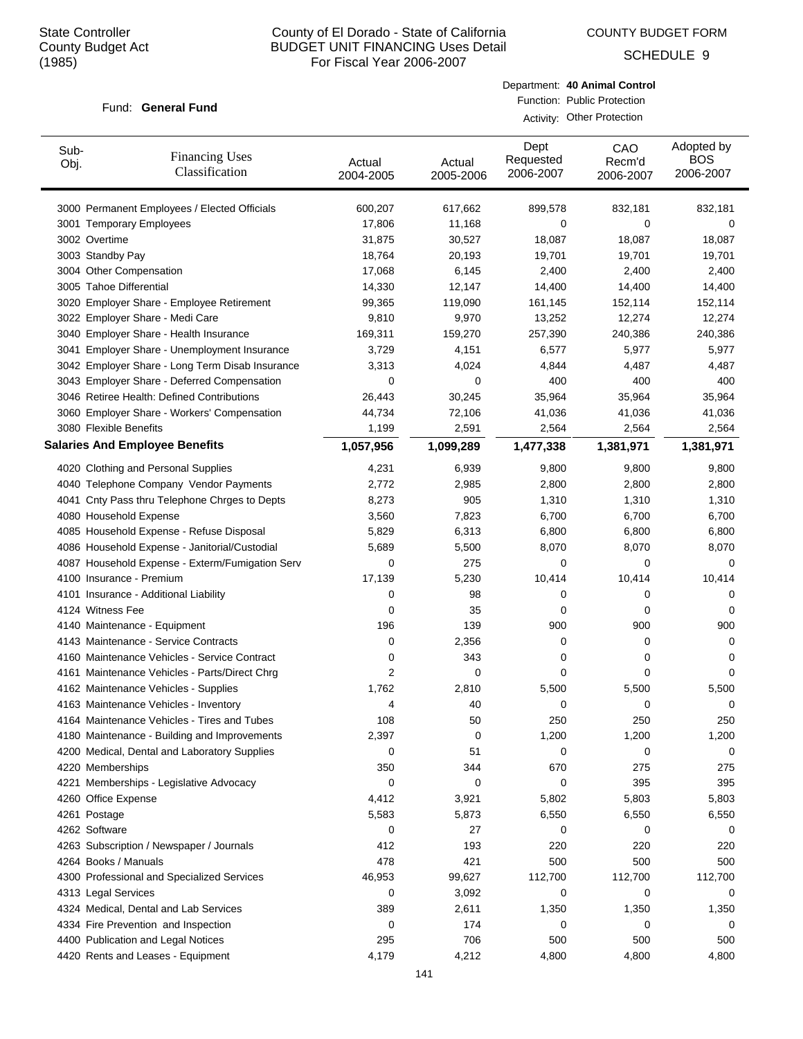State Controller
County Budget Act
(1985)

# County of El Dorado - State of California
## BUDGET UNIT FINANCING Uses Detail
For Fiscal Year 2006-2007

COUNTY BUDGET FORM

SCHEDULE 9

Fund: **General Fund**

Department: **40 Animal Control**
Function: Public Protection
Activity: Other Protection

| Sub-Obj. | Financing Uses Classification | Actual 2004-2005 | Actual 2005-2006 | Dept Requested 2006-2007 | CAO Recm'd 2006-2007 | Adopted by BOS 2006-2007 |
|---|---|---|---|---|---|---|
| 3000 | Permanent Employees / Elected Officials | 600,207 | 617,662 | 899,578 | 832,181 | 832,181 |
| 3001 | Temporary Employees | 17,806 | 11,168 | 0 | 0 | 0 |
| 3002 | Overtime | 31,875 | 30,527 | 18,087 | 18,087 | 18,087 |
| 3003 | Standby Pay | 18,764 | 20,193 | 19,701 | 19,701 | 19,701 |
| 3004 | Other Compensation | 17,068 | 6,145 | 2,400 | 2,400 | 2,400 |
| 3005 | Tahoe Differential | 14,330 | 12,147 | 14,400 | 14,400 | 14,400 |
| 3020 | Employer Share - Employee Retirement | 99,365 | 119,090 | 161,145 | 152,114 | 152,114 |
| 3022 | Employer Share - Medi Care | 9,810 | 9,970 | 13,252 | 12,274 | 12,274 |
| 3040 | Employer Share - Health Insurance | 169,311 | 159,270 | 257,390 | 240,386 | 240,386 |
| 3041 | Employer Share - Unemployment Insurance | 3,729 | 4,151 | 6,577 | 5,977 | 5,977 |
| 3042 | Employer Share - Long Term Disab Insurance | 3,313 | 4,024 | 4,844 | 4,487 | 4,487 |
| 3043 | Employer Share - Deferred Compensation | 0 | 0 | 400 | 400 | 400 |
| 3046 | Retiree Health: Defined Contributions | 26,443 | 30,245 | 35,964 | 35,964 | 35,964 |
| 3060 | Employer Share - Workers' Compensation | 44,734 | 72,106 | 41,036 | 41,036 | 41,036 |
| 3080 | Flexible Benefits | 1,199 | 2,591 | 2,564 | 2,564 | 2,564 |
| **Salaries And Employee Benefits** | | **1,057,956** | **1,099,289** | **1,477,338** | **1,381,971** | **1,381,971** |
| 4020 | Clothing and Personal Supplies | 4,231 | 6,939 | 9,800 | 9,800 | 9,800 |
| 4040 | Telephone Company Vendor Payments | 2,772 | 2,985 | 2,800 | 2,800 | 2,800 |
| 4041 | Cnty Pass thru Telephone Chrges to Depts | 8,273 | 905 | 1,310 | 1,310 | 1,310 |
| 4080 | Household Expense | 3,560 | 7,823 | 6,700 | 6,700 | 6,700 |
| 4085 | Household Expense - Refuse Disposal | 5,829 | 6,313 | 6,800 | 6,800 | 6,800 |
| 4086 | Household Expense - Janitorial/Custodial | 5,689 | 5,500 | 8,070 | 8,070 | 8,070 |
| 4087 | Household Expense - Exterm/Fumigation Serv | 0 | 275 | 0 | 0 | 0 |
| 4100 | Insurance - Premium | 17,139 | 5,230 | 10,414 | 10,414 | 10,414 |
| 4101 | Insurance - Additional Liability | 0 | 98 | 0 | 0 | 0 |
| 4124 | Witness Fee | 0 | 35 | 0 | 0 | 0 |
| 4140 | Maintenance - Equipment | 196 | 139 | 900 | 900 | 900 |
| 4143 | Maintenance - Service Contracts | 0 | 2,356 | 0 | 0 | 0 |
| 4160 | Maintenance Vehicles - Service Contract | 0 | 343 | 0 | 0 | 0 |
| 4161 | Maintenance Vehicles - Parts/Direct Chrg | 2 | 0 | 0 | 0 | 0 |
| 4162 | Maintenance Vehicles - Supplies | 1,762 | 2,810 | 5,500 | 5,500 | 5,500 |
| 4163 | Maintenance Vehicles - Inventory | 4 | 40 | 0 | 0 | 0 |
| 4164 | Maintenance Vehicles - Tires and Tubes | 108 | 50 | 250 | 250 | 250 |
| 4180 | Maintenance - Building and Improvements | 2,397 | 0 | 1,200 | 1,200 | 1,200 |
| 4200 | Medical, Dental and Laboratory Supplies | 0 | 51 | 0 | 0 | 0 |
| 4220 | Memberships | 350 | 344 | 670 | 275 | 275 |
| 4221 | Memberships - Legislative Advocacy | 0 | 0 | 0 | 395 | 395 |
| 4260 | Office Expense | 4,412 | 3,921 | 5,802 | 5,803 | 5,803 |
| 4261 | Postage | 5,583 | 5,873 | 6,550 | 6,550 | 6,550 |
| 4262 | Software | 0 | 27 | 0 | 0 | 0 |
| 4263 | Subscription / Newspaper / Journals | 412 | 193 | 220 | 220 | 220 |
| 4264 | Books / Manuals | 478 | 421 | 500 | 500 | 500 |
| 4300 | Professional and Specialized Services | 46,953 | 99,627 | 112,700 | 112,700 | 112,700 |
| 4313 | Legal Services | 0 | 3,092 | 0 | 0 | 0 |
| 4324 | Medical, Dental and Lab Services | 389 | 2,611 | 1,350 | 1,350 | 1,350 |
| 4334 | Fire Prevention and Inspection | 0 | 174 | 0 | 0 | 0 |
| 4400 | Publication and Legal Notices | 295 | 706 | 500 | 500 | 500 |
| 4420 | Rents and Leases - Equipment | 4,179 | 4,212 | 4,800 | 4,800 | 4,800 |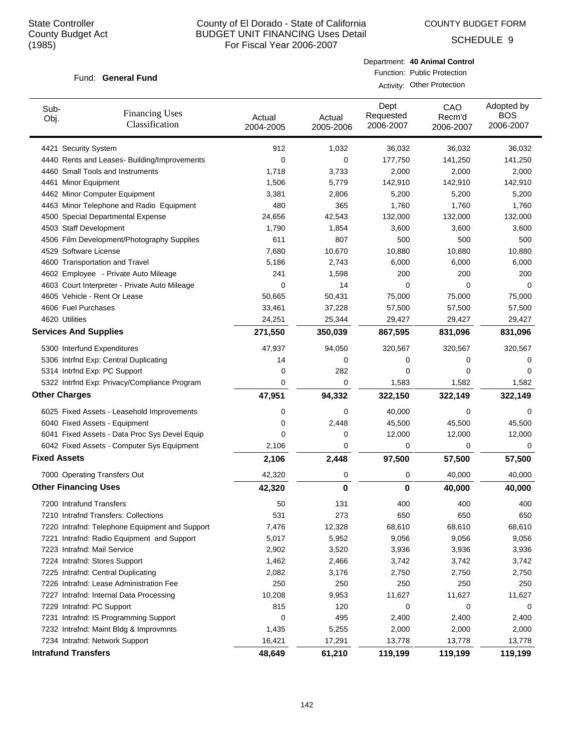State Controller
County Budget Act
(1985)

# County of El Dorado - State of California
## BUDGET UNIT FINANCING Uses Detail
### For Fiscal Year 2006-2007

COUNTY BUDGET FORM

SCHEDULE 9

Fund: **General Fund**

Department: **40 Animal Control**
Function: Public Protection
Activity: Other Protection

| Sub-Obj. | Financing Uses Classification | Actual 2004-2005 | Actual 2005-2006 | Dept Requested 2006-2007 | CAO Recm'd 2006-2007 | Adopted by BOS 2006-2007 |
|---|---|---|---|---|---|---|
| 4421 | Security System | 912 | 1,032 | 36,032 | 36,032 | 36,032 |
| 4440 | Rents and Leases- Building/Improvements | 0 | 0 | 177,750 | 141,250 | 141,250 |
| 4460 | Small Tools and Instruments | 1,718 | 3,733 | 2,000 | 2,000 | 2,000 |
| 4461 | Minor Equipment | 1,506 | 5,779 | 142,910 | 142,910 | 142,910 |
| 4462 | Minor Computer Equipment | 3,381 | 2,806 | 5,200 | 5,200 | 5,200 |
| 4463 | Minor Telephone and Radio Equipment | 480 | 365 | 1,760 | 1,760 | 1,760 |
| 4500 | Special Departmental Expense | 24,656 | 42,543 | 132,000 | 132,000 | 132,000 |
| 4503 | Staff Development | 1,790 | 1,854 | 3,600 | 3,600 | 3,600 |
| 4506 | Film Development/Photography Supplies | 611 | 807 | 500 | 500 | 500 |
| 4529 | Software License | 7,680 | 10,670 | 10,880 | 10,880 | 10,880 |
| 4600 | Transportation and Travel | 5,186 | 2,743 | 6,000 | 6,000 | 6,000 |
| 4602 | Employee - Private Auto Mileage | 241 | 1,598 | 200 | 200 | 200 |
| 4603 | Court Interpreter - Private Auto Mileage | 0 | 14 | 0 | 0 | 0 |
| 4605 | Vehicle - Rent Or Lease | 50,665 | 50,431 | 75,000 | 75,000 | 75,000 |
| 4606 | Fuel Purchases | 33,461 | 37,228 | 57,500 | 57,500 | 57,500 |
| 4620 | Utilities | 24,251 | 25,344 | 29,427 | 29,427 | 29,427 |
| **Services And Supplies** | | **271,550** | **350,039** | **867,595** | **831,096** | **831,096** |
| 5300 | Interfund Expenditures | 47,937 | 94,050 | 320,567 | 320,567 | 320,567 |
| 5306 | Intrfnd Exp: Central Duplicating | 14 | 0 | 0 | 0 | 0 |
| 5314 | Intrfnd Exp: PC Support | 0 | 282 | 0 | 0 | 0 |
| 5322 | Intrfnd Exp: Privacy/Compliance Program | 0 | 0 | 1,583 | 1,582 | 1,582 |
| **Other Charges** | | **47,951** | **94,332** | **322,150** | **322,149** | **322,149** |
| 6025 | Fixed Assets - Leasehold Improvements | 0 | 0 | 40,000 | 0 | 0 |
| 6040 | Fixed Assets - Equipment | 0 | 2,448 | 45,500 | 45,500 | 45,500 |
| 6041 | Fixed Assets - Data Proc Sys Devel Equip | 0 | 0 | 12,000 | 12,000 | 12,000 |
| 6042 | Fixed Assets - Computer Sys Equipment | 2,106 | 0 | 0 | 0 | 0 |
| **Fixed Assets** | | **2,106** | **2,448** | **97,500** | **57,500** | **57,500** |
| 7000 | Operating Transfers Out | 42,320 | 0 | 0 | 40,000 | 40,000 |
| **Other Financing Uses** | | **42,320** | **0** | **0** | **40,000** | **40,000** |
| 7200 | Intrafund Transfers | 50 | 131 | 400 | 400 | 400 |
| 7210 | Intrafnd Transfers: Collections | 531 | 273 | 650 | 650 | 650 |
| 7220 | Intrafnd: Telephone Equipment and Support | 7,476 | 12,328 | 68,610 | 68,610 | 68,610 |
| 7221 | Intrafnd: Radio Equipment and Support | 5,017 | 5,952 | 9,056 | 9,056 | 9,056 |
| 7223 | Intrafnd: Mail Service | 2,902 | 3,520 | 3,936 | 3,936 | 3,936 |
| 7224 | Intrafnd: Stores Support | 1,462 | 2,466 | 3,742 | 3,742 | 3,742 |
| 7225 | Intrafnd: Central Duplicating | 2,082 | 3,176 | 2,750 | 2,750 | 2,750 |
| 7226 | Intrafnd: Lease Administration Fee | 250 | 250 | 250 | 250 | 250 |
| 7227 | Intrafnd: Internal Data Processing | 10,208 | 9,953 | 11,627 | 11,627 | 11,627 |
| 7229 | Intrafnd: PC Support | 815 | 120 | 0 | 0 | 0 |
| 7231 | Intrafnd: IS Programming Support | 0 | 495 | 2,400 | 2,400 | 2,400 |
| 7232 | Intrafnd: Maint Bldg & Improvmnts | 1,435 | 5,255 | 2,000 | 2,000 | 2,000 |
| 7234 | Intrafnd: Network Support | 16,421 | 17,291 | 13,778 | 13,778 | 13,778 |
| **Intrafund Transfers** | | **48,649** | **61,210** | **119,199** | **119,199** | **119,199** |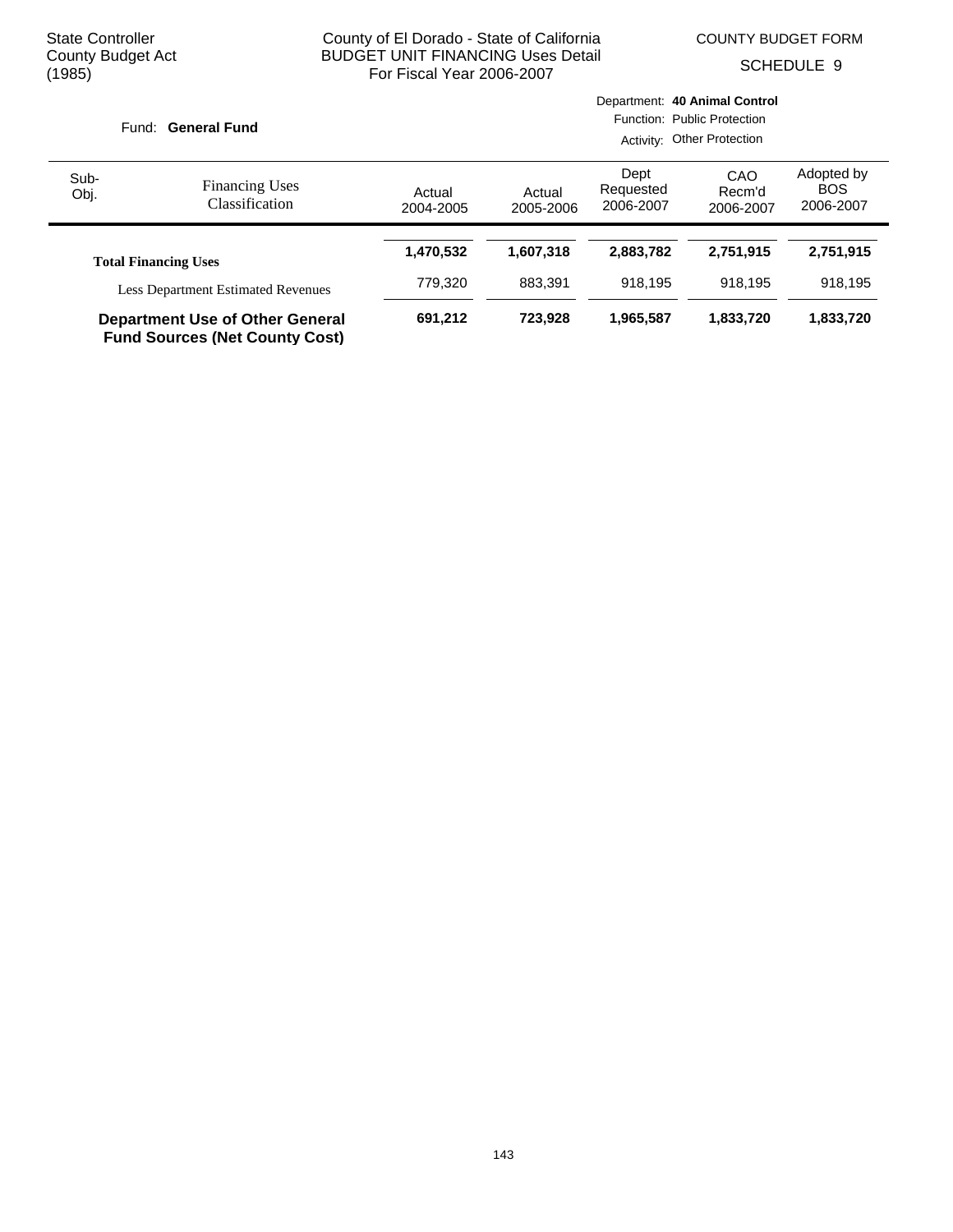State Controller
County Budget Act
(1985)

County of El Dorado - State of California
BUDGET UNIT FINANCING Uses Detail
For Fiscal Year 2006-2007

COUNTY BUDGET FORM
SCHEDULE 9

Fund: **General Fund**

Department: **40 Animal Control**
Function: Public Protection
Activity: Other Protection

| Sub-Obj. | Financing Uses Classification | Actual 2004-2005 | Actual 2005-2006 | Dept Requested 2006-2007 | CAO Recm'd 2006-2007 | Adopted by BOS 2006-2007 |
|---|---|---|---|---|---|---|
| | **Total Financing Uses** | **1,470,532** | **1,607,318** | **2,883,782** | **2,751,915** | **2,751,915** |
| | Less Department Estimated Revenues | 779,320 | 883,391 | 918,195 | 918,195 | 918,195 |
| | **Department Use of Other General Fund Sources (Net County Cost)** | **691,212** | **723,928** | **1,965,587** | **1,833,720** | **1,833,720** |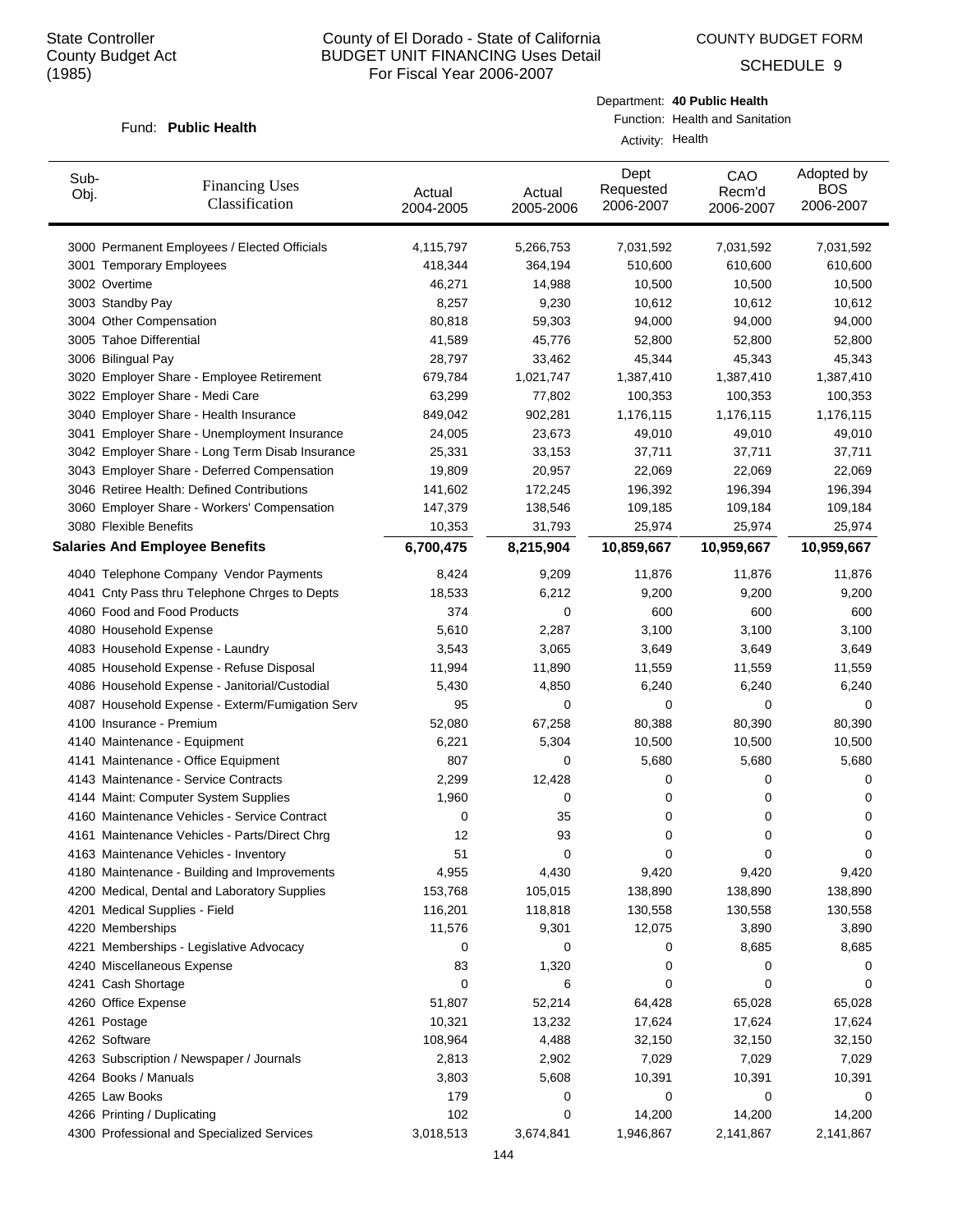State Controller
County Budget Act
(1985)

County of El Dorado - State of California
BUDGET UNIT FINANCING Uses Detail
For Fiscal Year 2006-2007

COUNTY BUDGET FORM

SCHEDULE 9

Fund: **Public Health**

Department: **40 Public Health**
Function: Health and Sanitation
Activity: Health

| Sub-Obj. | Financing Uses Classification | Actual 2004-2005 | Actual 2005-2006 | Dept Requested 2006-2007 | CAO Recm'd 2006-2007 | Adopted by BOS 2006-2007 |
|---|---|---|---|---|---|---|
| 3000 | Permanent Employees / Elected Officials | 4,115,797 | 5,266,753 | 7,031,592 | 7,031,592 | 7,031,592 |
| 3001 | Temporary Employees | 418,344 | 364,194 | 510,600 | 610,600 | 610,600 |
| 3002 | Overtime | 46,271 | 14,988 | 10,500 | 10,500 | 10,500 |
| 3003 | Standby Pay | 8,257 | 9,230 | 10,612 | 10,612 | 10,612 |
| 3004 | Other Compensation | 80,818 | 59,303 | 94,000 | 94,000 | 94,000 |
| 3005 | Tahoe Differential | 41,589 | 45,776 | 52,800 | 52,800 | 52,800 |
| 3006 | Bilingual Pay | 28,797 | 33,462 | 45,344 | 45,343 | 45,343 |
| 3020 | Employer Share - Employee Retirement | 679,784 | 1,021,747 | 1,387,410 | 1,387,410 | 1,387,410 |
| 3022 | Employer Share - Medi Care | 63,299 | 77,802 | 100,353 | 100,353 | 100,353 |
| 3040 | Employer Share - Health Insurance | 849,042 | 902,281 | 1,176,115 | 1,176,115 | 1,176,115 |
| 3041 | Employer Share - Unemployment Insurance | 24,005 | 23,673 | 49,010 | 49,010 | 49,010 |
| 3042 | Employer Share - Long Term Disab Insurance | 25,331 | 33,153 | 37,711 | 37,711 | 37,711 |
| 3043 | Employer Share - Deferred Compensation | 19,809 | 20,957 | 22,069 | 22,069 | 22,069 |
| 3046 | Retiree Health: Defined Contributions | 141,602 | 172,245 | 196,392 | 196,394 | 196,394 |
| 3060 | Employer Share - Workers' Compensation | 147,379 | 138,546 | 109,185 | 109,184 | 109,184 |
| 3080 | Flexible Benefits | 10,353 | 31,793 | 25,974 | 25,974 | 25,974 |
| **Salaries And Employee Benefits** | | **6,700,475** | **8,215,904** | **10,859,667** | **10,959,667** | **10,959,667** |
| 4040 | Telephone Company Vendor Payments | 8,424 | 9,209 | 11,876 | 11,876 | 11,876 |
| 4041 | Cnty Pass thru Telephone Chrges to Depts | 18,533 | 6,212 | 9,200 | 9,200 | 9,200 |
| 4060 | Food and Food Products | 374 | 0 | 600 | 600 | 600 |
| 4080 | Household Expense | 5,610 | 2,287 | 3,100 | 3,100 | 3,100 |
| 4083 | Household Expense - Laundry | 3,543 | 3,065 | 3,649 | 3,649 | 3,649 |
| 4085 | Household Expense - Refuse Disposal | 11,994 | 11,890 | 11,559 | 11,559 | 11,559 |
| 4086 | Household Expense - Janitorial/Custodial | 5,430 | 4,850 | 6,240 | 6,240 | 6,240 |
| 4087 | Household Expense - Exterm/Fumigation Serv | 95 | 0 | 0 | 0 | 0 |
| 4100 | Insurance - Premium | 52,080 | 67,258 | 80,388 | 80,390 | 80,390 |
| 4140 | Maintenance - Equipment | 6,221 | 5,304 | 10,500 | 10,500 | 10,500 |
| 4141 | Maintenance - Office Equipment | 807 | 0 | 5,680 | 5,680 | 5,680 |
| 4143 | Maintenance - Service Contracts | 2,299 | 12,428 | 0 | 0 | 0 |
| 4144 | Maint: Computer System Supplies | 1,960 | 0 | 0 | 0 | 0 |
| 4160 | Maintenance Vehicles - Service Contract | 0 | 35 | 0 | 0 | 0 |
| 4161 | Maintenance Vehicles - Parts/Direct Chrg | 12 | 93 | 0 | 0 | 0 |
| 4163 | Maintenance Vehicles - Inventory | 51 | 0 | 0 | 0 | 0 |
| 4180 | Maintenance - Building and Improvements | 4,955 | 4,430 | 9,420 | 9,420 | 9,420 |
| 4200 | Medical, Dental and Laboratory Supplies | 153,768 | 105,015 | 138,890 | 138,890 | 138,890 |
| 4201 | Medical Supplies - Field | 116,201 | 118,818 | 130,558 | 130,558 | 130,558 |
| 4220 | Memberships | 11,576 | 9,301 | 12,075 | 3,890 | 3,890 |
| 4221 | Memberships - Legislative Advocacy | 0 | 0 | 0 | 8,685 | 8,685 |
| 4240 | Miscellaneous Expense | 83 | 1,320 | 0 | 0 | 0 |
| 4241 | Cash Shortage | 0 | 6 | 0 | 0 | 0 |
| 4260 | Office Expense | 51,807 | 52,214 | 64,428 | 65,028 | 65,028 |
| 4261 | Postage | 10,321 | 13,232 | 17,624 | 17,624 | 17,624 |
| 4262 | Software | 108,964 | 4,488 | 32,150 | 32,150 | 32,150 |
| 4263 | Subscription / Newspaper / Journals | 2,813 | 2,902 | 7,029 | 7,029 | 7,029 |
| 4264 | Books / Manuals | 3,803 | 5,608 | 10,391 | 10,391 | 10,391 |
| 4265 | Law Books | 179 | 0 | 0 | 0 | 0 |
| 4266 | Printing / Duplicating | 102 | 0 | 14,200 | 14,200 | 14,200 |
| 4300 | Professional and Specialized Services | 3,018,513 | 3,674,841 | 1,946,867 | 2,141,867 | 2,141,867 |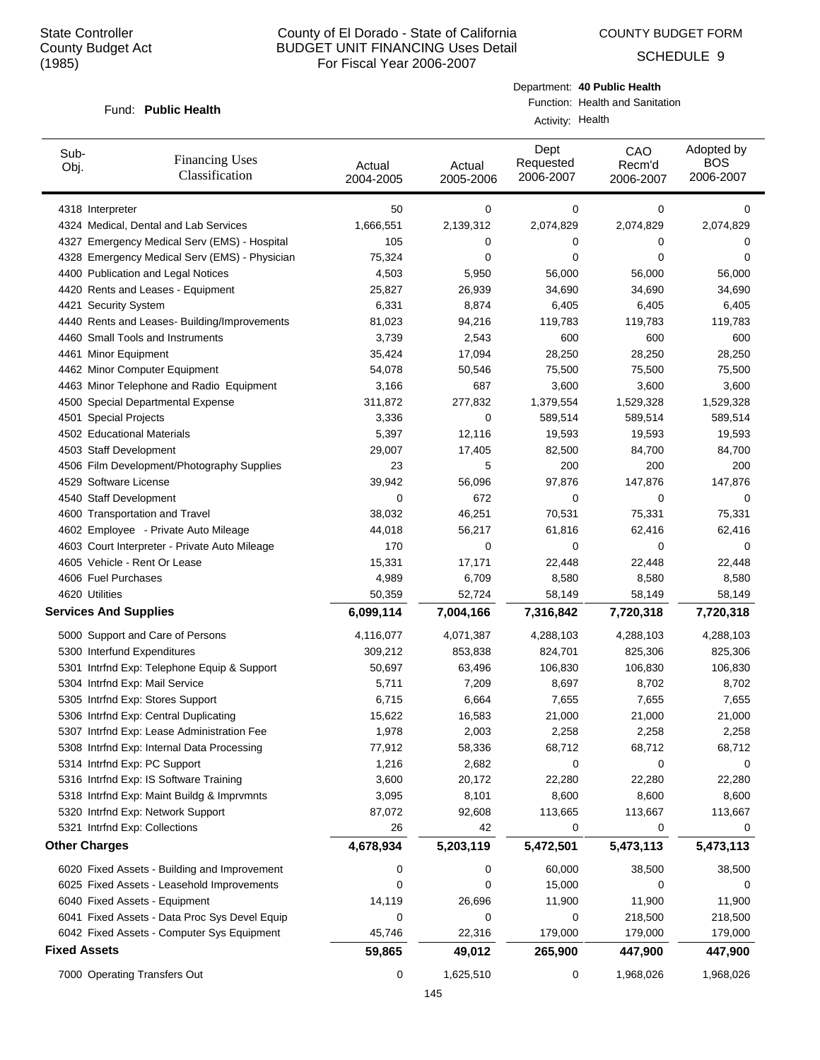State Controller
County Budget Act
(1985)

# County of El Dorado - State of California
## BUDGET UNIT FINANCING Uses Detail
### For Fiscal Year 2006-2007

COUNTY BUDGET FORM

SCHEDULE 9

Fund: **Public Health**

Department: **40 Public Health**
Function: Health and Sanitation
Activity: Health

| Sub-Obj. | Financing Uses Classification | Actual 2004-2005 | Actual 2005-2006 | Dept Requested 2006-2007 | CAO Recm'd 2006-2007 | Adopted by BOS 2006-2007 |
|---|---|---|---|---|---|---|
| 4318 | Interpreter | 50 | 0 | 0 | 0 | 0 |
| 4324 | Medical, Dental and Lab Services | 1,666,551 | 2,139,312 | 2,074,829 | 2,074,829 | 2,074,829 |
| 4327 | Emergency Medical Serv (EMS) - Hospital | 105 | 0 | 0 | 0 | 0 |
| 4328 | Emergency Medical Serv (EMS) - Physician | 75,324 | 0 | 0 | 0 | 0 |
| 4400 | Publication and Legal Notices | 4,503 | 5,950 | 56,000 | 56,000 | 56,000 |
| 4420 | Rents and Leases - Equipment | 25,827 | 26,939 | 34,690 | 34,690 | 34,690 |
| 4421 | Security System | 6,331 | 8,874 | 6,405 | 6,405 | 6,405 |
| 4440 | Rents and Leases- Building/Improvements | 81,023 | 94,216 | 119,783 | 119,783 | 119,783 |
| 4460 | Small Tools and Instruments | 3,739 | 2,543 | 600 | 600 | 600 |
| 4461 | Minor Equipment | 35,424 | 17,094 | 28,250 | 28,250 | 28,250 |
| 4462 | Minor Computer Equipment | 54,078 | 50,546 | 75,500 | 75,500 | 75,500 |
| 4463 | Minor Telephone and Radio Equipment | 3,166 | 687 | 3,600 | 3,600 | 3,600 |
| 4500 | Special Departmental Expense | 311,872 | 277,832 | 1,379,554 | 1,529,328 | 1,529,328 |
| 4501 | Special Projects | 3,336 | 0 | 589,514 | 589,514 | 589,514 |
| 4502 | Educational Materials | 5,397 | 12,116 | 19,593 | 19,593 | 19,593 |
| 4503 | Staff Development | 29,007 | 17,405 | 82,500 | 84,700 | 84,700 |
| 4506 | Film Development/Photography Supplies | 23 | 5 | 200 | 200 | 200 |
| 4529 | Software License | 39,942 | 56,096 | 97,876 | 147,876 | 147,876 |
| 4540 | Staff Development | 0 | 672 | 0 | 0 | 0 |
| 4600 | Transportation and Travel | 38,032 | 46,251 | 70,531 | 75,331 | 75,331 |
| 4602 | Employee - Private Auto Mileage | 44,018 | 56,217 | 61,816 | 62,416 | 62,416 |
| 4603 | Court Interpreter - Private Auto Mileage | 170 | 0 | 0 | 0 | 0 |
| 4605 | Vehicle - Rent Or Lease | 15,331 | 17,171 | 22,448 | 22,448 | 22,448 |
| 4606 | Fuel Purchases | 4,989 | 6,709 | 8,580 | 8,580 | 8,580 |
| 4620 | Utilities | 50,359 | 52,724 | 58,149 | 58,149 | 58,149 |
| **Services And Supplies** | | **6,099,114** | **7,004,166** | **7,316,842** | **7,720,318** | **7,720,318** |
| 5000 | Support and Care of Persons | 4,116,077 | 4,071,387 | 4,288,103 | 4,288,103 | 4,288,103 |
| 5300 | Interfund Expenditures | 309,212 | 853,838 | 824,701 | 825,306 | 825,306 |
| 5301 | Intrfnd Exp: Telephone Equip & Support | 50,697 | 63,496 | 106,830 | 106,830 | 106,830 |
| 5304 | Intrfnd Exp: Mail Service | 5,711 | 7,209 | 8,697 | 8,702 | 8,702 |
| 5305 | Intrfnd Exp: Stores Support | 6,715 | 6,664 | 7,655 | 7,655 | 7,655 |
| 5306 | Intrfnd Exp: Central Duplicating | 15,622 | 16,583 | 21,000 | 21,000 | 21,000 |
| 5307 | Intrfnd Exp: Lease Administration Fee | 1,978 | 2,003 | 2,258 | 2,258 | 2,258 |
| 5308 | Intrfnd Exp: Internal Data Processing | 77,912 | 58,336 | 68,712 | 68,712 | 68,712 |
| 5314 | Intrfnd Exp: PC Support | 1,216 | 2,682 | 0 | 0 | 0 |
| 5316 | Intrfnd Exp: IS Software Training | 3,600 | 20,172 | 22,280 | 22,280 | 22,280 |
| 5318 | Intrfnd Exp: Maint Buildg & Imprvmnts | 3,095 | 8,101 | 8,600 | 8,600 | 8,600 |
| 5320 | Intrfnd Exp: Network Support | 87,072 | 92,608 | 113,665 | 113,667 | 113,667 |
| 5321 | Intrfnd Exp: Collections | 26 | 42 | 0 | 0 | 0 |
| **Other Charges** | | **4,678,934** | **5,203,119** | **5,472,501** | **5,473,113** | **5,473,113** |
| 6020 | Fixed Assets - Building and Improvement | 0 | 0 | 60,000 | 38,500 | 38,500 |
| 6025 | Fixed Assets - Leasehold Improvements | 0 | 0 | 15,000 | 0 | 0 |
| 6040 | Fixed Assets - Equipment | 14,119 | 26,696 | 11,900 | 11,900 | 11,900 |
| 6041 | Fixed Assets - Data Proc Sys Devel Equip | 0 | 0 | 0 | 218,500 | 218,500 |
| 6042 | Fixed Assets - Computer Sys Equipment | 45,746 | 22,316 | 179,000 | 179,000 | 179,000 |
| **Fixed Assets** | | **59,865** | **49,012** | **265,900** | **447,900** | **447,900** |
| 7000 | Operating Transfers Out | 0 | 1,625,510 | 0 | 1,968,026 | 1,968,026 |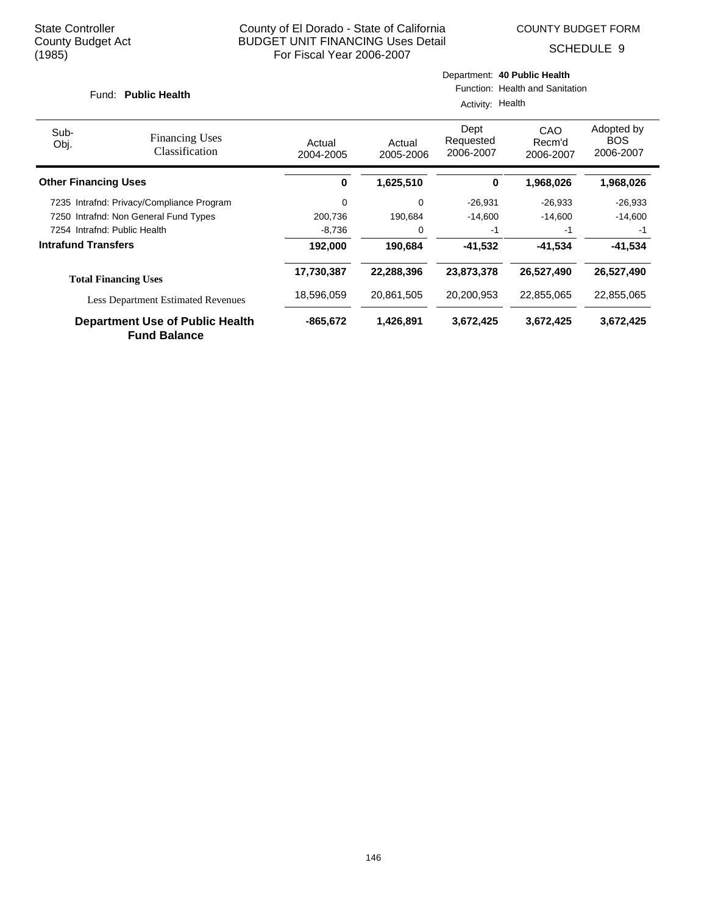State Controller
County Budget Act
(1985)

County of El Dorado - State of California
BUDGET UNIT FINANCING Uses Detail
For Fiscal Year 2006-2007

COUNTY BUDGET FORM
SCHEDULE 9

Fund: **Public Health**

Department: **40 Public Health**
Function: Health and Sanitation
Activity: Health

| Sub-Obj. | Financing Uses Classification | Actual 2004-2005 | Actual 2005-2006 | Dept Requested 2006-2007 | CAO Recm'd 2006-2007 | Adopted by BOS 2006-2007 |
|---|---|---|---|---|---|---|
| **Other Financing Uses** | | **0** | **1,625,510** | **0** | **1,968,026** | **1,968,026** |
| 7235 | Intrafnd: Privacy/Compliance Program | 0 | 0 | -26,931 | -26,933 | -26,933 |
| 7250 | Intrafnd: Non General Fund Types | 200,736 | 190,684 | -14,600 | -14,600 | -14,600 |
| 7254 | Intrafnd: Public Health | -8,736 | 0 | -1 | -1 | -1 |
| **Intrafund Transfers** | | **192,000** | **190,684** | **-41,532** | **-41,534** | **-41,534** |
| **Total Financing Uses** | | **17,730,387** | **22,288,396** | **23,873,378** | **26,527,490** | **26,527,490** |
| | Less Department Estimated Revenues | 18,596,059 | 20,861,505 | 20,200,953 | 22,855,065 | 22,855,065 |
| **Department Use of Public Health Fund Balance** | | **-865,672** | **1,426,891** | **3,672,425** | **3,672,425** | **3,672,425** |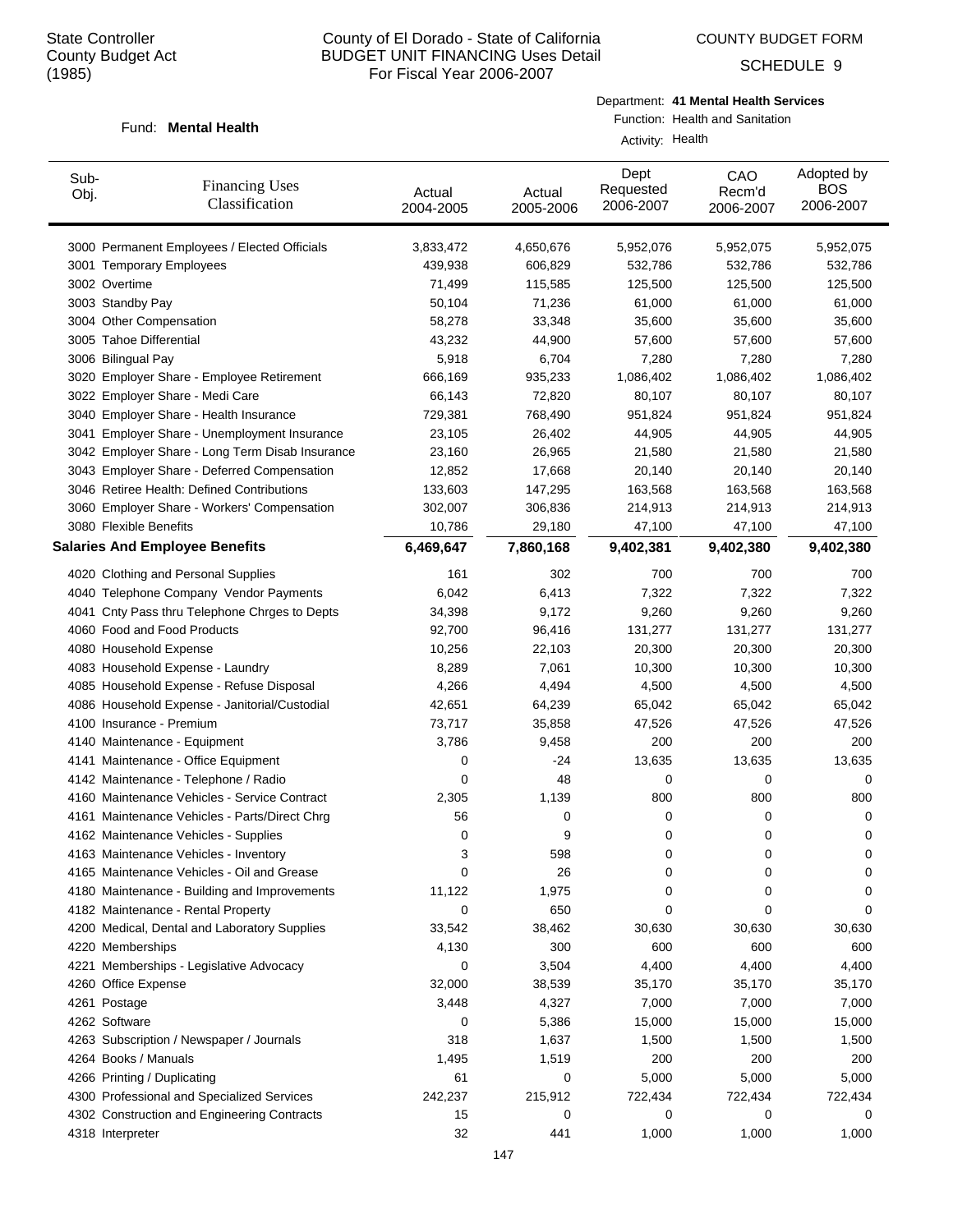State Controller
County Budget Act
(1985)

County of El Dorado - State of California
BUDGET UNIT FINANCING Uses Detail
For Fiscal Year 2006-2007

COUNTY BUDGET FORM
SCHEDULE 9

Fund: **Mental Health**

Department: **41 Mental Health Services**
Function: Health and Sanitation
Activity: Health

| Sub-Obj. | Financing Uses Classification | Actual 2004-2005 | Actual 2005-2006 | Dept Requested 2006-2007 | CAO Recm'd 2006-2007 | Adopted by BOS 2006-2007 |
|---|---|---|---|---|---|---|
| 3000 | Permanent Employees / Elected Officials | 3,833,472 | 4,650,676 | 5,952,076 | 5,952,075 | 5,952,075 |
| 3001 | Temporary Employees | 439,938 | 606,829 | 532,786 | 532,786 | 532,786 |
| 3002 | Overtime | 71,499 | 115,585 | 125,500 | 125,500 | 125,500 |
| 3003 | Standby Pay | 50,104 | 71,236 | 61,000 | 61,000 | 61,000 |
| 3004 | Other Compensation | 58,278 | 33,348 | 35,600 | 35,600 | 35,600 |
| 3005 | Tahoe Differential | 43,232 | 44,900 | 57,600 | 57,600 | 57,600 |
| 3006 | Bilingual Pay | 5,918 | 6,704 | 7,280 | 7,280 | 7,280 |
| 3020 | Employer Share - Employee Retirement | 666,169 | 935,233 | 1,086,402 | 1,086,402 | 1,086,402 |
| 3022 | Employer Share - Medi Care | 66,143 | 72,820 | 80,107 | 80,107 | 80,107 |
| 3040 | Employer Share - Health Insurance | 729,381 | 768,490 | 951,824 | 951,824 | 951,824 |
| 3041 | Employer Share - Unemployment Insurance | 23,105 | 26,402 | 44,905 | 44,905 | 44,905 |
| 3042 | Employer Share - Long Term Disab Insurance | 23,160 | 26,965 | 21,580 | 21,580 | 21,580 |
| 3043 | Employer Share - Deferred Compensation | 12,852 | 17,668 | 20,140 | 20,140 | 20,140 |
| 3046 | Retiree Health: Defined Contributions | 133,603 | 147,295 | 163,568 | 163,568 | 163,568 |
| 3060 | Employer Share - Workers' Compensation | 302,007 | 306,836 | 214,913 | 214,913 | 214,913 |
| 3080 | Flexible Benefits | 10,786 | 29,180 | 47,100 | 47,100 | 47,100 |
| **Salaries And Employee Benefits** | | **6,469,647** | **7,860,168** | **9,402,381** | **9,402,380** | **9,402,380** |
| 4020 | Clothing and Personal Supplies | 161 | 302 | 700 | 700 | 700 |
| 4040 | Telephone Company Vendor Payments | 6,042 | 6,413 | 7,322 | 7,322 | 7,322 |
| 4041 | Cnty Pass thru Telephone Chrges to Depts | 34,398 | 9,172 | 9,260 | 9,260 | 9,260 |
| 4060 | Food and Food Products | 92,700 | 96,416 | 131,277 | 131,277 | 131,277 |
| 4080 | Household Expense | 10,256 | 22,103 | 20,300 | 20,300 | 20,300 |
| 4083 | Household Expense - Laundry | 8,289 | 7,061 | 10,300 | 10,300 | 10,300 |
| 4085 | Household Expense - Refuse Disposal | 4,266 | 4,494 | 4,500 | 4,500 | 4,500 |
| 4086 | Household Expense - Janitorial/Custodial | 42,651 | 64,239 | 65,042 | 65,042 | 65,042 |
| 4100 | Insurance - Premium | 73,717 | 35,858 | 47,526 | 47,526 | 47,526 |
| 4140 | Maintenance - Equipment | 3,786 | 9,458 | 200 | 200 | 200 |
| 4141 | Maintenance - Office Equipment | 0 | -24 | 13,635 | 13,635 | 13,635 |
| 4142 | Maintenance - Telephone / Radio | 0 | 48 | 0 | 0 | 0 |
| 4160 | Maintenance Vehicles - Service Contract | 2,305 | 1,139 | 800 | 800 | 800 |
| 4161 | Maintenance Vehicles - Parts/Direct Chrg | 56 | 0 | 0 | 0 | 0 |
| 4162 | Maintenance Vehicles - Supplies | 0 | 9 | 0 | 0 | 0 |
| 4163 | Maintenance Vehicles - Inventory | 3 | 598 | 0 | 0 | 0 |
| 4165 | Maintenance Vehicles - Oil and Grease | 0 | 26 | 0 | 0 | 0 |
| 4180 | Maintenance - Building and Improvements | 11,122 | 1,975 | 0 | 0 | 0 |
| 4182 | Maintenance - Rental Property | 0 | 650 | 0 | 0 | 0 |
| 4200 | Medical, Dental and Laboratory Supplies | 33,542 | 38,462 | 30,630 | 30,630 | 30,630 |
| 4220 | Memberships | 4,130 | 300 | 600 | 600 | 600 |
| 4221 | Memberships - Legislative Advocacy | 0 | 3,504 | 4,400 | 4,400 | 4,400 |
| 4260 | Office Expense | 32,000 | 38,539 | 35,170 | 35,170 | 35,170 |
| 4261 | Postage | 3,448 | 4,327 | 7,000 | 7,000 | 7,000 |
| 4262 | Software | 0 | 5,386 | 15,000 | 15,000 | 15,000 |
| 4263 | Subscription / Newspaper / Journals | 318 | 1,637 | 1,500 | 1,500 | 1,500 |
| 4264 | Books / Manuals | 1,495 | 1,519 | 200 | 200 | 200 |
| 4266 | Printing / Duplicating | 61 | 0 | 5,000 | 5,000 | 5,000 |
| 4300 | Professional and Specialized Services | 242,237 | 215,912 | 722,434 | 722,434 | 722,434 |
| 4302 | Construction and Engineering Contracts | 15 | 0 | 0 | 0 | 0 |
| 4318 | Interpreter | 32 | 441 | 1,000 | 1,000 | 1,000 |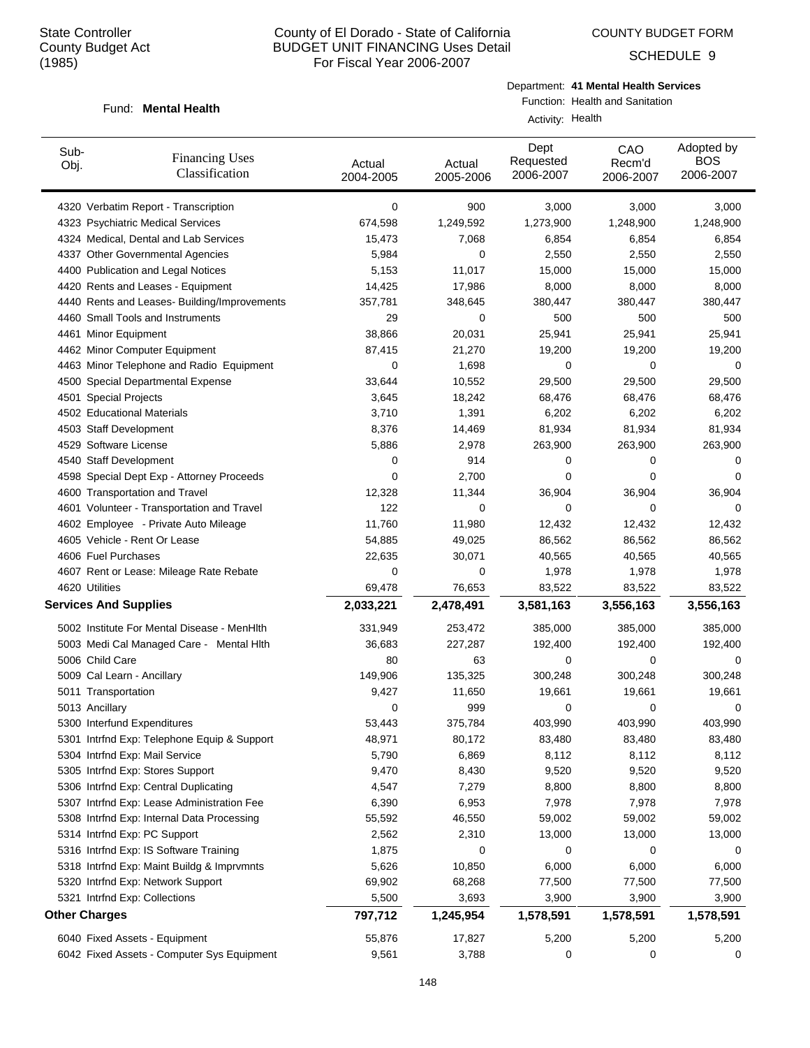State Controller
County Budget Act
(1985)

# County of El Dorado - State of California
## BUDGET UNIT FINANCING Uses Detail
For Fiscal Year 2006-2007

COUNTY BUDGET FORM

SCHEDULE 9

Fund: **Mental Health**

Department: **41 Mental Health Services**
Function: Health and Sanitation
Activity: Health

| Sub-Obj. | Financing Uses Classification | Actual 2004-2005 | Actual 2005-2006 | Dept Requested 2006-2007 | CAO Recm'd 2006-2007 | Adopted by BOS 2006-2007 |
|---|---|---|---|---|---|---|
| 4320 | Verbatim Report - Transcription | 0 | 900 | 3,000 | 3,000 | 3,000 |
| 4323 | Psychiatric Medical Services | 674,598 | 1,249,592 | 1,273,900 | 1,248,900 | 1,248,900 |
| 4324 | Medical, Dental and Lab Services | 15,473 | 7,068 | 6,854 | 6,854 | 6,854 |
| 4337 | Other Governmental Agencies | 5,984 | 0 | 2,550 | 2,550 | 2,550 |
| 4400 | Publication and Legal Notices | 5,153 | 11,017 | 15,000 | 15,000 | 15,000 |
| 4420 | Rents and Leases - Equipment | 14,425 | 17,986 | 8,000 | 8,000 | 8,000 |
| 4440 | Rents and Leases- Building/Improvements | 357,781 | 348,645 | 380,447 | 380,447 | 380,447 |
| 4460 | Small Tools and Instruments | 29 | 0 | 500 | 500 | 500 |
| 4461 | Minor Equipment | 38,866 | 20,031 | 25,941 | 25,941 | 25,941 |
| 4462 | Minor Computer Equipment | 87,415 | 21,270 | 19,200 | 19,200 | 19,200 |
| 4463 | Minor Telephone and Radio Equipment | 0 | 1,698 | 0 | 0 | 0 |
| 4500 | Special Departmental Expense | 33,644 | 10,552 | 29,500 | 29,500 | 29,500 |
| 4501 | Special Projects | 3,645 | 18,242 | 68,476 | 68,476 | 68,476 |
| 4502 | Educational Materials | 3,710 | 1,391 | 6,202 | 6,202 | 6,202 |
| 4503 | Staff Development | 8,376 | 14,469 | 81,934 | 81,934 | 81,934 |
| 4529 | Software License | 5,886 | 2,978 | 263,900 | 263,900 | 263,900 |
| 4540 | Staff Development | 0 | 914 | 0 | 0 | 0 |
| 4598 | Special Dept Exp - Attorney Proceeds | 0 | 2,700 | 0 | 0 | 0 |
| 4600 | Transportation and Travel | 12,328 | 11,344 | 36,904 | 36,904 | 36,904 |
| 4601 | Volunteer - Transportation and Travel | 122 | 0 | 0 | 0 | 0 |
| 4602 | Employee - Private Auto Mileage | 11,760 | 11,980 | 12,432 | 12,432 | 12,432 |
| 4605 | Vehicle - Rent Or Lease | 54,885 | 49,025 | 86,562 | 86,562 | 86,562 |
| 4606 | Fuel Purchases | 22,635 | 30,071 | 40,565 | 40,565 | 40,565 |
| 4607 | Rent or Lease: Mileage Rate Rebate | 0 | 0 | 1,978 | 1,978 | 1,978 |
| 4620 | Utilities | 69,478 | 76,653 | 83,522 | 83,522 | 83,522 |
| **Services And Supplies** | | **2,033,221** | **2,478,491** | **3,581,163** | **3,556,163** | **3,556,163** |
| 5002 | Institute For Mental Disease - MenHlth | 331,949 | 253,472 | 385,000 | 385,000 | 385,000 |
| 5003 | Medi Cal Managed Care - Mental Hlth | 36,683 | 227,287 | 192,400 | 192,400 | 192,400 |
| 5006 | Child Care | 80 | 63 | 0 | 0 | 0 |
| 5009 | Cal Learn - Ancillary | 149,906 | 135,325 | 300,248 | 300,248 | 300,248 |
| 5011 | Transportation | 9,427 | 11,650 | 19,661 | 19,661 | 19,661 |
| 5013 | Ancillary | 0 | 999 | 0 | 0 | 0 |
| 5300 | Interfund Expenditures | 53,443 | 375,784 | 403,990 | 403,990 | 403,990 |
| 5301 | Intrfnd Exp: Telephone Equip & Support | 48,971 | 80,172 | 83,480 | 83,480 | 83,480 |
| 5304 | Intrfnd Exp: Mail Service | 5,790 | 6,869 | 8,112 | 8,112 | 8,112 |
| 5305 | Intrfnd Exp: Stores Support | 9,470 | 8,430 | 9,520 | 9,520 | 9,520 |
| 5306 | Intrfnd Exp: Central Duplicating | 4,547 | 7,279 | 8,800 | 8,800 | 8,800 |
| 5307 | Intrfnd Exp: Lease Administration Fee | 6,390 | 6,953 | 7,978 | 7,978 | 7,978 |
| 5308 | Intrfnd Exp: Internal Data Processing | 55,592 | 46,550 | 59,002 | 59,002 | 59,002 |
| 5314 | Intrfnd Exp: PC Support | 2,562 | 2,310 | 13,000 | 13,000 | 13,000 |
| 5316 | Intrfnd Exp: IS Software Training | 1,875 | 0 | 0 | 0 | 0 |
| 5318 | Intrfnd Exp: Maint Buildg & Imprvmnts | 5,626 | 10,850 | 6,000 | 6,000 | 6,000 |
| 5320 | Intrfnd Exp: Network Support | 69,902 | 68,268 | 77,500 | 77,500 | 77,500 |
| 5321 | Intrfnd Exp: Collections | 5,500 | 3,693 | 3,900 | 3,900 | 3,900 |
| **Other Charges** | | **797,712** | **1,245,954** | **1,578,591** | **1,578,591** | **1,578,591** |
| 6040 | Fixed Assets - Equipment | 55,876 | 17,827 | 5,200 | 5,200 | 5,200 |
| 6042 | Fixed Assets - Computer Sys Equipment | 9,561 | 3,788 | 0 | 0 | 0 |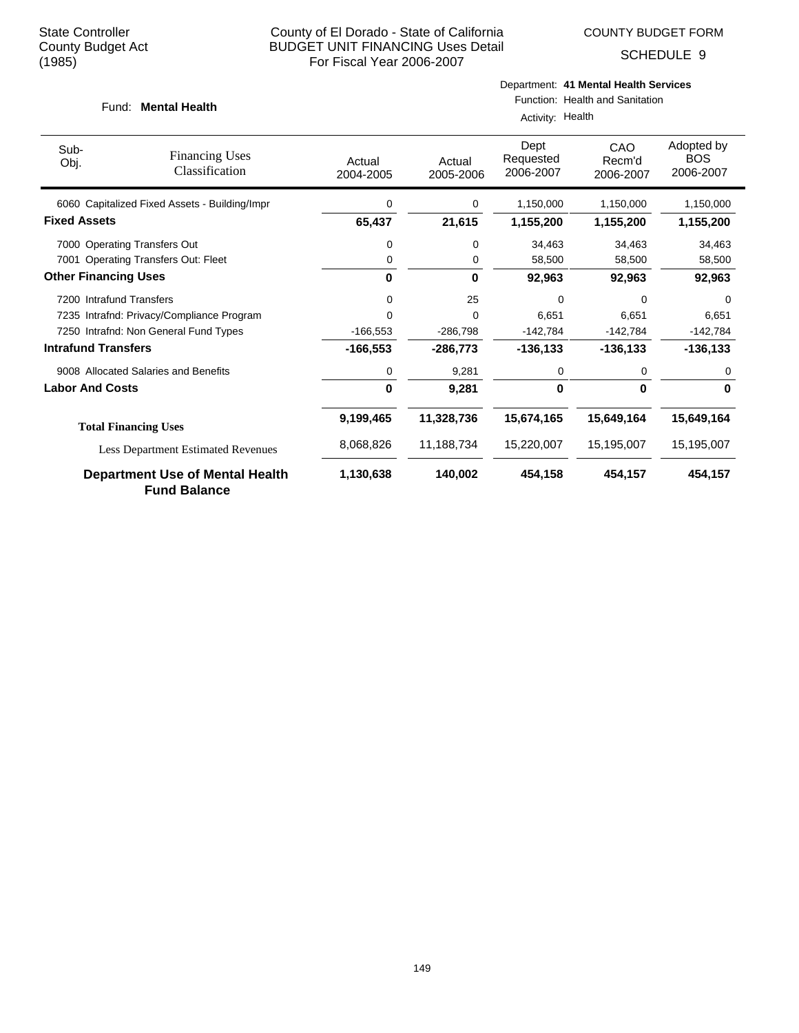State Controller
County Budget Act
(1985)

County of El Dorado - State of California
BUDGET UNIT FINANCING Uses Detail
For Fiscal Year 2006-2007

COUNTY BUDGET FORM
SCHEDULE 9

Fund: **Mental Health**

Department: **41 Mental Health Services**
Function: Health and Sanitation
Activity: Health

| Sub-Obj. | Financing Uses Classification | Actual 2004-2005 | Actual 2005-2006 | Dept Requested 2006-2007 | CAO Recm'd 2006-2007 | Adopted by BOS 2006-2007 |
|---|---|---|---|---|---|---|
| 6060 | Capitalized Fixed Assets - Building/Impr | 0 | 0 | 1,150,000 | 1,150,000 | 1,150,000 |
| **Fixed Assets** | | **65,437** | **21,615** | **1,155,200** | **1,155,200** | **1,155,200** |
| 7000 | Operating Transfers Out | 0 | 0 | 34,463 | 34,463 | 34,463 |
| 7001 | Operating Transfers Out: Fleet | 0 | 0 | 58,500 | 58,500 | 58,500 |
| **Other Financing Uses** | | **0** | **0** | **92,963** | **92,963** | **92,963** |
| 7200 | Intrafund Transfers | 0 | 25 | 0 | 0 | 0 |
| 7235 | Intrafnd: Privacy/Compliance Program | 0 | 0 | 6,651 | 6,651 | 6,651 |
| 7250 | Intrafnd: Non General Fund Types | -166,553 | -286,798 | -142,784 | -142,784 | -142,784 |
| **Intrafund Transfers** | | **-166,553** | **-286,773** | **-136,133** | **-136,133** | **-136,133** |
| 9008 | Allocated Salaries and Benefits | 0 | 9,281 | 0 | 0 | 0 |
| **Labor And Costs** | | **0** | **9,281** | **0** | **0** | **0** |
| **Total Financing Uses** | | **9,199,465** | **11,328,736** | **15,674,165** | **15,649,164** | **15,649,164** |
| Less Department Estimated Revenues | | 8,068,826 | 11,188,734 | 15,220,007 | 15,195,007 | 15,195,007 |
| **Department Use of Mental Health Fund Balance** | | **1,130,638** | **140,002** | **454,158** | **454,157** | **454,157** |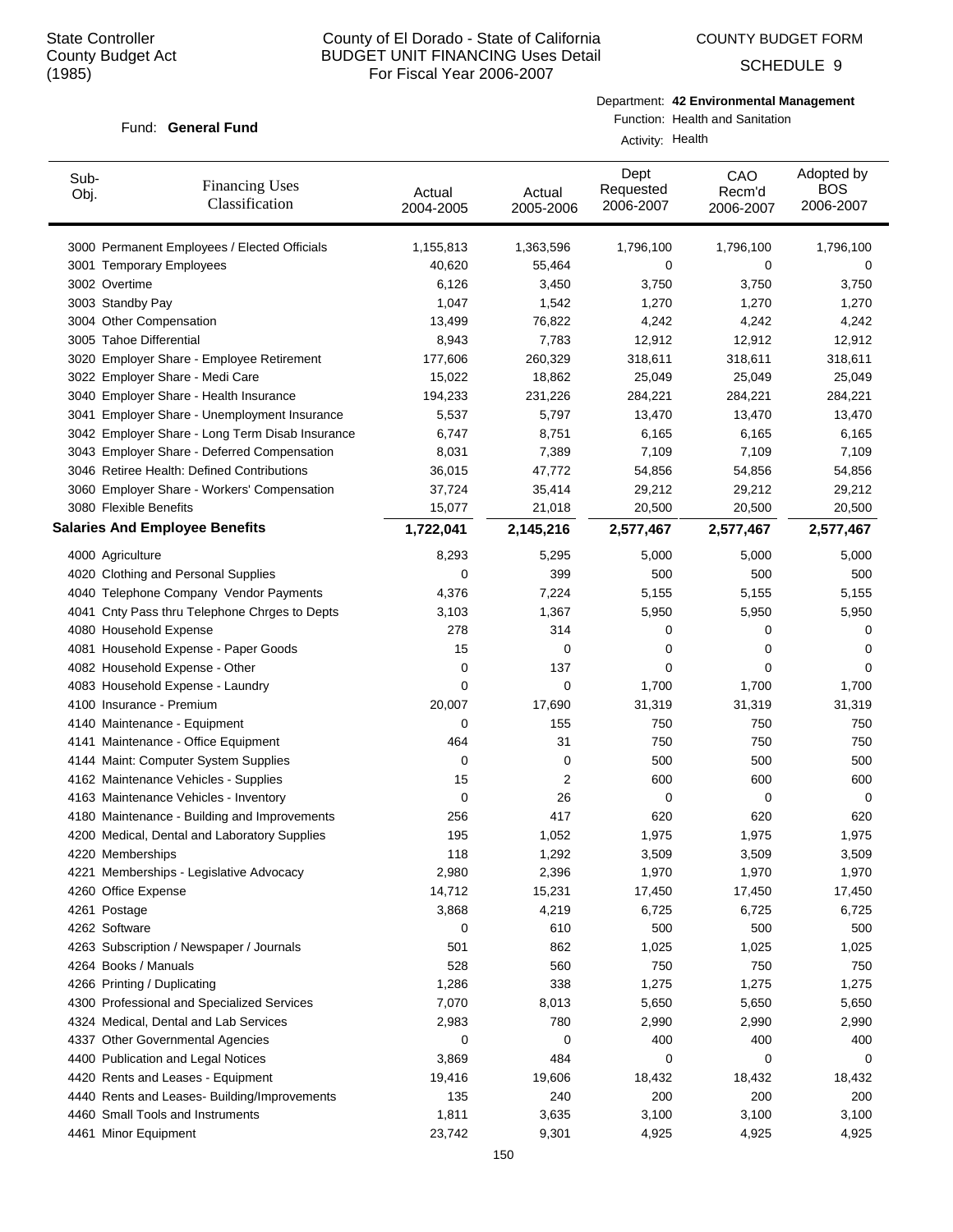State Controller
County Budget Act
(1985)

# County of El Dorado - State of California
## BUDGET UNIT FINANCING Uses Detail
For Fiscal Year 2006-2007

COUNTY BUDGET FORM

SCHEDULE 9

Fund: **General Fund**

Department: **42 Environmental Management**
Function: Health and Sanitation
Activity: Health

| Sub-Obj. | Financing Uses Classification | Actual 2004-2005 | Actual 2005-2006 | Dept Requested 2006-2007 | CAO Recm'd 2006-2007 | Adopted by BOS 2006-2007 |
|---|---|---|---|---|---|---|
| 3000 | Permanent Employees / Elected Officials | 1,155,813 | 1,363,596 | 1,796,100 | 1,796,100 | 1,796,100 |
| 3001 | Temporary Employees | 40,620 | 55,464 | 0 | 0 | 0 |
| 3002 | Overtime | 6,126 | 3,450 | 3,750 | 3,750 | 3,750 |
| 3003 | Standby Pay | 1,047 | 1,542 | 1,270 | 1,270 | 1,270 |
| 3004 | Other Compensation | 13,499 | 76,822 | 4,242 | 4,242 | 4,242 |
| 3005 | Tahoe Differential | 8,943 | 7,783 | 12,912 | 12,912 | 12,912 |
| 3020 | Employer Share - Employee Retirement | 177,606 | 260,329 | 318,611 | 318,611 | 318,611 |
| 3022 | Employer Share - Medi Care | 15,022 | 18,862 | 25,049 | 25,049 | 25,049 |
| 3040 | Employer Share - Health Insurance | 194,233 | 231,226 | 284,221 | 284,221 | 284,221 |
| 3041 | Employer Share - Unemployment Insurance | 5,537 | 5,797 | 13,470 | 13,470 | 13,470 |
| 3042 | Employer Share - Long Term Disab Insurance | 6,747 | 8,751 | 6,165 | 6,165 | 6,165 |
| 3043 | Employer Share - Deferred Compensation | 8,031 | 7,389 | 7,109 | 7,109 | 7,109 |
| 3046 | Retiree Health: Defined Contributions | 36,015 | 47,772 | 54,856 | 54,856 | 54,856 |
| 3060 | Employer Share - Workers' Compensation | 37,724 | 35,414 | 29,212 | 29,212 | 29,212 |
| 3080 | Flexible Benefits | 15,077 | 21,018 | 20,500 | 20,500 | 20,500 |
| **Salaries And Employee Benefits** | | **1,722,041** | **2,145,216** | **2,577,467** | **2,577,467** | **2,577,467** |
| 4000 | Agriculture | 8,293 | 5,295 | 5,000 | 5,000 | 5,000 |
| 4020 | Clothing and Personal Supplies | 0 | 399 | 500 | 500 | 500 |
| 4040 | Telephone Company Vendor Payments | 4,376 | 7,224 | 5,155 | 5,155 | 5,155 |
| 4041 | Cnty Pass thru Telephone Chrges to Depts | 3,103 | 1,367 | 5,950 | 5,950 | 5,950 |
| 4080 | Household Expense | 278 | 314 | 0 | 0 | 0 |
| 4081 | Household Expense - Paper Goods | 15 | 0 | 0 | 0 | 0 |
| 4082 | Household Expense - Other | 0 | 137 | 0 | 0 | 0 |
| 4083 | Household Expense - Laundry | 0 | 0 | 1,700 | 1,700 | 1,700 |
| 4100 | Insurance - Premium | 20,007 | 17,690 | 31,319 | 31,319 | 31,319 |
| 4140 | Maintenance - Equipment | 0 | 155 | 750 | 750 | 750 |
| 4141 | Maintenance - Office Equipment | 464 | 31 | 750 | 750 | 750 |
| 4144 | Maint: Computer System Supplies | 0 | 0 | 500 | 500 | 500 |
| 4162 | Maintenance Vehicles - Supplies | 15 | 2 | 600 | 600 | 600 |
| 4163 | Maintenance Vehicles - Inventory | 0 | 26 | 0 | 0 | 0 |
| 4180 | Maintenance - Building and Improvements | 256 | 417 | 620 | 620 | 620 |
| 4200 | Medical, Dental and Laboratory Supplies | 195 | 1,052 | 1,975 | 1,975 | 1,975 |
| 4220 | Memberships | 118 | 1,292 | 3,509 | 3,509 | 3,509 |
| 4221 | Memberships - Legislative Advocacy | 2,980 | 2,396 | 1,970 | 1,970 | 1,970 |
| 4260 | Office Expense | 14,712 | 15,231 | 17,450 | 17,450 | 17,450 |
| 4261 | Postage | 3,868 | 4,219 | 6,725 | 6,725 | 6,725 |
| 4262 | Software | 0 | 610 | 500 | 500 | 500 |
| 4263 | Subscription / Newspaper / Journals | 501 | 862 | 1,025 | 1,025 | 1,025 |
| 4264 | Books / Manuals | 528 | 560 | 750 | 750 | 750 |
| 4266 | Printing / Duplicating | 1,286 | 338 | 1,275 | 1,275 | 1,275 |
| 4300 | Professional and Specialized Services | 7,070 | 8,013 | 5,650 | 5,650 | 5,650 |
| 4324 | Medical, Dental and Lab Services | 2,983 | 780 | 2,990 | 2,990 | 2,990 |
| 4337 | Other Governmental Agencies | 0 | 0 | 400 | 400 | 400 |
| 4400 | Publication and Legal Notices | 3,869 | 484 | 0 | 0 | 0 |
| 4420 | Rents and Leases - Equipment | 19,416 | 19,606 | 18,432 | 18,432 | 18,432 |
| 4440 | Rents and Leases- Building/Improvements | 135 | 240 | 200 | 200 | 200 |
| 4460 | Small Tools and Instruments | 1,811 | 3,635 | 3,100 | 3,100 | 3,100 |
| 4461 | Minor Equipment | 23,742 | 9,301 | 4,925 | 4,925 | 4,925 |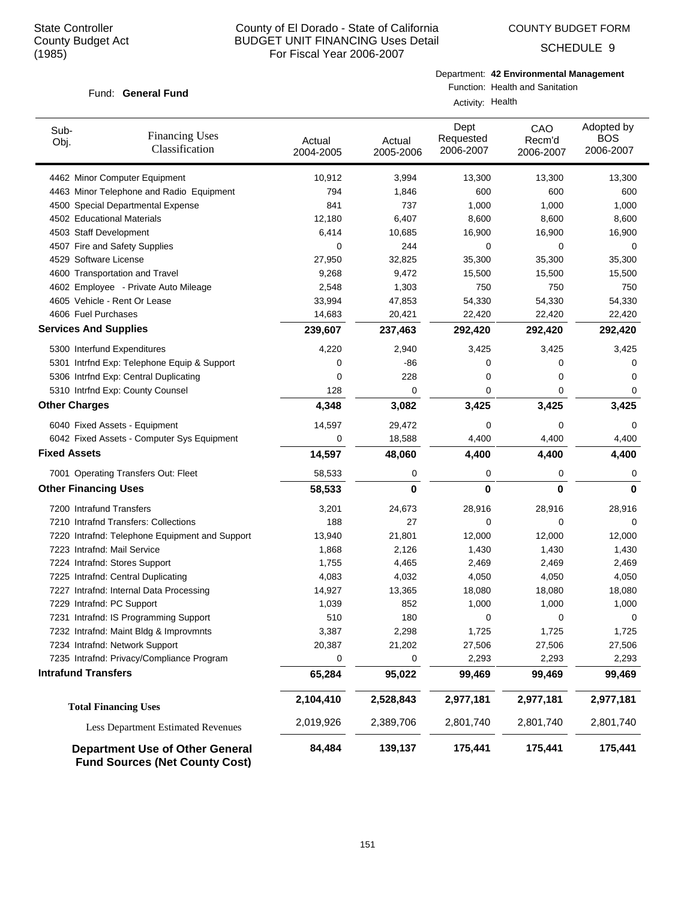State Controller
County Budget Act
(1985)

# County of El Dorado - State of California
## BUDGET UNIT FINANCING Uses Detail
### For Fiscal Year 2006-2007

COUNTY BUDGET FORM

SCHEDULE 9

Fund: **General Fund**

Department: **42 Environmental Management**
Function: Health and Sanitation
Activity: Health

| Sub-Obj. | Financing Uses Classification | Actual 2004-2005 | Actual 2005-2006 | Dept Requested 2006-2007 | CAO Recm'd 2006-2007 | Adopted by BOS 2006-2007 |
|---|---|---|---|---|---|---|
| 4462 | Minor Computer Equipment | 10,912 | 3,994 | 13,300 | 13,300 | 13,300 |
| 4463 | Minor Telephone and Radio Equipment | 794 | 1,846 | 600 | 600 | 600 |
| 4500 | Special Departmental Expense | 841 | 737 | 1,000 | 1,000 | 1,000 |
| 4502 | Educational Materials | 12,180 | 6,407 | 8,600 | 8,600 | 8,600 |
| 4503 | Staff Development | 6,414 | 10,685 | 16,900 | 16,900 | 16,900 |
| 4507 | Fire and Safety Supplies | 0 | 244 | 0 | 0 | 0 |
| 4529 | Software License | 27,950 | 32,825 | 35,300 | 35,300 | 35,300 |
| 4600 | Transportation and Travel | 9,268 | 9,472 | 15,500 | 15,500 | 15,500 |
| 4602 | Employee - Private Auto Mileage | 2,548 | 1,303 | 750 | 750 | 750 |
| 4605 | Vehicle - Rent Or Lease | 33,994 | 47,853 | 54,330 | 54,330 | 54,330 |
| 4606 | Fuel Purchases | 14,683 | 20,421 | 22,420 | 22,420 | 22,420 |
| **Services And Supplies** | | **239,607** | **237,463** | **292,420** | **292,420** | **292,420** |
| 5300 | Interfund Expenditures | 4,220 | 2,940 | 3,425 | 3,425 | 3,425 |
| 5301 | Intrfnd Exp: Telephone Equip & Support | 0 | -86 | 0 | 0 | 0 |
| 5306 | Intrfnd Exp: Central Duplicating | 0 | 228 | 0 | 0 | 0 |
| 5310 | Intrfnd Exp: County Counsel | 128 | 0 | 0 | 0 | 0 |
| **Other Charges** | | **4,348** | **3,082** | **3,425** | **3,425** | **3,425** |
| 6040 | Fixed Assets - Equipment | 14,597 | 29,472 | 0 | 0 | 0 |
| 6042 | Fixed Assets - Computer Sys Equipment | 0 | 18,588 | 4,400 | 4,400 | 4,400 |
| **Fixed Assets** | | **14,597** | **48,060** | **4,400** | **4,400** | **4,400** |
| 7001 | Operating Transfers Out: Fleet | 58,533 | 0 | 0 | 0 | 0 |
| **Other Financing Uses** | | **58,533** | **0** | **0** | **0** | **0** |
| 7200 | Intrafund Transfers | 3,201 | 24,673 | 28,916 | 28,916 | 28,916 |
| 7210 | Intrafnd Transfers: Collections | 188 | 27 | 0 | 0 | 0 |
| 7220 | Intrafnd: Telephone Equipment and Support | 13,940 | 21,801 | 12,000 | 12,000 | 12,000 |
| 7223 | Intrafnd: Mail Service | 1,868 | 2,126 | 1,430 | 1,430 | 1,430 |
| 7224 | Intrafnd: Stores Support | 1,755 | 4,465 | 2,469 | 2,469 | 2,469 |
| 7225 | Intrafnd: Central Duplicating | 4,083 | 4,032 | 4,050 | 4,050 | 4,050 |
| 7227 | Intrafnd: Internal Data Processing | 14,927 | 13,365 | 18,080 | 18,080 | 18,080 |
| 7229 | Intrafnd: PC Support | 1,039 | 852 | 1,000 | 1,000 | 1,000 |
| 7231 | Intrafnd: IS Programming Support | 510 | 180 | 0 | 0 | 0 |
| 7232 | Intrafnd: Maint Bldg & Improvmnts | 3,387 | 2,298 | 1,725 | 1,725 | 1,725 |
| 7234 | Intrafnd: Network Support | 20,387 | 21,202 | 27,506 | 27,506 | 27,506 |
| 7235 | Intrafnd: Privacy/Compliance Program | 0 | 0 | 2,293 | 2,293 | 2,293 |
| **Intrafund Transfers** | | **65,284** | **95,022** | **99,469** | **99,469** | **99,469** |
| **Total Financing Uses** | | **2,104,410** | **2,528,843** | **2,977,181** | **2,977,181** | **2,977,181** |
| Less Department Estimated Revenues | | 2,019,926 | 2,389,706 | 2,801,740 | 2,801,740 | 2,801,740 |
| **Department Use of Other General Fund Sources (Net County Cost)** | | **84,484** | **139,137** | **175,441** | **175,441** | **175,441** |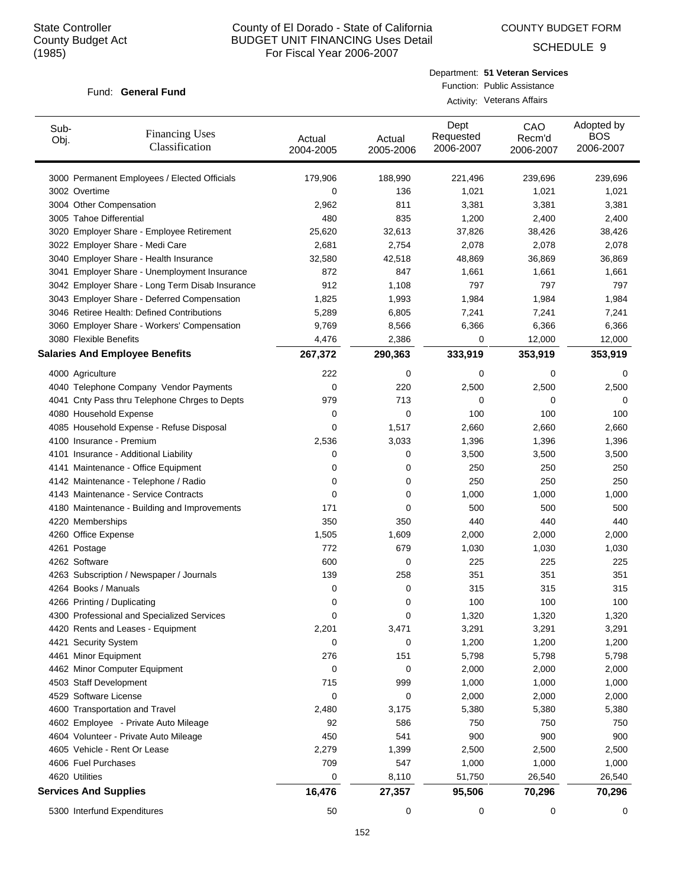State Controller
County Budget Act
(1985)

# County of El Dorado - State of California
## BUDGET UNIT FINANCING Uses Detail
## For Fiscal Year 2006-2007

COUNTY BUDGET FORM

SCHEDULE 9

Fund: **General Fund**

Department: **51 Veteran Services**
Function: Public Assistance
Activity: Veterans Affairs

| Sub-Obj. | Financing Uses Classification | Actual 2004-2005 | Actual 2005-2006 | Dept Requested 2006-2007 | CAO Recm'd 2006-2007 | Adopted by BOS 2006-2007 |
|---|---|---|---|---|---|---|
| 3000 | Permanent Employees / Elected Officials | 179,906 | 188,990 | 221,496 | 239,696 | 239,696 |
| 3002 | Overtime | 0 | 136 | 1,021 | 1,021 | 1,021 |
| 3004 | Other Compensation | 2,962 | 811 | 3,381 | 3,381 | 3,381 |
| 3005 | Tahoe Differential | 480 | 835 | 1,200 | 2,400 | 2,400 |
| 3020 | Employer Share - Employee Retirement | 25,620 | 32,613 | 37,826 | 38,426 | 38,426 |
| 3022 | Employer Share - Medi Care | 2,681 | 2,754 | 2,078 | 2,078 | 2,078 |
| 3040 | Employer Share - Health Insurance | 32,580 | 42,518 | 48,869 | 36,869 | 36,869 |
| 3041 | Employer Share - Unemployment Insurance | 872 | 847 | 1,661 | 1,661 | 1,661 |
| 3042 | Employer Share - Long Term Disab Insurance | 912 | 1,108 | 797 | 797 | 797 |
| 3043 | Employer Share - Deferred Compensation | 1,825 | 1,993 | 1,984 | 1,984 | 1,984 |
| 3046 | Retiree Health: Defined Contributions | 5,289 | 6,805 | 7,241 | 7,241 | 7,241 |
| 3060 | Employer Share - Workers' Compensation | 9,769 | 8,566 | 6,366 | 6,366 | 6,366 |
| 3080 | Flexible Benefits | 4,476 | 2,386 | 0 | 12,000 | 12,000 |
| **Salaries And Employee Benefits** | | **267,372** | **290,363** | **333,919** | **353,919** | **353,919** |
| 4000 | Agriculture | 222 | 0 | 0 | 0 | 0 |
| 4040 | Telephone Company Vendor Payments | 0 | 220 | 2,500 | 2,500 | 2,500 |
| 4041 | Cnty Pass thru Telephone Chrges to Depts | 979 | 713 | 0 | 0 | 0 |
| 4080 | Household Expense | 0 | 0 | 100 | 100 | 100 |
| 4085 | Household Expense - Refuse Disposal | 0 | 1,517 | 2,660 | 2,660 | 2,660 |
| 4100 | Insurance - Premium | 2,536 | 3,033 | 1,396 | 1,396 | 1,396 |
| 4101 | Insurance - Additional Liability | 0 | 0 | 3,500 | 3,500 | 3,500 |
| 4141 | Maintenance - Office Equipment | 0 | 0 | 250 | 250 | 250 |
| 4142 | Maintenance - Telephone / Radio | 0 | 0 | 250 | 250 | 250 |
| 4143 | Maintenance - Service Contracts | 0 | 0 | 1,000 | 1,000 | 1,000 |
| 4180 | Maintenance - Building and Improvements | 171 | 0 | 500 | 500 | 500 |
| 4220 | Memberships | 350 | 350 | 440 | 440 | 440 |
| 4260 | Office Expense | 1,505 | 1,609 | 2,000 | 2,000 | 2,000 |
| 4261 | Postage | 772 | 679 | 1,030 | 1,030 | 1,030 |
| 4262 | Software | 600 | 0 | 225 | 225 | 225 |
| 4263 | Subscription / Newspaper / Journals | 139 | 258 | 351 | 351 | 351 |
| 4264 | Books / Manuals | 0 | 0 | 315 | 315 | 315 |
| 4266 | Printing / Duplicating | 0 | 0 | 100 | 100 | 100 |
| 4300 | Professional and Specialized Services | 0 | 0 | 1,320 | 1,320 | 1,320 |
| 4420 | Rents and Leases - Equipment | 2,201 | 3,471 | 3,291 | 3,291 | 3,291 |
| 4421 | Security System | 0 | 0 | 1,200 | 1,200 | 1,200 |
| 4461 | Minor Equipment | 276 | 151 | 5,798 | 5,798 | 5,798 |
| 4462 | Minor Computer Equipment | 0 | 0 | 2,000 | 2,000 | 2,000 |
| 4503 | Staff Development | 715 | 999 | 1,000 | 1,000 | 1,000 |
| 4529 | Software License | 0 | 0 | 2,000 | 2,000 | 2,000 |
| 4600 | Transportation and Travel | 2,480 | 3,175 | 5,380 | 5,380 | 5,380 |
| 4602 | Employee - Private Auto Mileage | 92 | 586 | 750 | 750 | 750 |
| 4604 | Volunteer - Private Auto Mileage | 450 | 541 | 900 | 900 | 900 |
| 4605 | Vehicle - Rent Or Lease | 2,279 | 1,399 | 2,500 | 2,500 | 2,500 |
| 4606 | Fuel Purchases | 709 | 547 | 1,000 | 1,000 | 1,000 |
| 4620 | Utilities | 0 | 8,110 | 51,750 | 26,540 | 26,540 |
| **Services And Supplies** | | **16,476** | **27,357** | **95,506** | **70,296** | **70,296** |
| 5300 | Interfund Expenditures | 50 | 0 | 0 | 0 | 0 |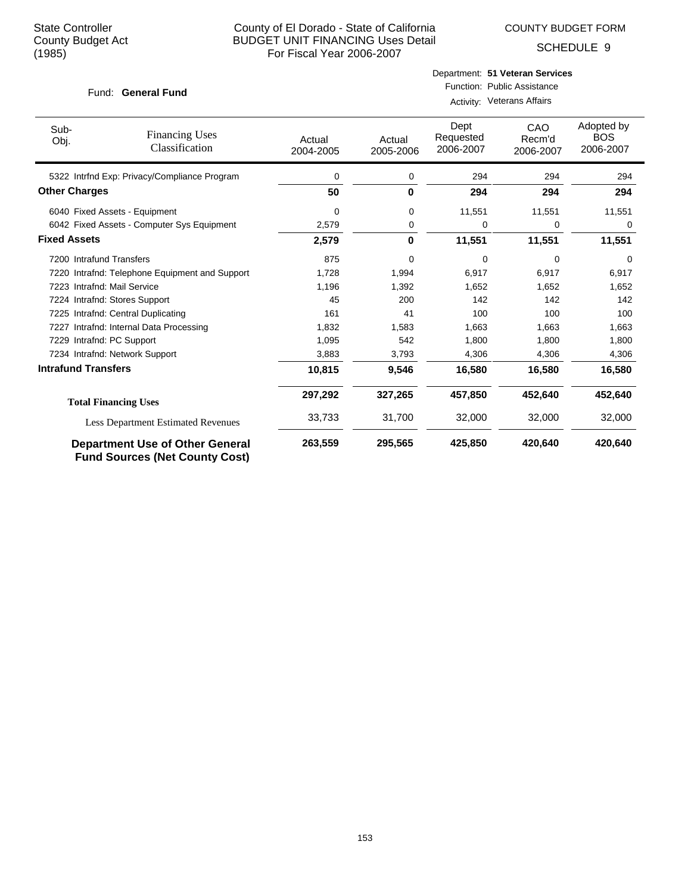State Controller
County Budget Act
(1985)

# County of El Dorado - State of California
## BUDGET UNIT FINANCING Uses Detail
For Fiscal Year 2006-2007

COUNTY BUDGET FORM

SCHEDULE 9

Fund: **General Fund**

Department: **51 Veteran Services**
Function: Public Assistance
Activity: Veterans Affairs

| Sub-Obj. | Financing Uses Classification | Actual 2004-2005 | Actual 2005-2006 | Dept Requested 2006-2007 | CAO Recm'd 2006-2007 | Adopted by BOS 2006-2007 |
|---|---|---|---|---|---|---|
| 5322 | Intrfnd Exp: Privacy/Compliance Program | 0 | 0 | 294 | 294 | 294 |
| **Other Charges** | | **50** | **0** | **294** | **294** | **294** |
| 6040 | Fixed Assets - Equipment | 0 | 0 | 11,551 | 11,551 | 11,551 |
| 6042 | Fixed Assets - Computer Sys Equipment | 2,579 | 0 | 0 | 0 | 0 |
| **Fixed Assets** | | **2,579** | **0** | **11,551** | **11,551** | **11,551** |
| 7200 | Intrafund Transfers | 875 | 0 | 0 | 0 | 0 |
| 7220 | Intrafnd: Telephone Equipment and Support | 1,728 | 1,994 | 6,917 | 6,917 | 6,917 |
| 7223 | Intrafnd: Mail Service | 1,196 | 1,392 | 1,652 | 1,652 | 1,652 |
| 7224 | Intrafnd: Stores Support | 45 | 200 | 142 | 142 | 142 |
| 7225 | Intrafnd: Central Duplicating | 161 | 41 | 100 | 100 | 100 |
| 7227 | Intrafnd: Internal Data Processing | 1,832 | 1,583 | 1,663 | 1,663 | 1,663 |
| 7229 | Intrafnd: PC Support | 1,095 | 542 | 1,800 | 1,800 | 1,800 |
| 7234 | Intrafnd: Network Support | 3,883 | 3,793 | 4,306 | 4,306 | 4,306 |
| **Intrafund Transfers** | | **10,815** | **9,546** | **16,580** | **16,580** | **16,580** |
| **Total Financing Uses** | | **297,292** | **327,265** | **457,850** | **452,640** | **452,640** |
| Less Department Estimated Revenues | | 33,733 | 31,700 | 32,000 | 32,000 | 32,000 |
| **Department Use of Other General Fund Sources (Net County Cost)** | | **263,559** | **295,565** | **425,850** | **420,640** | **420,640** |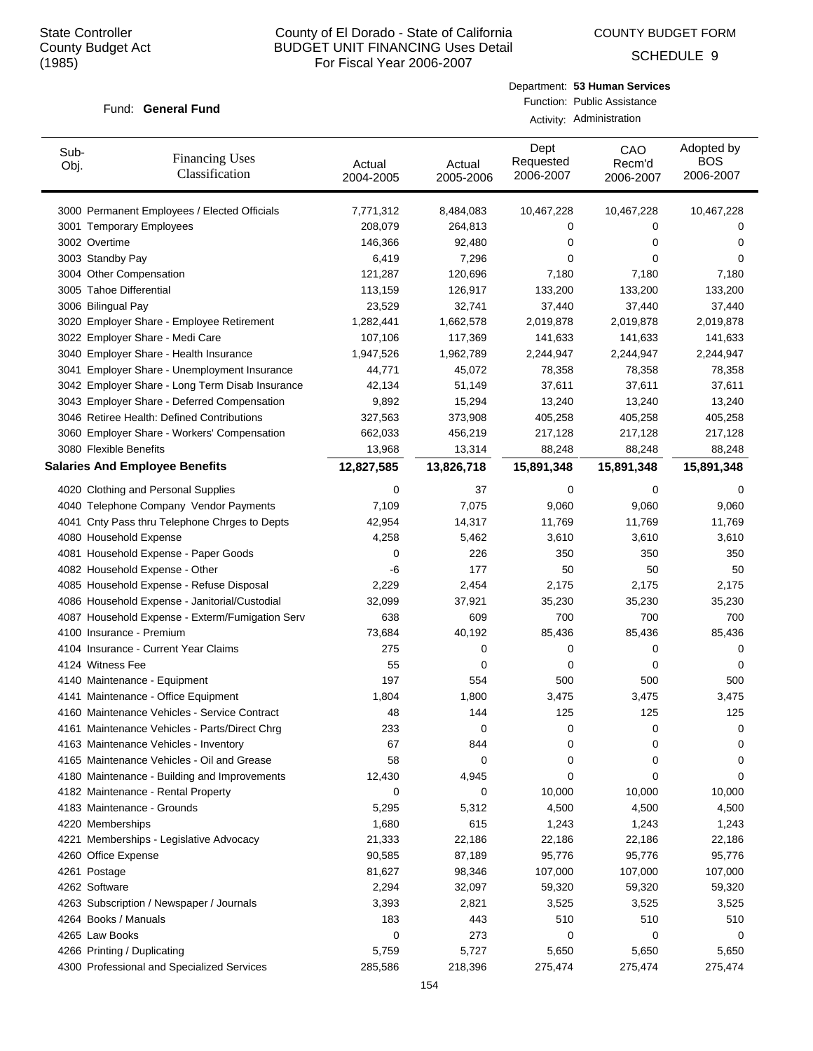State Controller
County Budget Act
(1985)

County of El Dorado - State of California
BUDGET UNIT FINANCING Uses Detail
For Fiscal Year 2006-2007

COUNTY BUDGET FORM
SCHEDULE 9

Fund: **General Fund**

Department: **53 Human Services**
Function: Public Assistance
Activity: Administration

| Sub-Obj. | Financing Uses Classification | Actual 2004-2005 | Actual 2005-2006 | Dept Requested 2006-2007 | CAO Recm'd 2006-2007 | Adopted by BOS 2006-2007 |
|---|---|---|---|---|---|---|
| 3000 | Permanent Employees / Elected Officials | 7,771,312 | 8,484,083 | 10,467,228 | 10,467,228 | 10,467,228 |
| 3001 | Temporary Employees | 208,079 | 264,813 | 0 | 0 | 0 |
| 3002 | Overtime | 146,366 | 92,480 | 0 | 0 | 0 |
| 3003 | Standby Pay | 6,419 | 7,296 | 0 | 0 | 0 |
| 3004 | Other Compensation | 121,287 | 120,696 | 7,180 | 7,180 | 7,180 |
| 3005 | Tahoe Differential | 113,159 | 126,917 | 133,200 | 133,200 | 133,200 |
| 3006 | Bilingual Pay | 23,529 | 32,741 | 37,440 | 37,440 | 37,440 |
| 3020 | Employer Share - Employee Retirement | 1,282,441 | 1,662,578 | 2,019,878 | 2,019,878 | 2,019,878 |
| 3022 | Employer Share - Medi Care | 107,106 | 117,369 | 141,633 | 141,633 | 141,633 |
| 3040 | Employer Share - Health Insurance | 1,947,526 | 1,962,789 | 2,244,947 | 2,244,947 | 2,244,947 |
| 3041 | Employer Share - Unemployment Insurance | 44,771 | 45,072 | 78,358 | 78,358 | 78,358 |
| 3042 | Employer Share - Long Term Disab Insurance | 42,134 | 51,149 | 37,611 | 37,611 | 37,611 |
| 3043 | Employer Share - Deferred Compensation | 9,892 | 15,294 | 13,240 | 13,240 | 13,240 |
| 3046 | Retiree Health: Defined Contributions | 327,563 | 373,908 | 405,258 | 405,258 | 405,258 |
| 3060 | Employer Share - Workers' Compensation | 662,033 | 456,219 | 217,128 | 217,128 | 217,128 |
| 3080 | Flexible Benefits | 13,968 | 13,314 | 88,248 | 88,248 | 88,248 |
| **Salaries And Employee Benefits** | | **12,827,585** | **13,826,718** | **15,891,348** | **15,891,348** | **15,891,348** |
| 4020 | Clothing and Personal Supplies | 0 | 37 | 0 | 0 | 0 |
| 4040 | Telephone Company Vendor Payments | 7,109 | 7,075 | 9,060 | 9,060 | 9,060 |
| 4041 | Cnty Pass thru Telephone Chrges to Depts | 42,954 | 14,317 | 11,769 | 11,769 | 11,769 |
| 4080 | Household Expense | 4,258 | 5,462 | 3,610 | 3,610 | 3,610 |
| 4081 | Household Expense - Paper Goods | 0 | 226 | 350 | 350 | 350 |
| 4082 | Household Expense - Other | -6 | 177 | 50 | 50 | 50 |
| 4085 | Household Expense - Refuse Disposal | 2,229 | 2,454 | 2,175 | 2,175 | 2,175 |
| 4086 | Household Expense - Janitorial/Custodial | 32,099 | 37,921 | 35,230 | 35,230 | 35,230 |
| 4087 | Household Expense - Exterm/Fumigation Serv | 638 | 609 | 700 | 700 | 700 |
| 4100 | Insurance - Premium | 73,684 | 40,192 | 85,436 | 85,436 | 85,436 |
| 4104 | Insurance - Current Year Claims | 275 | 0 | 0 | 0 | 0 |
| 4124 | Witness Fee | 55 | 0 | 0 | 0 | 0 |
| 4140 | Maintenance - Equipment | 197 | 554 | 500 | 500 | 500 |
| 4141 | Maintenance - Office Equipment | 1,804 | 1,800 | 3,475 | 3,475 | 3,475 |
| 4160 | Maintenance Vehicles - Service Contract | 48 | 144 | 125 | 125 | 125 |
| 4161 | Maintenance Vehicles - Parts/Direct Chrg | 233 | 0 | 0 | 0 | 0 |
| 4163 | Maintenance Vehicles - Inventory | 67 | 844 | 0 | 0 | 0 |
| 4165 | Maintenance Vehicles - Oil and Grease | 58 | 0 | 0 | 0 | 0 |
| 4180 | Maintenance - Building and Improvements | 12,430 | 4,945 | 0 | 0 | 0 |
| 4182 | Maintenance - Rental Property | 0 | 0 | 10,000 | 10,000 | 10,000 |
| 4183 | Maintenance - Grounds | 5,295 | 5,312 | 4,500 | 4,500 | 4,500 |
| 4220 | Memberships | 1,680 | 615 | 1,243 | 1,243 | 1,243 |
| 4221 | Memberships - Legislative Advocacy | 21,333 | 22,186 | 22,186 | 22,186 | 22,186 |
| 4260 | Office Expense | 90,585 | 87,189 | 95,776 | 95,776 | 95,776 |
| 4261 | Postage | 81,627 | 98,346 | 107,000 | 107,000 | 107,000 |
| 4262 | Software | 2,294 | 32,097 | 59,320 | 59,320 | 59,320 |
| 4263 | Subscription / Newspaper / Journals | 3,393 | 2,821 | 3,525 | 3,525 | 3,525 |
| 4264 | Books / Manuals | 183 | 443 | 510 | 510 | 510 |
| 4265 | Law Books | 0 | 273 | 0 | 0 | 0 |
| 4266 | Printing / Duplicating | 5,759 | 5,727 | 5,650 | 5,650 | 5,650 |
| 4300 | Professional and Specialized Services | 285,586 | 218,396 | 275,474 | 275,474 | 275,474 |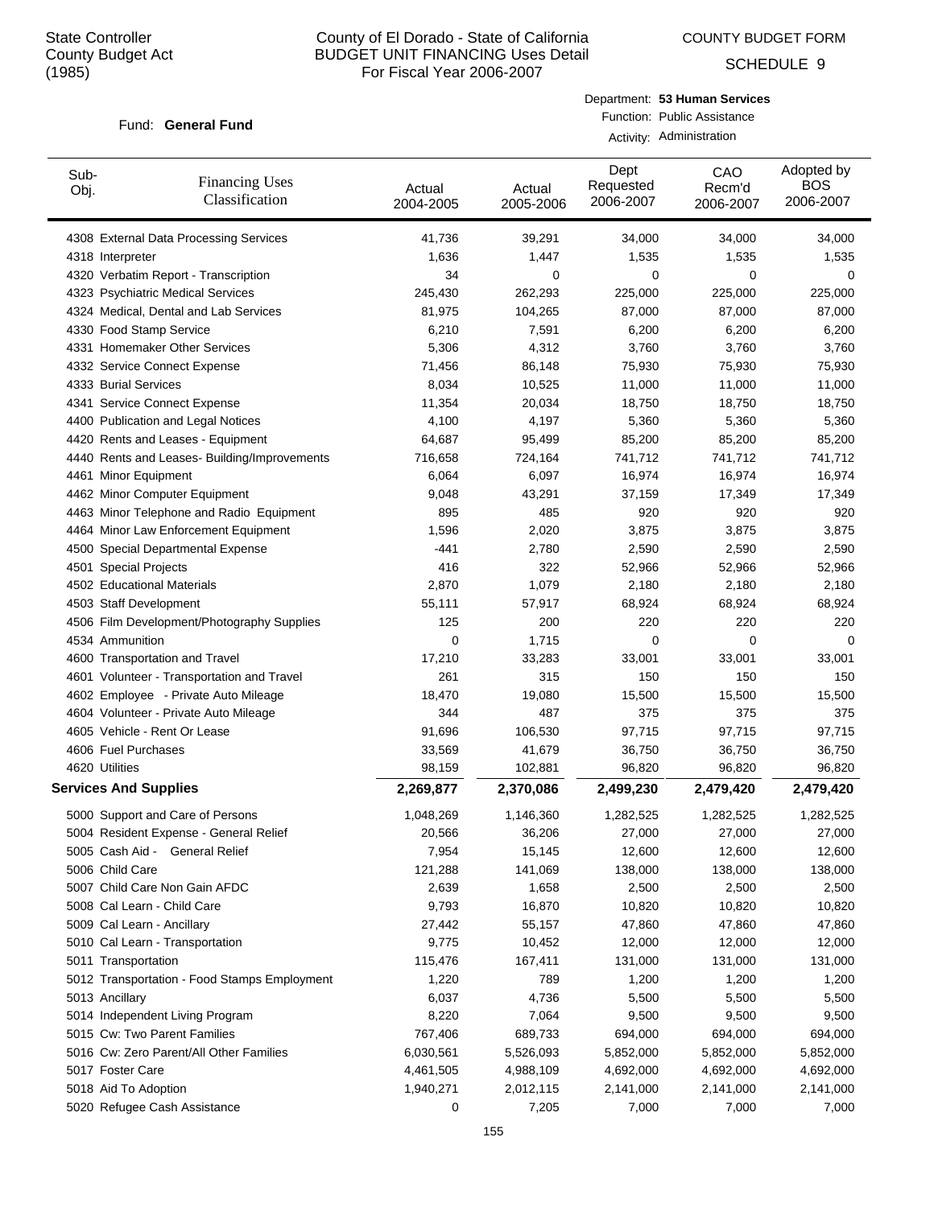State Controller
County Budget Act
(1985)

County of El Dorado - State of California
BUDGET UNIT FINANCING Uses Detail
For Fiscal Year 2006-2007

COUNTY BUDGET FORM
SCHEDULE 9

Fund: **General Fund**

Department: **53 Human Services**
Function: Public Assistance
Activity: Administration

| Sub-Obj. | Financing Uses Classification | Actual 2004-2005 | Actual 2005-2006 | Dept Requested 2006-2007 | CAO Recm'd 2006-2007 | Adopted by BOS 2006-2007 |
|---|---|---|---|---|---|---|
| 4308 | External Data Processing Services | 41,736 | 39,291 | 34,000 | 34,000 | 34,000 |
| 4318 | Interpreter | 1,636 | 1,447 | 1,535 | 1,535 | 1,535 |
| 4320 | Verbatim Report - Transcription | 34 | 0 | 0 | 0 | 0 |
| 4323 | Psychiatric Medical Services | 245,430 | 262,293 | 225,000 | 225,000 | 225,000 |
| 4324 | Medical, Dental and Lab Services | 81,975 | 104,265 | 87,000 | 87,000 | 87,000 |
| 4330 | Food Stamp Service | 6,210 | 7,591 | 6,200 | 6,200 | 6,200 |
| 4331 | Homemaker Other Services | 5,306 | 4,312 | 3,760 | 3,760 | 3,760 |
| 4332 | Service Connect Expense | 71,456 | 86,148 | 75,930 | 75,930 | 75,930 |
| 4333 | Burial Services | 8,034 | 10,525 | 11,000 | 11,000 | 11,000 |
| 4341 | Service Connect Expense | 11,354 | 20,034 | 18,750 | 18,750 | 18,750 |
| 4400 | Publication and Legal Notices | 4,100 | 4,197 | 5,360 | 5,360 | 5,360 |
| 4420 | Rents and Leases - Equipment | 64,687 | 95,499 | 85,200 | 85,200 | 85,200 |
| 4440 | Rents and Leases- Building/Improvements | 716,658 | 724,164 | 741,712 | 741,712 | 741,712 |
| 4461 | Minor Equipment | 6,064 | 6,097 | 16,974 | 16,974 | 16,974 |
| 4462 | Minor Computer Equipment | 9,048 | 43,291 | 37,159 | 17,349 | 17,349 |
| 4463 | Minor Telephone and Radio Equipment | 895 | 485 | 920 | 920 | 920 |
| 4464 | Minor Law Enforcement Equipment | 1,596 | 2,020 | 3,875 | 3,875 | 3,875 |
| 4500 | Special Departmental Expense | -441 | 2,780 | 2,590 | 2,590 | 2,590 |
| 4501 | Special Projects | 416 | 322 | 52,966 | 52,966 | 52,966 |
| 4502 | Educational Materials | 2,870 | 1,079 | 2,180 | 2,180 | 2,180 |
| 4503 | Staff Development | 55,111 | 57,917 | 68,924 | 68,924 | 68,924 |
| 4506 | Film Development/Photography Supplies | 125 | 200 | 220 | 220 | 220 |
| 4534 | Ammunition | 0 | 1,715 | 0 | 0 | 0 |
| 4600 | Transportation and Travel | 17,210 | 33,283 | 33,001 | 33,001 | 33,001 |
| 4601 | Volunteer - Transportation and Travel | 261 | 315 | 150 | 150 | 150 |
| 4602 | Employee - Private Auto Mileage | 18,470 | 19,080 | 15,500 | 15,500 | 15,500 |
| 4604 | Volunteer - Private Auto Mileage | 344 | 487 | 375 | 375 | 375 |
| 4605 | Vehicle - Rent Or Lease | 91,696 | 106,530 | 97,715 | 97,715 | 97,715 |
| 4606 | Fuel Purchases | 33,569 | 41,679 | 36,750 | 36,750 | 36,750 |
| 4620 | Utilities | 98,159 | 102,881 | 96,820 | 96,820 | 96,820 |
| **Services And Supplies** | | **2,269,877** | **2,370,086** | **2,499,230** | **2,479,420** | **2,479,420** |
| 5000 | Support and Care of Persons | 1,048,269 | 1,146,360 | 1,282,525 | 1,282,525 | 1,282,525 |
| 5004 | Resident Expense - General Relief | 20,566 | 36,206 | 27,000 | 27,000 | 27,000 |
| 5005 | Cash Aid - General Relief | 7,954 | 15,145 | 12,600 | 12,600 | 12,600 |
| 5006 | Child Care | 121,288 | 141,069 | 138,000 | 138,000 | 138,000 |
| 5007 | Child Care Non Gain AFDC | 2,639 | 1,658 | 2,500 | 2,500 | 2,500 |
| 5008 | Cal Learn - Child Care | 9,793 | 16,870 | 10,820 | 10,820 | 10,820 |
| 5009 | Cal Learn - Ancillary | 27,442 | 55,157 | 47,860 | 47,860 | 47,860 |
| 5010 | Cal Learn - Transportation | 9,775 | 10,452 | 12,000 | 12,000 | 12,000 |
| 5011 | Transportation | 115,476 | 167,411 | 131,000 | 131,000 | 131,000 |
| 5012 | Transportation - Food Stamps Employment | 1,220 | 789 | 1,200 | 1,200 | 1,200 |
| 5013 | Ancillary | 6,037 | 4,736 | 5,500 | 5,500 | 5,500 |
| 5014 | Independent Living Program | 8,220 | 7,064 | 9,500 | 9,500 | 9,500 |
| 5015 | Cw: Two Parent Families | 767,406 | 689,733 | 694,000 | 694,000 | 694,000 |
| 5016 | Cw: Zero Parent/All Other Families | 6,030,561 | 5,526,093 | 5,852,000 | 5,852,000 | 5,852,000 |
| 5017 | Foster Care | 4,461,505 | 4,988,109 | 4,692,000 | 4,692,000 | 4,692,000 |
| 5018 | Aid To Adoption | 1,940,271 | 2,012,115 | 2,141,000 | 2,141,000 | 2,141,000 |
| 5020 | Refugee Cash Assistance | 0 | 7,205 | 7,000 | 7,000 | 7,000 |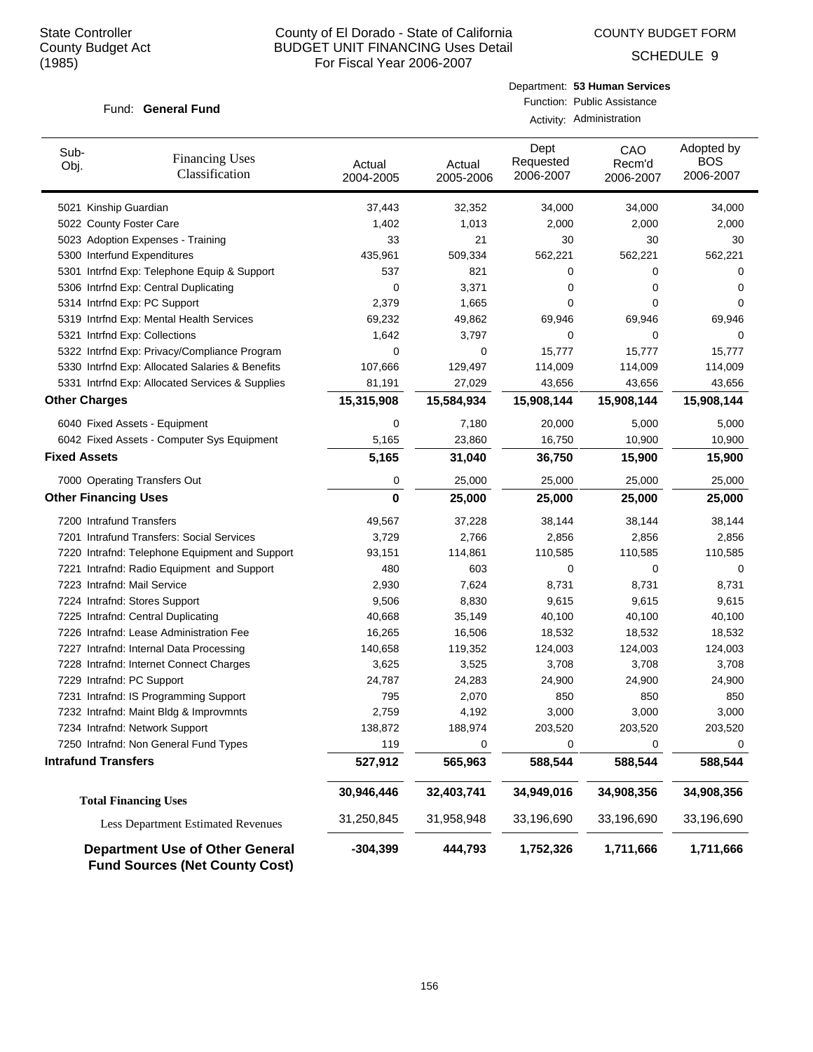State Controller
County Budget Act
(1985)

# County of El Dorado - State of California
## BUDGET UNIT FINANCING Uses Detail
For Fiscal Year 2006-2007

COUNTY BUDGET FORM
SCHEDULE 9

Fund: **General Fund**

Department: **53 Human Services**
Function: Public Assistance
Activity: Administration

| Sub-Obj. | Financing Uses Classification | Actual 2004-2005 | Actual 2005-2006 | Dept Requested 2006-2007 | CAO Recm'd 2006-2007 | Adopted by BOS 2006-2007 |
|---|---|---|---|---|---|---|
| 5021 | Kinship Guardian | 37,443 | 32,352 | 34,000 | 34,000 | 34,000 |
| 5022 | County Foster Care | 1,402 | 1,013 | 2,000 | 2,000 | 2,000 |
| 5023 | Adoption Expenses - Training | 33 | 21 | 30 | 30 | 30 |
| 5300 | Interfund Expenditures | 435,961 | 509,334 | 562,221 | 562,221 | 562,221 |
| 5301 | Intrfnd Exp: Telephone Equip & Support | 537 | 821 | 0 | 0 | 0 |
| 5306 | Intrfnd Exp: Central Duplicating | 0 | 3,371 | 0 | 0 | 0 |
| 5314 | Intrfnd Exp: PC Support | 2,379 | 1,665 | 0 | 0 | 0 |
| 5319 | Intrfnd Exp: Mental Health Services | 69,232 | 49,862 | 69,946 | 69,946 | 69,946 |
| 5321 | Intrfnd Exp: Collections | 1,642 | 3,797 | 0 | 0 | 0 |
| 5322 | Intrfnd Exp: Privacy/Compliance Program | 0 | 0 | 15,777 | 15,777 | 15,777 |
| 5330 | Intrfnd Exp: Allocated Salaries & Benefits | 107,666 | 129,497 | 114,009 | 114,009 | 114,009 |
| 5331 | Intrfnd Exp: Allocated Services & Supplies | 81,191 | 27,029 | 43,656 | 43,656 | 43,656 |
| **Other Charges** | | **15,315,908** | **15,584,934** | **15,908,144** | **15,908,144** | **15,908,144** |
| 6040 | Fixed Assets - Equipment | 0 | 7,180 | 20,000 | 5,000 | 5,000 |
| 6042 | Fixed Assets - Computer Sys Equipment | 5,165 | 23,860 | 16,750 | 10,900 | 10,900 |
| **Fixed Assets** | | **5,165** | **31,040** | **36,750** | **15,900** | **15,900** |
| 7000 | Operating Transfers Out | 0 | 25,000 | 25,000 | 25,000 | 25,000 |
| **Other Financing Uses** | | **0** | **25,000** | **25,000** | **25,000** | **25,000** |
| 7200 | Intrafund Transfers | 49,567 | 37,228 | 38,144 | 38,144 | 38,144 |
| 7201 | Intrafund Transfers: Social Services | 3,729 | 2,766 | 2,856 | 2,856 | 2,856 |
| 7220 | Intrafnd: Telephone Equipment and Support | 93,151 | 114,861 | 110,585 | 110,585 | 110,585 |
| 7221 | Intrafnd: Radio Equipment and Support | 480 | 603 | 0 | 0 | 0 |
| 7223 | Intrafnd: Mail Service | 2,930 | 7,624 | 8,731 | 8,731 | 8,731 |
| 7224 | Intrafnd: Stores Support | 9,506 | 8,830 | 9,615 | 9,615 | 9,615 |
| 7225 | Intrafnd: Central Duplicating | 40,668 | 35,149 | 40,100 | 40,100 | 40,100 |
| 7226 | Intrafnd: Lease Administration Fee | 16,265 | 16,506 | 18,532 | 18,532 | 18,532 |
| 7227 | Intrafnd: Internal Data Processing | 140,658 | 119,352 | 124,003 | 124,003 | 124,003 |
| 7228 | Intrafnd: Internet Connect Charges | 3,625 | 3,525 | 3,708 | 3,708 | 3,708 |
| 7229 | Intrafnd: PC Support | 24,787 | 24,283 | 24,900 | 24,900 | 24,900 |
| 7231 | Intrafnd: IS Programming Support | 795 | 2,070 | 850 | 850 | 850 |
| 7232 | Intrafnd: Maint Bldg & Improvmnts | 2,759 | 4,192 | 3,000 | 3,000 | 3,000 |
| 7234 | Intrafnd: Network Support | 138,872 | 188,974 | 203,520 | 203,520 | 203,520 |
| 7250 | Intrafnd: Non General Fund Types | 119 | 0 | 0 | 0 | 0 |
| **Intrafund Transfers** | | **527,912** | **565,963** | **588,544** | **588,544** | **588,544** |
| **Total Financing Uses** | | **30,946,446** | **32,403,741** | **34,949,016** | **34,908,356** | **34,908,356** |
| Less Department Estimated Revenues | | 31,250,845 | 31,958,948 | 33,196,690 | 33,196,690 | 33,196,690 |
| **Department Use of Other General Fund Sources (Net County Cost)** | | **-304,399** | **444,793** | **1,752,326** | **1,711,666** | **1,711,666** |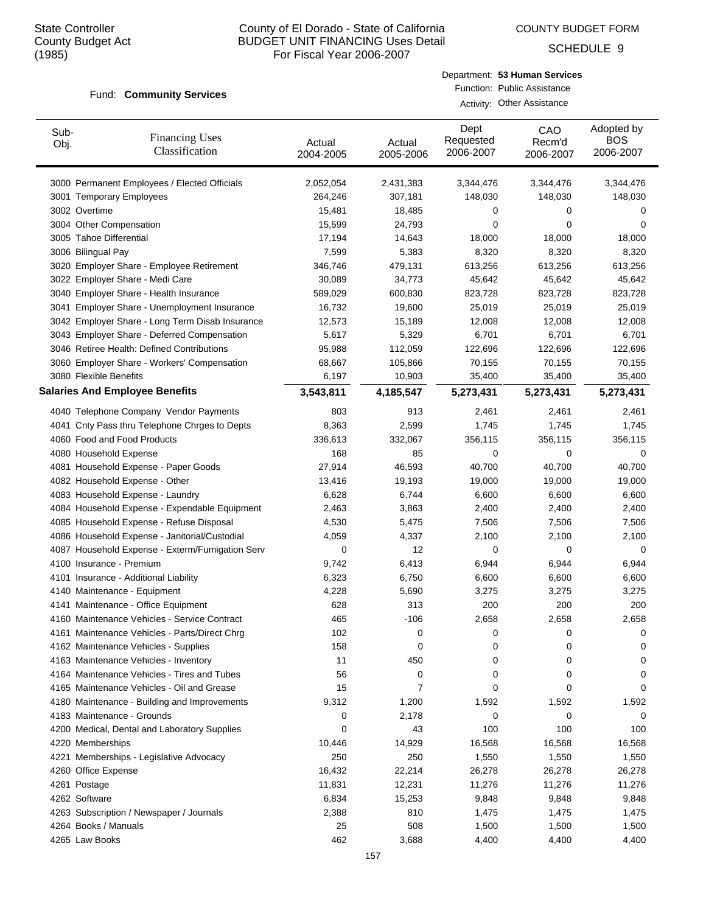State Controller
County Budget Act
(1985)

County of El Dorado - State of California
BUDGET UNIT FINANCING Uses Detail
For Fiscal Year 2006-2007

COUNTY BUDGET FORM
SCHEDULE 9

Fund: **Community Services**

Department: **53 Human Services**
Function: Public Assistance
Activity: Other Assistance

| Sub-Obj. | Financing Uses Classification | Actual 2004-2005 | Actual 2005-2006 | Dept Requested 2006-2007 | CAO Recm'd 2006-2007 | Adopted by BOS 2006-2007 |
|---|---|---|---|---|---|---|
| 3000 | Permanent Employees / Elected Officials | 2,052,054 | 2,431,383 | 3,344,476 | 3,344,476 | 3,344,476 |
| 3001 | Temporary Employees | 264,246 | 307,181 | 148,030 | 148,030 | 148,030 |
| 3002 | Overtime | 15,481 | 18,485 | 0 | 0 | 0 |
| 3004 | Other Compensation | 15,599 | 24,793 | 0 | 0 | 0 |
| 3005 | Tahoe Differential | 17,194 | 14,643 | 18,000 | 18,000 | 18,000 |
| 3006 | Bilingual Pay | 7,599 | 5,383 | 8,320 | 8,320 | 8,320 |
| 3020 | Employer Share - Employee Retirement | 346,746 | 479,131 | 613,256 | 613,256 | 613,256 |
| 3022 | Employer Share - Medi Care | 30,089 | 34,773 | 45,642 | 45,642 | 45,642 |
| 3040 | Employer Share - Health Insurance | 589,029 | 600,830 | 823,728 | 823,728 | 823,728 |
| 3041 | Employer Share - Unemployment Insurance | 16,732 | 19,600 | 25,019 | 25,019 | 25,019 |
| 3042 | Employer Share - Long Term Disab Insurance | 12,573 | 15,189 | 12,008 | 12,008 | 12,008 |
| 3043 | Employer Share - Deferred Compensation | 5,617 | 5,329 | 6,701 | 6,701 | 6,701 |
| 3046 | Retiree Health: Defined Contributions | 95,988 | 112,059 | 122,696 | 122,696 | 122,696 |
| 3060 | Employer Share - Workers' Compensation | 68,667 | 105,866 | 70,155 | 70,155 | 70,155 |
| 3080 | Flexible Benefits | 6,197 | 10,903 | 35,400 | 35,400 | 35,400 |
| **Salaries And Employee Benefits** | | **3,543,811** | **4,185,547** | **5,273,431** | **5,273,431** | **5,273,431** |
| 4040 | Telephone Company Vendor Payments | 803 | 913 | 2,461 | 2,461 | 2,461 |
| 4041 | Cnty Pass thru Telephone Chrges to Depts | 8,363 | 2,599 | 1,745 | 1,745 | 1,745 |
| 4060 | Food and Food Products | 336,613 | 332,067 | 356,115 | 356,115 | 356,115 |
| 4080 | Household Expense | 168 | 85 | 0 | 0 | 0 |
| 4081 | Household Expense - Paper Goods | 27,914 | 46,593 | 40,700 | 40,700 | 40,700 |
| 4082 | Household Expense - Other | 13,416 | 19,193 | 19,000 | 19,000 | 19,000 |
| 4083 | Household Expense - Laundry | 6,628 | 6,744 | 6,600 | 6,600 | 6,600 |
| 4084 | Household Expense - Expendable Equipment | 2,463 | 3,863 | 2,400 | 2,400 | 2,400 |
| 4085 | Household Expense - Refuse Disposal | 4,530 | 5,475 | 7,506 | 7,506 | 7,506 |
| 4086 | Household Expense - Janitorial/Custodial | 4,059 | 4,337 | 2,100 | 2,100 | 2,100 |
| 4087 | Household Expense - Exterm/Fumigation Serv | 0 | 12 | 0 | 0 | 0 |
| 4100 | Insurance - Premium | 9,742 | 6,413 | 6,944 | 6,944 | 6,944 |
| 4101 | Insurance - Additional Liability | 6,323 | 6,750 | 6,600 | 6,600 | 6,600 |
| 4140 | Maintenance - Equipment | 4,228 | 5,690 | 3,275 | 3,275 | 3,275 |
| 4141 | Maintenance - Office Equipment | 628 | 313 | 200 | 200 | 200 |
| 4160 | Maintenance Vehicles - Service Contract | 465 | -106 | 2,658 | 2,658 | 2,658 |
| 4161 | Maintenance Vehicles - Parts/Direct Chrg | 102 | 0 | 0 | 0 | 0 |
| 4162 | Maintenance Vehicles - Supplies | 158 | 0 | 0 | 0 | 0 |
| 4163 | Maintenance Vehicles - Inventory | 11 | 450 | 0 | 0 | 0 |
| 4164 | Maintenance Vehicles - Tires and Tubes | 56 | 0 | 0 | 0 | 0 |
| 4165 | Maintenance Vehicles - Oil and Grease | 15 | 7 | 0 | 0 | 0 |
| 4180 | Maintenance - Building and Improvements | 9,312 | 1,200 | 1,592 | 1,592 | 1,592 |
| 4183 | Maintenance - Grounds | 0 | 2,178 | 0 | 0 | 0 |
| 4200 | Medical, Dental and Laboratory Supplies | 0 | 43 | 100 | 100 | 100 |
| 4220 | Memberships | 10,446 | 14,929 | 16,568 | 16,568 | 16,568 |
| 4221 | Memberships - Legislative Advocacy | 250 | 250 | 1,550 | 1,550 | 1,550 |
| 4260 | Office Expense | 16,432 | 22,214 | 26,278 | 26,278 | 26,278 |
| 4261 | Postage | 11,831 | 12,231 | 11,276 | 11,276 | 11,276 |
| 4262 | Software | 6,834 | 15,253 | 9,848 | 9,848 | 9,848 |
| 4263 | Subscription / Newspaper / Journals | 2,388 | 810 | 1,475 | 1,475 | 1,475 |
| 4264 | Books / Manuals | 25 | 508 | 1,500 | 1,500 | 1,500 |
| 4265 | Law Books | 462 | 3,688 | 4,400 | 4,400 | 4,400 |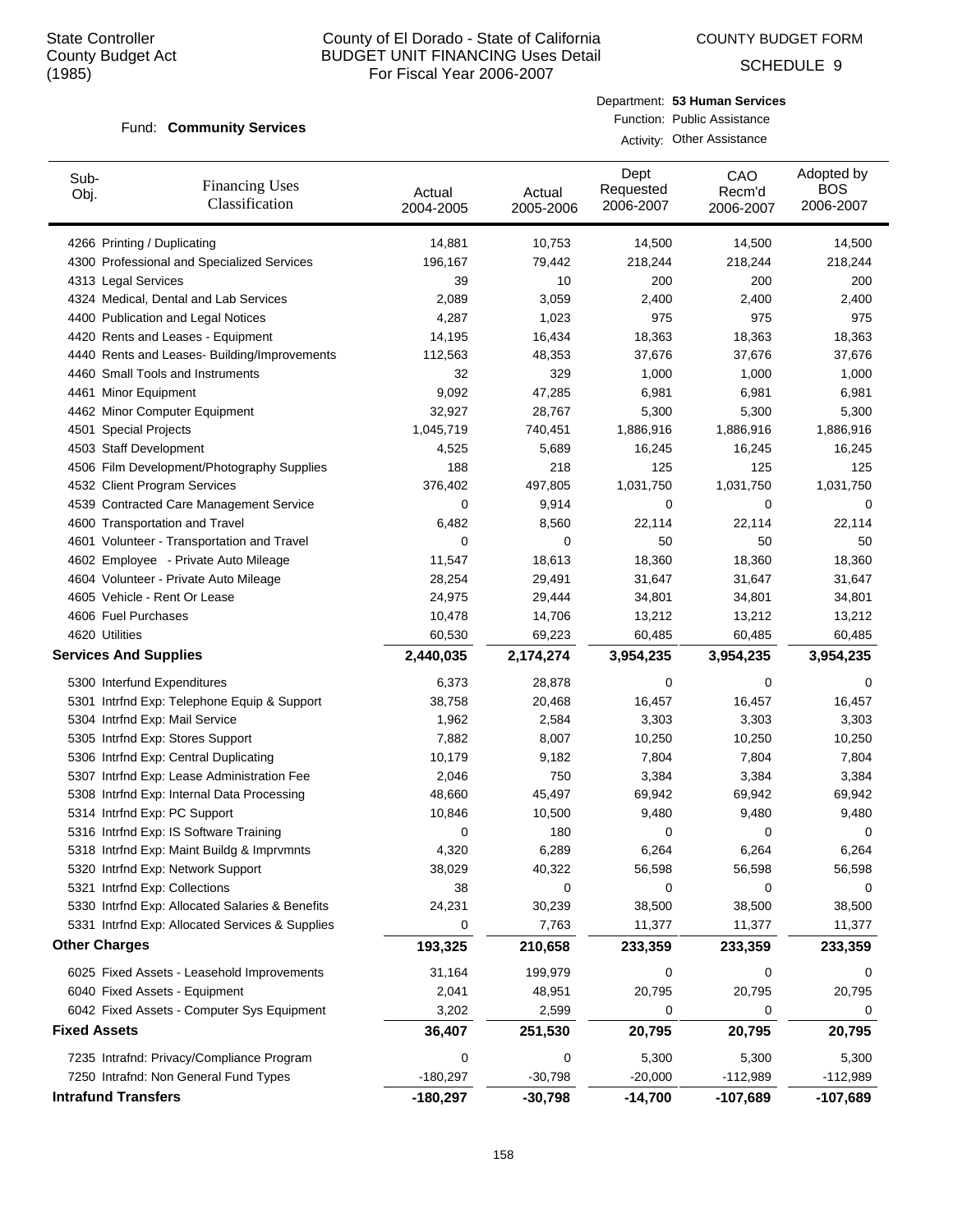State Controller
County Budget Act
(1985)

# County of El Dorado - State of California
## BUDGET UNIT FINANCING Uses Detail
For Fiscal Year 2006-2007

COUNTY BUDGET FORM

SCHEDULE 9

Fund: **Community Services**

Department: **53 Human Services**
Function: Public Assistance
Activity: Other Assistance

| Sub-Obj. | Financing Uses Classification | Actual 2004-2005 | Actual 2005-2006 | Dept Requested 2006-2007 | CAO Recm'd 2006-2007 | Adopted by BOS 2006-2007 |
|---|---|---|---|---|---|---|
| 4266 | Printing / Duplicating | 14,881 | 10,753 | 14,500 | 14,500 | 14,500 |
| 4300 | Professional and Specialized Services | 196,167 | 79,442 | 218,244 | 218,244 | 218,244 |
| 4313 | Legal Services | 39 | 10 | 200 | 200 | 200 |
| 4324 | Medical, Dental and Lab Services | 2,089 | 3,059 | 2,400 | 2,400 | 2,400 |
| 4400 | Publication and Legal Notices | 4,287 | 1,023 | 975 | 975 | 975 |
| 4420 | Rents and Leases - Equipment | 14,195 | 16,434 | 18,363 | 18,363 | 18,363 |
| 4440 | Rents and Leases- Building/Improvements | 112,563 | 48,353 | 37,676 | 37,676 | 37,676 |
| 4460 | Small Tools and Instruments | 32 | 329 | 1,000 | 1,000 | 1,000 |
| 4461 | Minor Equipment | 9,092 | 47,285 | 6,981 | 6,981 | 6,981 |
| 4462 | Minor Computer Equipment | 32,927 | 28,767 | 5,300 | 5,300 | 5,300 |
| 4501 | Special Projects | 1,045,719 | 740,451 | 1,886,916 | 1,886,916 | 1,886,916 |
| 4503 | Staff Development | 4,525 | 5,689 | 16,245 | 16,245 | 16,245 |
| 4506 | Film Development/Photography Supplies | 188 | 218 | 125 | 125 | 125 |
| 4532 | Client Program Services | 376,402 | 497,805 | 1,031,750 | 1,031,750 | 1,031,750 |
| 4539 | Contracted Care Management Service | 0 | 9,914 | 0 | 0 | 0 |
| 4600 | Transportation and Travel | 6,482 | 8,560 | 22,114 | 22,114 | 22,114 |
| 4601 | Volunteer - Transportation and Travel | 0 | 0 | 50 | 50 | 50 |
| 4602 | Employee - Private Auto Mileage | 11,547 | 18,613 | 18,360 | 18,360 | 18,360 |
| 4604 | Volunteer - Private Auto Mileage | 28,254 | 29,491 | 31,647 | 31,647 | 31,647 |
| 4605 | Vehicle - Rent Or Lease | 24,975 | 29,444 | 34,801 | 34,801 | 34,801 |
| 4606 | Fuel Purchases | 10,478 | 14,706 | 13,212 | 13,212 | 13,212 |
| 4620 | Utilities | 60,530 | 69,223 | 60,485 | 60,485 | 60,485 |
| **Services And Supplies** | | **2,440,035** | **2,174,274** | **3,954,235** | **3,954,235** | **3,954,235** |
| 5300 | Interfund Expenditures | 6,373 | 28,878 | 0 | 0 | 0 |
| 5301 | Intrfnd Exp: Telephone Equip & Support | 38,758 | 20,468 | 16,457 | 16,457 | 16,457 |
| 5304 | Intrfnd Exp: Mail Service | 1,962 | 2,584 | 3,303 | 3,303 | 3,303 |
| 5305 | Intrfnd Exp: Stores Support | 7,882 | 8,007 | 10,250 | 10,250 | 10,250 |
| 5306 | Intrfnd Exp: Central Duplicating | 10,179 | 9,182 | 7,804 | 7,804 | 7,804 |
| 5307 | Intrfnd Exp: Lease Administration Fee | 2,046 | 750 | 3,384 | 3,384 | 3,384 |
| 5308 | Intrfnd Exp: Internal Data Processing | 48,660 | 45,497 | 69,942 | 69,942 | 69,942 |
| 5314 | Intrfnd Exp: PC Support | 10,846 | 10,500 | 9,480 | 9,480 | 9,480 |
| 5316 | Intrfnd Exp: IS Software Training | 0 | 180 | 0 | 0 | 0 |
| 5318 | Intrfnd Exp: Maint Buildg & Imprvmnts | 4,320 | 6,289 | 6,264 | 6,264 | 6,264 |
| 5320 | Intrfnd Exp: Network Support | 38,029 | 40,322 | 56,598 | 56,598 | 56,598 |
| 5321 | Intrfnd Exp: Collections | 38 | 0 | 0 | 0 | 0 |
| 5330 | Intrfnd Exp: Allocated Salaries & Benefits | 24,231 | 30,239 | 38,500 | 38,500 | 38,500 |
| 5331 | Intrfnd Exp: Allocated Services & Supplies | 0 | 7,763 | 11,377 | 11,377 | 11,377 |
| **Other Charges** | | **193,325** | **210,658** | **233,359** | **233,359** | **233,359** |
| 6025 | Fixed Assets - Leasehold Improvements | 31,164 | 199,979 | 0 | 0 | 0 |
| 6040 | Fixed Assets - Equipment | 2,041 | 48,951 | 20,795 | 20,795 | 20,795 |
| 6042 | Fixed Assets - Computer Sys Equipment | 3,202 | 2,599 | 0 | 0 | 0 |
| **Fixed Assets** | | **36,407** | **251,530** | **20,795** | **20,795** | **20,795** |
| 7235 | Intrafnd: Privacy/Compliance Program | 0 | 0 | 5,300 | 5,300 | 5,300 |
| 7250 | Intrafnd: Non General Fund Types | -180,297 | -30,798 | -20,000 | -112,989 | -112,989 |
| **Intrafund Transfers** | | **-180,297** | **-30,798** | **-14,700** | **-107,689** | **-107,689** |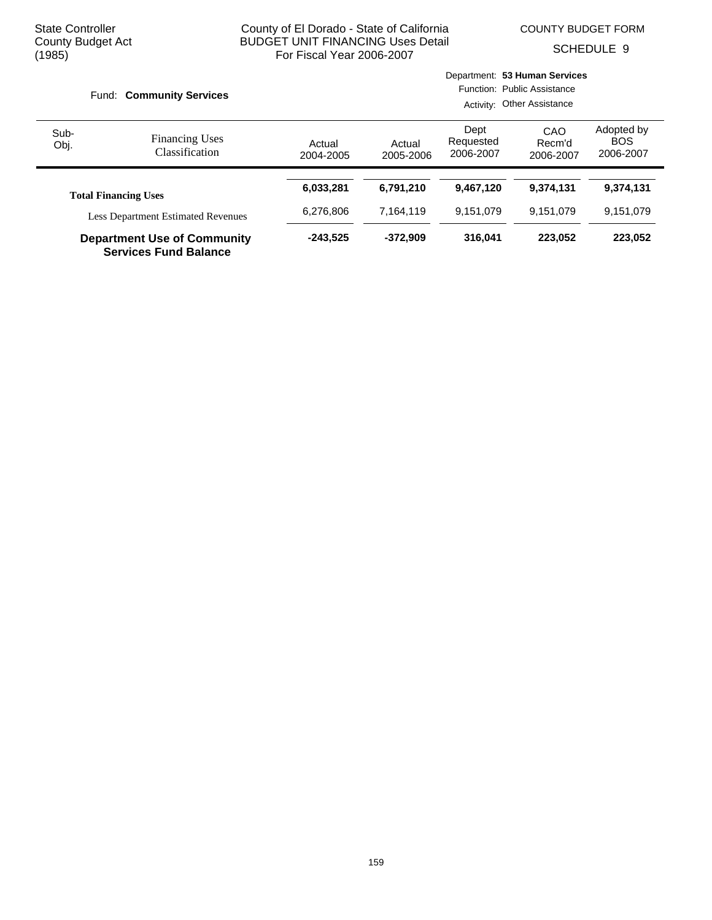State Controller
County Budget Act
(1985)

County of El Dorado - State of California
BUDGET UNIT FINANCING Uses Detail
For Fiscal Year 2006-2007

COUNTY BUDGET FORM
SCHEDULE 9

Fund: **Community Services**

Department: **53 Human Services**
Function: Public Assistance
Activity: Other Assistance

| Sub-Obj. | Financing Uses Classification | Actual 2004-2005 | Actual 2005-2006 | Dept Requested 2006-2007 | CAO Recm'd 2006-2007 | Adopted by BOS 2006-2007 |
|---|---|---|---|---|---|---|
| | **Total Financing Uses** | **6,033,281** | **6,791,210** | **9,467,120** | **9,374,131** | **9,374,131** |
| | Less Department Estimated Revenues | 6,276,806 | 7,164,119 | 9,151,079 | 9,151,079 | 9,151,079 |
| | **Department Use of Community Services Fund Balance** | **-243,525** | **-372,909** | **316,041** | **223,052** | **223,052** |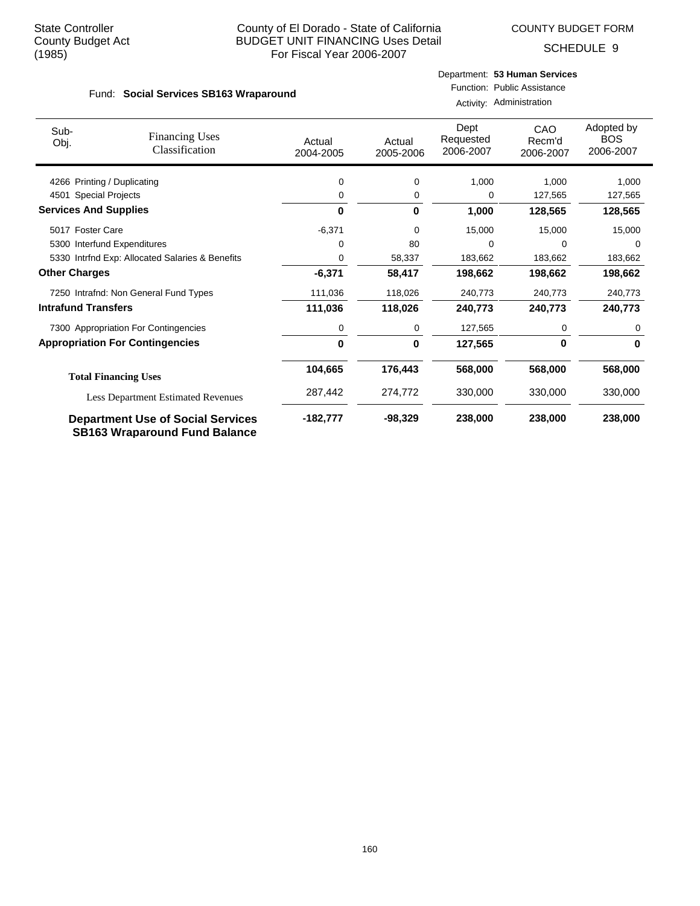State Controller
County Budget Act
(1985)

County of El Dorado - State of California
BUDGET UNIT FINANCING Uses Detail
For Fiscal Year 2006-2007

COUNTY BUDGET FORM

SCHEDULE 9

Fund: **Social Services SB163 Wraparound**

Department: **53 Human Services**
Function: Public Assistance
Activity: Administration

| Sub-Obj. | Financing Uses Classification | Actual 2004-2005 | Actual 2005-2006 | Dept Requested 2006-2007 | CAO Recm'd 2006-2007 | Adopted by BOS 2006-2007 |
|---|---|---|---|---|---|---|
| 4266 | Printing / Duplicating | 0 | 0 | 1,000 | 1,000 | 1,000 |
| 4501 | Special Projects | 0 | 0 | 0 | 127,565 | 127,565 |
| **Services And Supplies** | | **0** | **0** | **1,000** | **128,565** | **128,565** |
| 5017 | Foster Care | -6,371 | 0 | 15,000 | 15,000 | 15,000 |
| 5300 | Interfund Expenditures | 0 | 80 | 0 | 0 | 0 |
| 5330 | Intrfnd Exp: Allocated Salaries & Benefits | 0 | 58,337 | 183,662 | 183,662 | 183,662 |
| **Other Charges** | | **-6,371** | **58,417** | **198,662** | **198,662** | **198,662** |
| 7250 | Intrafnd: Non General Fund Types | 111,036 | 118,026 | 240,773 | 240,773 | 240,773 |
| **Intrafund Transfers** | | **111,036** | **118,026** | **240,773** | **240,773** | **240,773** |
| 7300 | Appropriation For Contingencies | 0 | 0 | 127,565 | 0 | 0 |
| **Appropriation For Contingencies** | | **0** | **0** | **127,565** | **0** | **0** |
| **Total Financing Uses** | | **104,665** | **176,443** | **568,000** | **568,000** | **568,000** |
| | Less Department Estimated Revenues | 287,442 | 274,772 | 330,000 | 330,000 | 330,000 |
| **Department Use of Social Services SB163 Wraparound Fund Balance** | | **-182,777** | **-98,329** | **238,000** | **238,000** | **238,000** |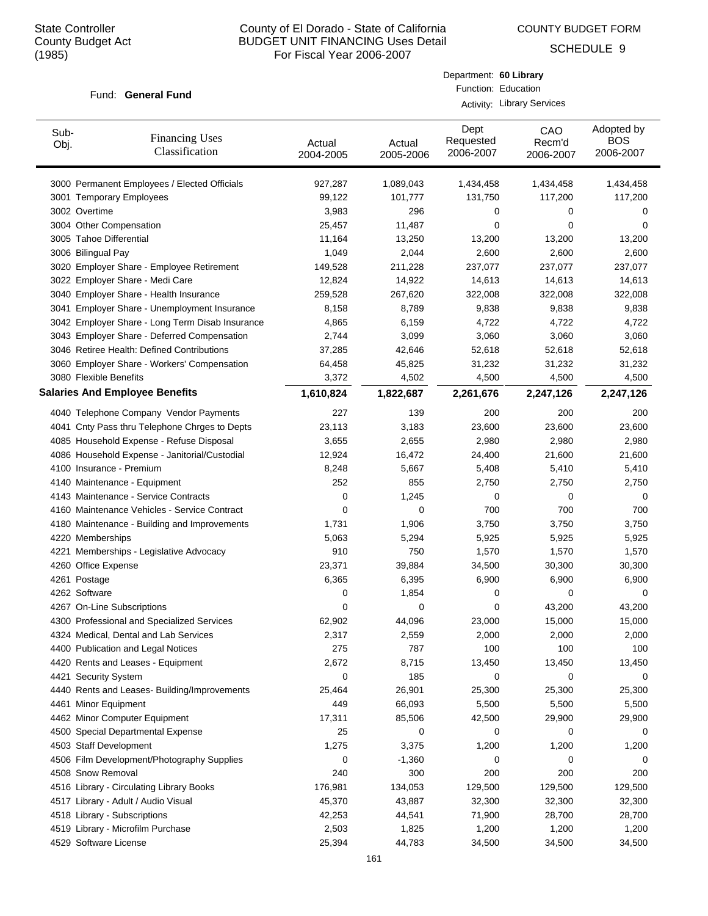State Controller
County Budget Act
(1985)

# County of El Dorado - State of California
## BUDGET UNIT FINANCING Uses Detail
For Fiscal Year 2006-2007

COUNTY BUDGET FORM
SCHEDULE 9

Fund: **General Fund**

Department: **60 Library**
Function: Education
Activity: Library Services

| Sub-Obj. | Financing Uses Classification | Actual 2004-2005 | Actual 2005-2006 | Dept Requested 2006-2007 | CAO Recm'd 2006-2007 | Adopted by BOS 2006-2007 |
|---|---|---|---|---|---|---|
| 3000 | Permanent Employees / Elected Officials | 927,287 | 1,089,043 | 1,434,458 | 1,434,458 | 1,434,458 |
| 3001 | Temporary Employees | 99,122 | 101,777 | 131,750 | 117,200 | 117,200 |
| 3002 | Overtime | 3,983 | 296 | 0 | 0 | 0 |
| 3004 | Other Compensation | 25,457 | 11,487 | 0 | 0 | 0 |
| 3005 | Tahoe Differential | 11,164 | 13,250 | 13,200 | 13,200 | 13,200 |
| 3006 | Bilingual Pay | 1,049 | 2,044 | 2,600 | 2,600 | 2,600 |
| 3020 | Employer Share - Employee Retirement | 149,528 | 211,228 | 237,077 | 237,077 | 237,077 |
| 3022 | Employer Share - Medi Care | 12,824 | 14,922 | 14,613 | 14,613 | 14,613 |
| 3040 | Employer Share - Health Insurance | 259,528 | 267,620 | 322,008 | 322,008 | 322,008 |
| 3041 | Employer Share - Unemployment Insurance | 8,158 | 8,789 | 9,838 | 9,838 | 9,838 |
| 3042 | Employer Share - Long Term Disab Insurance | 4,865 | 6,159 | 4,722 | 4,722 | 4,722 |
| 3043 | Employer Share - Deferred Compensation | 2,744 | 3,099 | 3,060 | 3,060 | 3,060 |
| 3046 | Retiree Health: Defined Contributions | 37,285 | 42,646 | 52,618 | 52,618 | 52,618 |
| 3060 | Employer Share - Workers' Compensation | 64,458 | 45,825 | 31,232 | 31,232 | 31,232 |
| 3080 | Flexible Benefits | 3,372 | 4,502 | 4,500 | 4,500 | 4,500 |
| **Salaries And Employee Benefits** | | **1,610,824** | **1,822,687** | **2,261,676** | **2,247,126** | **2,247,126** |
| 4040 | Telephone Company Vendor Payments | 227 | 139 | 200 | 200 | 200 |
| 4041 | Cnty Pass thru Telephone Chrges to Depts | 23,113 | 3,183 | 23,600 | 23,600 | 23,600 |
| 4085 | Household Expense - Refuse Disposal | 3,655 | 2,655 | 2,980 | 2,980 | 2,980 |
| 4086 | Household Expense - Janitorial/Custodial | 12,924 | 16,472 | 24,400 | 21,600 | 21,600 |
| 4100 | Insurance - Premium | 8,248 | 5,667 | 5,408 | 5,410 | 5,410 |
| 4140 | Maintenance - Equipment | 252 | 855 | 2,750 | 2,750 | 2,750 |
| 4143 | Maintenance - Service Contracts | 0 | 1,245 | 0 | 0 | 0 |
| 4160 | Maintenance Vehicles - Service Contract | 0 | 0 | 700 | 700 | 700 |
| 4180 | Maintenance - Building and Improvements | 1,731 | 1,906 | 3,750 | 3,750 | 3,750 |
| 4220 | Memberships | 5,063 | 5,294 | 5,925 | 5,925 | 5,925 |
| 4221 | Memberships - Legislative Advocacy | 910 | 750 | 1,570 | 1,570 | 1,570 |
| 4260 | Office Expense | 23,371 | 39,884 | 34,500 | 30,300 | 30,300 |
| 4261 | Postage | 6,365 | 6,395 | 6,900 | 6,900 | 6,900 |
| 4262 | Software | 0 | 1,854 | 0 | 0 | 0 |
| 4267 | On-Line Subscriptions | 0 | 0 | 0 | 43,200 | 43,200 |
| 4300 | Professional and Specialized Services | 62,902 | 44,096 | 23,000 | 15,000 | 15,000 |
| 4324 | Medical, Dental and Lab Services | 2,317 | 2,559 | 2,000 | 2,000 | 2,000 |
| 4400 | Publication and Legal Notices | 275 | 787 | 100 | 100 | 100 |
| 4420 | Rents and Leases - Equipment | 2,672 | 8,715 | 13,450 | 13,450 | 13,450 |
| 4421 | Security System | 0 | 185 | 0 | 0 | 0 |
| 4440 | Rents and Leases- Building/Improvements | 25,464 | 26,901 | 25,300 | 25,300 | 25,300 |
| 4461 | Minor Equipment | 449 | 66,093 | 5,500 | 5,500 | 5,500 |
| 4462 | Minor Computer Equipment | 17,311 | 85,506 | 42,500 | 29,900 | 29,900 |
| 4500 | Special Departmental Expense | 25 | 0 | 0 | 0 | 0 |
| 4503 | Staff Development | 1,275 | 3,375 | 1,200 | 1,200 | 1,200 |
| 4506 | Film Development/Photography Supplies | 0 | -1,360 | 0 | 0 | 0 |
| 4508 | Snow Removal | 240 | 300 | 200 | 200 | 200 |
| 4516 | Library - Circulating Library Books | 176,981 | 134,053 | 129,500 | 129,500 | 129,500 |
| 4517 | Library - Adult / Audio Visual | 45,370 | 43,887 | 32,300 | 32,300 | 32,300 |
| 4518 | Library - Subscriptions | 42,253 | 44,541 | 71,900 | 28,700 | 28,700 |
| 4519 | Library - Microfilm Purchase | 2,503 | 1,825 | 1,200 | 1,200 | 1,200 |
| 4529 | Software License | 25,394 | 44,783 | 34,500 | 34,500 | 34,500 |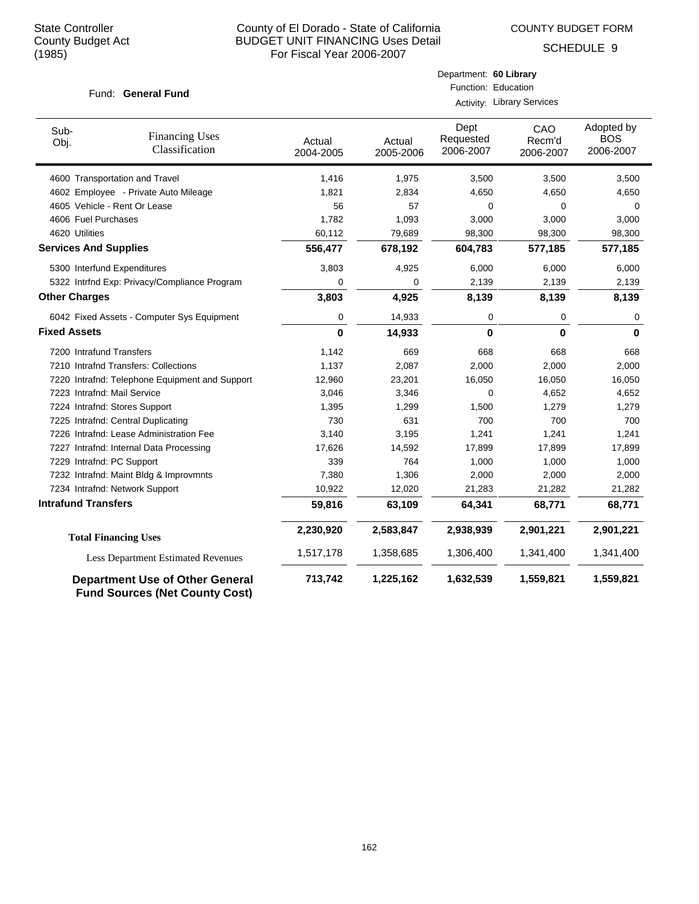State Controller
County Budget Act
(1985)

County of El Dorado - State of California
BUDGET UNIT FINANCING Uses Detail
For Fiscal Year 2006-2007

COUNTY BUDGET FORM
SCHEDULE 9

Fund: **General Fund**

Department: **60 Library**
Function: Education
Activity: Library Services

| Sub-Obj. | Financing Uses Classification | Actual 2004-2005 | Actual 2005-2006 | Dept Requested 2006-2007 | CAO Recm'd 2006-2007 | Adopted by BOS 2006-2007 |
|---|---|---|---|---|---|---|
| 4600 | Transportation and Travel | 1,416 | 1,975 | 3,500 | 3,500 | 3,500 |
| 4602 | Employee - Private Auto Mileage | 1,821 | 2,834 | 4,650 | 4,650 | 4,650 |
| 4605 | Vehicle - Rent Or Lease | 56 | 57 | 0 | 0 | 0 |
| 4606 | Fuel Purchases | 1,782 | 1,093 | 3,000 | 3,000 | 3,000 |
| 4620 | Utilities | 60,112 | 79,689 | 98,300 | 98,300 | 98,300 |
| **Services And Supplies** | | **556,477** | **678,192** | **604,783** | **577,185** | **577,185** |
| 5300 | Interfund Expenditures | 3,803 | 4,925 | 6,000 | 6,000 | 6,000 |
| 5322 | Intrfnd Exp: Privacy/Compliance Program | 0 | 0 | 2,139 | 2,139 | 2,139 |
| **Other Charges** | | **3,803** | **4,925** | **8,139** | **8,139** | **8,139** |
| 6042 | Fixed Assets - Computer Sys Equipment | 0 | 14,933 | 0 | 0 | 0 |
| **Fixed Assets** | | **0** | **14,933** | **0** | **0** | **0** |
| 7200 | Intrafund Transfers | 1,142 | 669 | 668 | 668 | 668 |
| 7210 | Intrafnd Transfers: Collections | 1,137 | 2,087 | 2,000 | 2,000 | 2,000 |
| 7220 | Intrafnd: Telephone Equipment and Support | 12,960 | 23,201 | 16,050 | 16,050 | 16,050 |
| 7223 | Intrafnd: Mail Service | 3,046 | 3,346 | 0 | 4,652 | 4,652 |
| 7224 | Intrafnd: Stores Support | 1,395 | 1,299 | 1,500 | 1,279 | 1,279 |
| 7225 | Intrafnd: Central Duplicating | 730 | 631 | 700 | 700 | 700 |
| 7226 | Intrafnd: Lease Administration Fee | 3,140 | 3,195 | 1,241 | 1,241 | 1,241 |
| 7227 | Intrafnd: Internal Data Processing | 17,626 | 14,592 | 17,899 | 17,899 | 17,899 |
| 7229 | Intrafnd: PC Support | 339 | 764 | 1,000 | 1,000 | 1,000 |
| 7232 | Intrafnd: Maint Bldg & Improvmnts | 7,380 | 1,306 | 2,000 | 2,000 | 2,000 |
| 7234 | Intrafnd: Network Support | 10,922 | 12,020 | 21,283 | 21,282 | 21,282 |
| **Intrafund Transfers** | | **59,816** | **63,109** | **64,341** | **68,771** | **68,771** |
| **Total Financing Uses** | | **2,230,920** | **2,583,847** | **2,938,939** | **2,901,221** | **2,901,221** |
| Less Department Estimated Revenues | | 1,517,178 | 1,358,685 | 1,306,400 | 1,341,400 | 1,341,400 |
| **Department Use of Other General Fund Sources (Net County Cost)** | | **713,742** | **1,225,162** | **1,632,539** | **1,559,821** | **1,559,821** |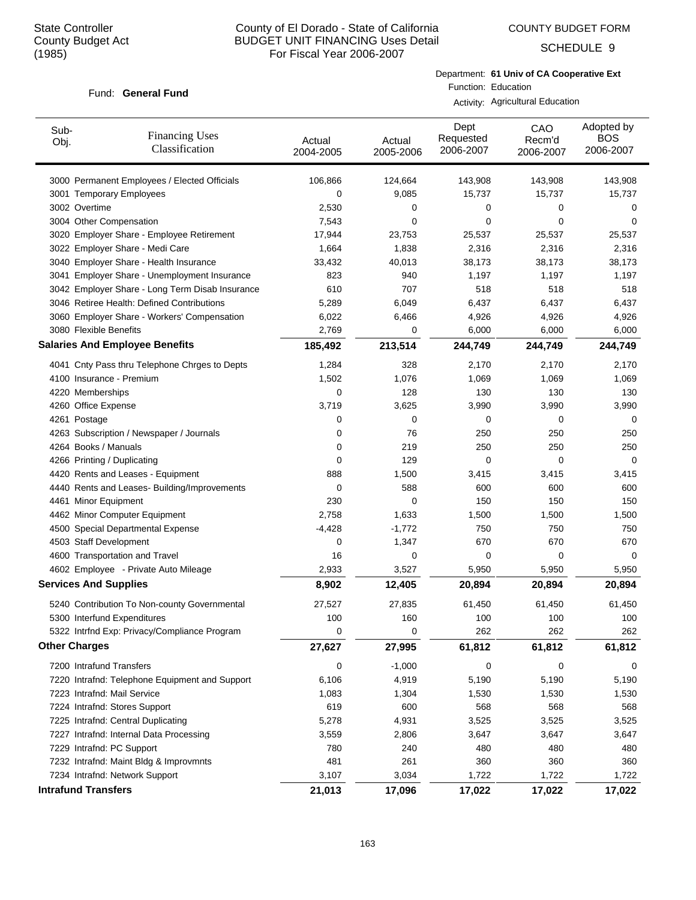State Controller
County Budget Act
(1985)

# County of El Dorado - State of California
## BUDGET UNIT FINANCING Uses Detail
For Fiscal Year 2006-2007

COUNTY BUDGET FORM
SCHEDULE 9

Fund: **General Fund**

Department: **61 Univ of CA Cooperative Ext**
Function: Education
Activity: Agricultural Education

| Sub-Obj. | Financing Uses Classification | Actual 2004-2005 | Actual 2005-2006 | Dept Requested 2006-2007 | CAO Recm'd 2006-2007 | Adopted by BOS 2006-2007 |
|---|---|---|---|---|---|---|
| 3000 | Permanent Employees / Elected Officials | 106,866 | 124,664 | 143,908 | 143,908 | 143,908 |
| 3001 | Temporary Employees | 0 | 9,085 | 15,737 | 15,737 | 15,737 |
| 3002 | Overtime | 2,530 | 0 | 0 | 0 | 0 |
| 3004 | Other Compensation | 7,543 | 0 | 0 | 0 | 0 |
| 3020 | Employer Share - Employee Retirement | 17,944 | 23,753 | 25,537 | 25,537 | 25,537 |
| 3022 | Employer Share - Medi Care | 1,664 | 1,838 | 2,316 | 2,316 | 2,316 |
| 3040 | Employer Share - Health Insurance | 33,432 | 40,013 | 38,173 | 38,173 | 38,173 |
| 3041 | Employer Share - Unemployment Insurance | 823 | 940 | 1,197 | 1,197 | 1,197 |
| 3042 | Employer Share - Long Term Disab Insurance | 610 | 707 | 518 | 518 | 518 |
| 3046 | Retiree Health: Defined Contributions | 5,289 | 6,049 | 6,437 | 6,437 | 6,437 |
| 3060 | Employer Share - Workers' Compensation | 6,022 | 6,466 | 4,926 | 4,926 | 4,926 |
| 3080 | Flexible Benefits | 2,769 | 0 | 6,000 | 6,000 | 6,000 |
| **Salaries And Employee Benefits** | | **185,492** | **213,514** | **244,749** | **244,749** | **244,749** |
| 4041 | Cnty Pass thru Telephone Chrges to Depts | 1,284 | 328 | 2,170 | 2,170 | 2,170 |
| 4100 | Insurance - Premium | 1,502 | 1,076 | 1,069 | 1,069 | 1,069 |
| 4220 | Memberships | 0 | 128 | 130 | 130 | 130 |
| 4260 | Office Expense | 3,719 | 3,625 | 3,990 | 3,990 | 3,990 |
| 4261 | Postage | 0 | 0 | 0 | 0 | 0 |
| 4263 | Subscription / Newspaper / Journals | 0 | 76 | 250 | 250 | 250 |
| 4264 | Books / Manuals | 0 | 219 | 250 | 250 | 250 |
| 4266 | Printing / Duplicating | 0 | 129 | 0 | 0 | 0 |
| 4420 | Rents and Leases - Equipment | 888 | 1,500 | 3,415 | 3,415 | 3,415 |
| 4440 | Rents and Leases- Building/Improvements | 0 | 588 | 600 | 600 | 600 |
| 4461 | Minor Equipment | 230 | 0 | 150 | 150 | 150 |
| 4462 | Minor Computer Equipment | 2,758 | 1,633 | 1,500 | 1,500 | 1,500 |
| 4500 | Special Departmental Expense | -4,428 | -1,772 | 750 | 750 | 750 |
| 4503 | Staff Development | 0 | 1,347 | 670 | 670 | 670 |
| 4600 | Transportation and Travel | 16 | 0 | 0 | 0 | 0 |
| 4602 | Employee - Private Auto Mileage | 2,933 | 3,527 | 5,950 | 5,950 | 5,950 |
| **Services And Supplies** | | **8,902** | **12,405** | **20,894** | **20,894** | **20,894** |
| 5240 | Contribution To Non-county Governmental | 27,527 | 27,835 | 61,450 | 61,450 | 61,450 |
| 5300 | Interfund Expenditures | 100 | 160 | 100 | 100 | 100 |
| 5322 | Intrfnd Exp: Privacy/Compliance Program | 0 | 0 | 262 | 262 | 262 |
| **Other Charges** | | **27,627** | **27,995** | **61,812** | **61,812** | **61,812** |
| 7200 | Intrafund Transfers | 0 | -1,000 | 0 | 0 | 0 |
| 7220 | Intrafnd: Telephone Equipment and Support | 6,106 | 4,919 | 5,190 | 5,190 | 5,190 |
| 7223 | Intrafnd: Mail Service | 1,083 | 1,304 | 1,530 | 1,530 | 1,530 |
| 7224 | Intrafnd: Stores Support | 619 | 600 | 568 | 568 | 568 |
| 7225 | Intrafnd: Central Duplicating | 5,278 | 4,931 | 3,525 | 3,525 | 3,525 |
| 7227 | Intrafnd: Internal Data Processing | 3,559 | 2,806 | 3,647 | 3,647 | 3,647 |
| 7229 | Intrafnd: PC Support | 780 | 240 | 480 | 480 | 480 |
| 7232 | Intrafnd: Maint Bldg & Improvmnts | 481 | 261 | 360 | 360 | 360 |
| 7234 | Intrafnd: Network Support | 3,107 | 3,034 | 1,722 | 1,722 | 1,722 |
| **Intrafund Transfers** | | **21,013** | **17,096** | **17,022** | **17,022** | **17,022** |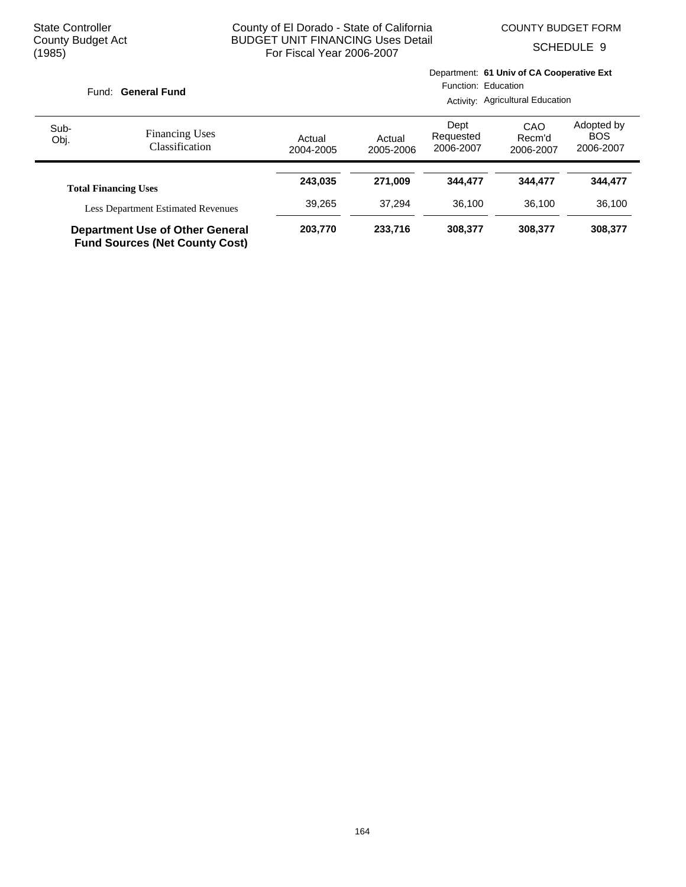State Controller
County Budget Act
(1985)

County of El Dorado - State of California
BUDGET UNIT FINANCING Uses Detail
For Fiscal Year 2006-2007

COUNTY BUDGET FORM
SCHEDULE 9

Fund: **General Fund**

Department: **61 Univ of CA Cooperative Ext**
Function: Education
Activity: Agricultural Education

| Sub-Obj. | Financing Uses Classification | Actual 2004-2005 | Actual 2005-2006 | Dept Requested 2006-2007 | CAO Recm'd 2006-2007 | Adopted by BOS 2006-2007 |
|---|---|---|---|---|---|---|
| | **Total Financing Uses** | **243,035** | **271,009** | **344,477** | **344,477** | **344,477** |
| | Less Department Estimated Revenues | 39,265 | 37,294 | 36,100 | 36,100 | 36,100 |
| | **Department Use of Other General Fund Sources (Net County Cost)** | **203,770** | **233,716** | **308,377** | **308,377** | **308,377** |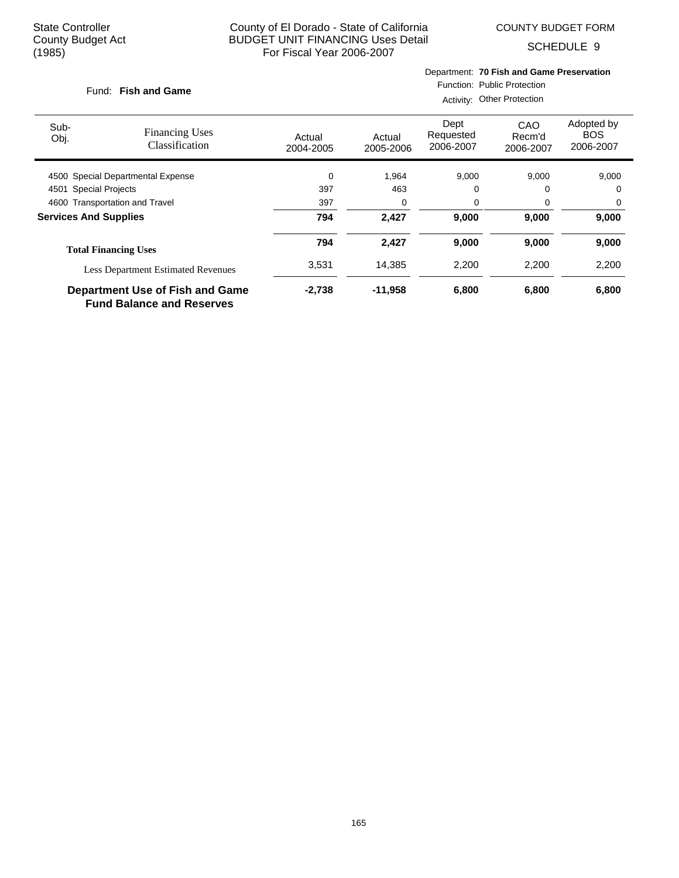State Controller
County Budget Act
(1985)

County of El Dorado - State of California
BUDGET UNIT FINANCING Uses Detail
For Fiscal Year 2006-2007

COUNTY BUDGET FORM
SCHEDULE 9

Fund: **Fish and Game**

Department: **70 Fish and Game Preservation**
Function: Public Protection
Activity: Other Protection

| Sub-Obj. | Financing Uses Classification | Actual 2004-2005 | Actual 2005-2006 | Dept Requested 2006-2007 | CAO Recm'd 2006-2007 | Adopted by BOS 2006-2007 |
|---|---|---|---|---|---|---|
| 4500 | Special Departmental Expense | 0 | 1,964 | 9,000 | 9,000 | 9,000 |
| 4501 | Special Projects | 397 | 463 | 0 | 0 | 0 |
| 4600 | Transportation and Travel | 397 | 0 | 0 | 0 | 0 |
| **Services And Supplies** | | **794** | **2,427** | **9,000** | **9,000** | **9,000** |
| **Total Financing Uses** | | **794** | **2,427** | **9,000** | **9,000** | **9,000** |
| Less Department Estimated Revenues | | 3,531 | 14,385 | 2,200 | 2,200 | 2,200 |
| **Department Use of Fish and Game Fund Balance and Reserves** | | **-2,738** | **-11,958** | **6,800** | **6,800** | **6,800** |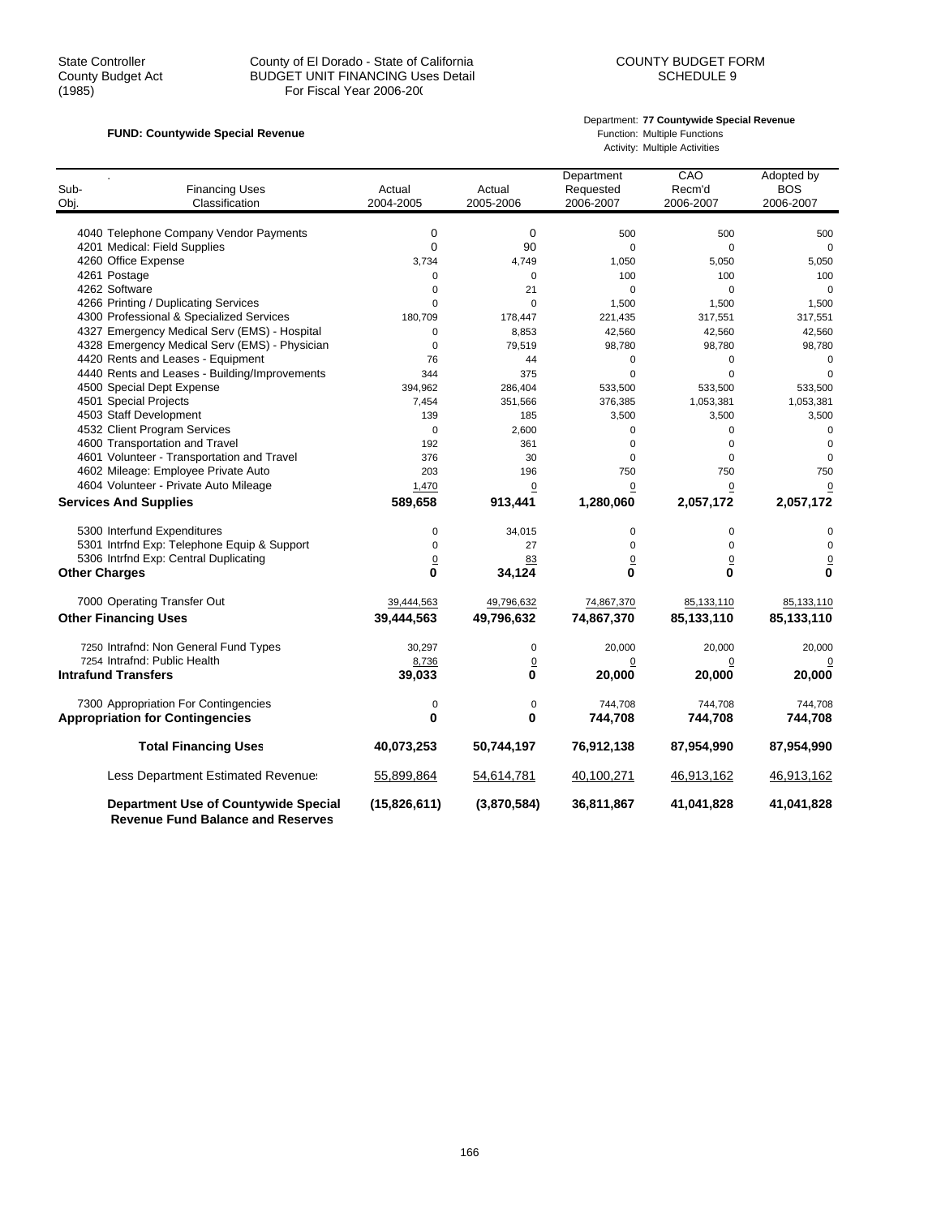State Controller
County Budget Act
(1985)

County of El Dorado - State of California
BUDGET UNIT FINANCING Uses Detail
For Fiscal Year 2006-200

COUNTY BUDGET FORM
SCHEDULE 9

**FUND: Countywide Special Revenue**

Department: **77 Countywide Special Revenue**
Function: Multiple Functions
Activity: Multiple Activities

| Sub-Obj. | Financing Uses Classification | Actual 2004-2005 | Actual 2005-2006 | Department Requested 2006-2007 | CAO Recm'd 2006-2007 | Adopted by BOS 2006-2007 |
|---|---|---|---|---|---|---|
| 4040 | Telephone Company Vendor Payments | 0 | 0 | 500 | 500 | 500 |
| 4201 | Medical: Field Supplies | 0 | 90 | 0 | 0 | 0 |
| 4260 | Office Expense | 3,734 | 4,749 | 1,050 | 5,050 | 5,050 |
| 4261 | Postage | 0 | 0 | 100 | 100 | 100 |
| 4262 | Software | 0 | 21 | 0 | 0 | 0 |
| 4266 | Printing / Duplicating Services | 0 | 0 | 1,500 | 1,500 | 1,500 |
| 4300 | Professional & Specialized Services | 180,709 | 178,447 | 221,435 | 317,551 | 317,551 |
| 4327 | Emergency Medical Serv (EMS) - Hospital | 0 | 8,853 | 42,560 | 42,560 | 42,560 |
| 4328 | Emergency Medical Serv (EMS) - Physician | 0 | 79,519 | 98,780 | 98,780 | 98,780 |
| 4420 | Rents and Leases - Equipment | 76 | 44 | 0 | 0 | 0 |
| 4440 | Rents and Leases - Building/Improvements | 344 | 375 | 0 | 0 | 0 |
| 4500 | Special Dept Expense | 394,962 | 286,404 | 533,500 | 533,500 | 533,500 |
| 4501 | Special Projects | 7,454 | 351,566 | 376,385 | 1,053,381 | 1,053,381 |
| 4503 | Staff Development | 139 | 185 | 3,500 | 3,500 | 3,500 |
| 4532 | Client Program Services | 0 | 2,600 | 0 | 0 | 0 |
| 4600 | Transportation and Travel | 192 | 361 | 0 | 0 | 0 |
| 4601 | Volunteer - Transportation and Travel | 376 | 30 | 0 | 0 | 0 |
| 4602 | Mileage: Employee Private Auto | 203 | 196 | 750 | 750 | 750 |
| 4604 | Volunteer - Private Auto Mileage | 1,470 | 0 | 0 | 0 | 0 |
| **Services And Supplies** | | **589,658** | **913,441** | **1,280,060** | **2,057,172** | **2,057,172** |
| 5300 | Interfund Expenditures | 0 | 34,015 | 0 | 0 | 0 |
| 5301 | Intrfnd Exp: Telephone Equip & Support | 0 | 27 | 0 | 0 | 0 |
| 5306 | Intrfnd Exp: Central Duplicating | 0 | 83 | 0 | 0 | 0 |
| **Other Charges** | | **0** | **34,124** | **0** | **0** | **0** |
| 7000 | Operating Transfer Out | 39,444,563 | 49,796,632 | 74,867,370 | 85,133,110 | 85,133,110 |
| **Other Financing Uses** | | **39,444,563** | **49,796,632** | **74,867,370** | **85,133,110** | **85,133,110** |
| 7250 | Intrafnd: Non General Fund Types | 30,297 | 0 | 20,000 | 20,000 | 20,000 |
| 7254 | Intrafnd: Public Health | 8,736 | 0 | 0 | 0 | 0 |
| **Intrafund Transfers** | | **39,033** | **0** | **20,000** | **20,000** | **20,000** |
| 7300 | Appropriation For Contingencies | 0 | 0 | 744,708 | 744,708 | 744,708 |
| **Appropriation for Contingencies** | | **0** | **0** | **744,708** | **744,708** | **744,708** |
| | **Total Financing Uses** | **40,073,253** | **50,744,197** | **76,912,138** | **87,954,990** | **87,954,990** |
| | Less Department Estimated Revenues | 55,899,864 | 54,614,781 | 40,100,271 | 46,913,162 | 46,913,162 |
| | **Department Use of Countywide Special Revenue Fund Balance and Reserves** | **(15,826,611)** | **(3,870,584)** | **36,811,867** | **41,041,828** | **41,041,828** |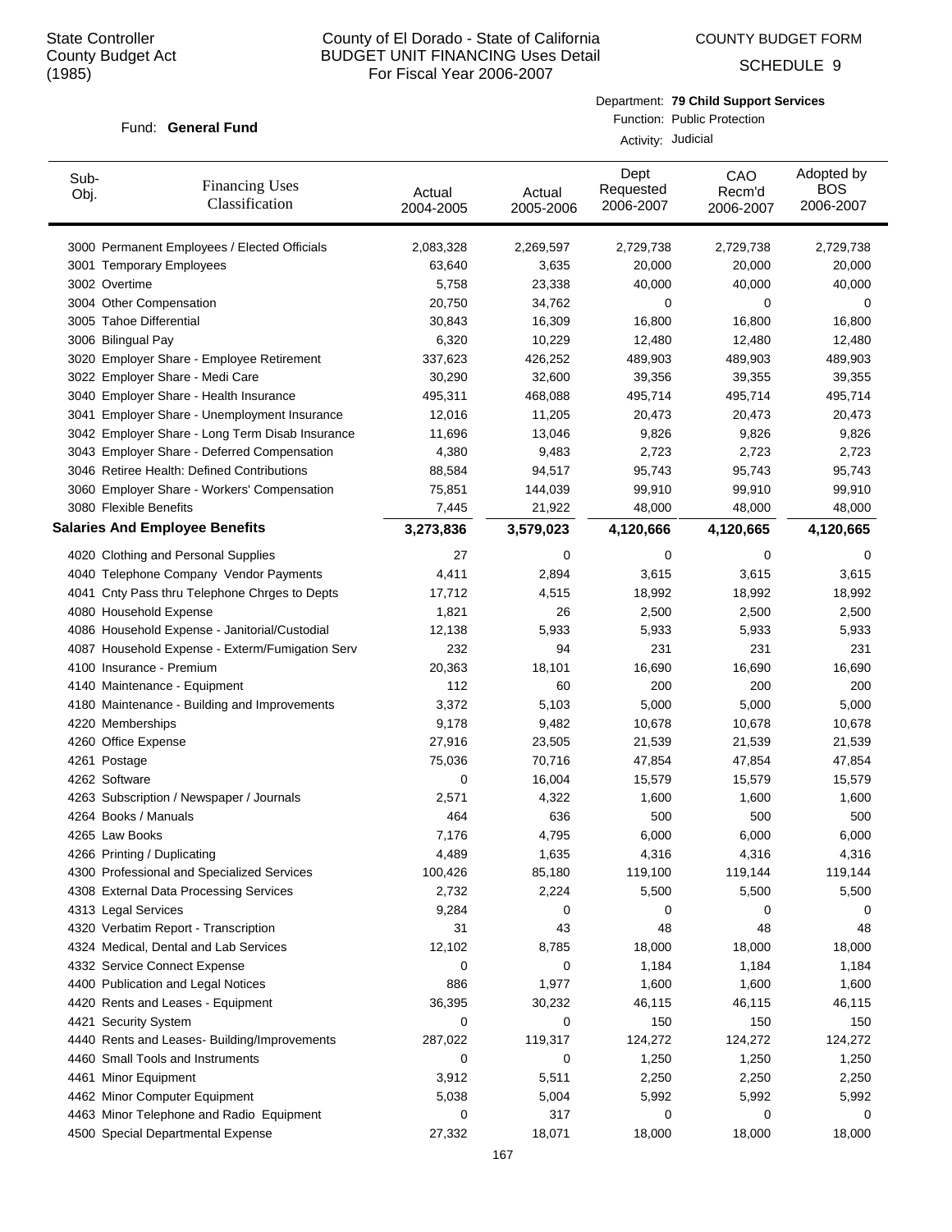State Controller
County Budget Act
(1985)

# County of El Dorado - State of California
## BUDGET UNIT FINANCING Uses Detail
For Fiscal Year 2006-2007

COUNTY BUDGET FORM

SCHEDULE 9

Fund: **General Fund**

Department: **79 Child Support Services**
Function: Public Protection
Activity: Judicial

| Sub-Obj. | Financing Uses Classification | Actual 2004-2005 | Actual 2005-2006 | Dept Requested 2006-2007 | CAO Recm'd 2006-2007 | Adopted by BOS 2006-2007 |
|---|---|---|---|---|---|---|
| 3000 | Permanent Employees / Elected Officials | 2,083,328 | 2,269,597 | 2,729,738 | 2,729,738 | 2,729,738 |
| 3001 | Temporary Employees | 63,640 | 3,635 | 20,000 | 20,000 | 20,000 |
| 3002 | Overtime | 5,758 | 23,338 | 40,000 | 40,000 | 40,000 |
| 3004 | Other Compensation | 20,750 | 34,762 | 0 | 0 | 0 |
| 3005 | Tahoe Differential | 30,843 | 16,309 | 16,800 | 16,800 | 16,800 |
| 3006 | Bilingual Pay | 6,320 | 10,229 | 12,480 | 12,480 | 12,480 |
| 3020 | Employer Share - Employee Retirement | 337,623 | 426,252 | 489,903 | 489,903 | 489,903 |
| 3022 | Employer Share - Medi Care | 30,290 | 32,600 | 39,356 | 39,355 | 39,355 |
| 3040 | Employer Share - Health Insurance | 495,311 | 468,088 | 495,714 | 495,714 | 495,714 |
| 3041 | Employer Share - Unemployment Insurance | 12,016 | 11,205 | 20,473 | 20,473 | 20,473 |
| 3042 | Employer Share - Long Term Disab Insurance | 11,696 | 13,046 | 9,826 | 9,826 | 9,826 |
| 3043 | Employer Share - Deferred Compensation | 4,380 | 9,483 | 2,723 | 2,723 | 2,723 |
| 3046 | Retiree Health: Defined Contributions | 88,584 | 94,517 | 95,743 | 95,743 | 95,743 |
| 3060 | Employer Share - Workers' Compensation | 75,851 | 144,039 | 99,910 | 99,910 | 99,910 |
| 3080 | Flexible Benefits | 7,445 | 21,922 | 48,000 | 48,000 | 48,000 |
| **Salaries And Employee Benefits** | | **3,273,836** | **3,579,023** | **4,120,666** | **4,120,665** | **4,120,665** |
| 4020 | Clothing and Personal Supplies | 27 | 0 | 0 | 0 | 0 |
| 4040 | Telephone Company Vendor Payments | 4,411 | 2,894 | 3,615 | 3,615 | 3,615 |
| 4041 | Cnty Pass thru Telephone Chrges to Depts | 17,712 | 4,515 | 18,992 | 18,992 | 18,992 |
| 4080 | Household Expense | 1,821 | 26 | 2,500 | 2,500 | 2,500 |
| 4086 | Household Expense - Janitorial/Custodial | 12,138 | 5,933 | 5,933 | 5,933 | 5,933 |
| 4087 | Household Expense - Exterm/Fumigation Serv | 232 | 94 | 231 | 231 | 231 |
| 4100 | Insurance - Premium | 20,363 | 18,101 | 16,690 | 16,690 | 16,690 |
| 4140 | Maintenance - Equipment | 112 | 60 | 200 | 200 | 200 |
| 4180 | Maintenance - Building and Improvements | 3,372 | 5,103 | 5,000 | 5,000 | 5,000 |
| 4220 | Memberships | 9,178 | 9,482 | 10,678 | 10,678 | 10,678 |
| 4260 | Office Expense | 27,916 | 23,505 | 21,539 | 21,539 | 21,539 |
| 4261 | Postage | 75,036 | 70,716 | 47,854 | 47,854 | 47,854 |
| 4262 | Software | 0 | 16,004 | 15,579 | 15,579 | 15,579 |
| 4263 | Subscription / Newspaper / Journals | 2,571 | 4,322 | 1,600 | 1,600 | 1,600 |
| 4264 | Books / Manuals | 464 | 636 | 500 | 500 | 500 |
| 4265 | Law Books | 7,176 | 4,795 | 6,000 | 6,000 | 6,000 |
| 4266 | Printing / Duplicating | 4,489 | 1,635 | 4,316 | 4,316 | 4,316 |
| 4300 | Professional and Specialized Services | 100,426 | 85,180 | 119,100 | 119,144 | 119,144 |
| 4308 | External Data Processing Services | 2,732 | 2,224 | 5,500 | 5,500 | 5,500 |
| 4313 | Legal Services | 9,284 | 0 | 0 | 0 | 0 |
| 4320 | Verbatim Report - Transcription | 31 | 43 | 48 | 48 | 48 |
| 4324 | Medical, Dental and Lab Services | 12,102 | 8,785 | 18,000 | 18,000 | 18,000 |
| 4332 | Service Connect Expense | 0 | 0 | 1,184 | 1,184 | 1,184 |
| 4400 | Publication and Legal Notices | 886 | 1,977 | 1,600 | 1,600 | 1,600 |
| 4420 | Rents and Leases - Equipment | 36,395 | 30,232 | 46,115 | 46,115 | 46,115 |
| 4421 | Security System | 0 | 0 | 150 | 150 | 150 |
| 4440 | Rents and Leases- Building/Improvements | 287,022 | 119,317 | 124,272 | 124,272 | 124,272 |
| 4460 | Small Tools and Instruments | 0 | 0 | 1,250 | 1,250 | 1,250 |
| 4461 | Minor Equipment | 3,912 | 5,511 | 2,250 | 2,250 | 2,250 |
| 4462 | Minor Computer Equipment | 5,038 | 5,004 | 5,992 | 5,992 | 5,992 |
| 4463 | Minor Telephone and Radio Equipment | 0 | 317 | 0 | 0 | 0 |
| 4500 | Special Departmental Expense | 27,332 | 18,071 | 18,000 | 18,000 | 18,000 |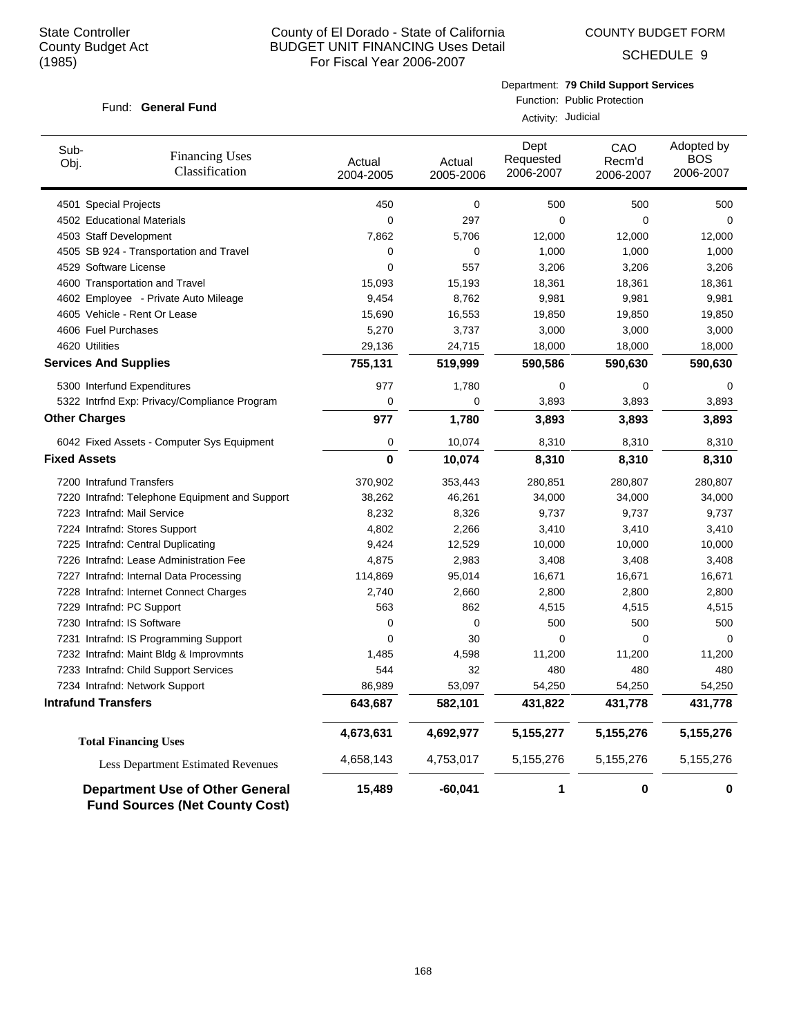State Controller
County Budget Act
(1985)

County of El Dorado - State of California
BUDGET UNIT FINANCING Uses Detail
For Fiscal Year 2006-2007

COUNTY BUDGET FORM
SCHEDULE 9

Fund: **General Fund**

Department: **79 Child Support Services**
Function: Public Protection
Activity: Judicial

| Sub-Obj. | Financing Uses Classification | Actual 2004-2005 | Actual 2005-2006 | Dept Requested 2006-2007 | CAO Recm'd 2006-2007 | Adopted by BOS 2006-2007 |
|---|---|---|---|---|---|---|
| 4501 | Special Projects | 450 | 0 | 500 | 500 | 500 |
| 4502 | Educational Materials | 0 | 297 | 0 | 0 | 0 |
| 4503 | Staff Development | 7,862 | 5,706 | 12,000 | 12,000 | 12,000 |
| 4505 | SB 924 - Transportation and Travel | 0 | 0 | 1,000 | 1,000 | 1,000 |
| 4529 | Software License | 0 | 557 | 3,206 | 3,206 | 3,206 |
| 4600 | Transportation and Travel | 15,093 | 15,193 | 18,361 | 18,361 | 18,361 |
| 4602 | Employee - Private Auto Mileage | 9,454 | 8,762 | 9,981 | 9,981 | 9,981 |
| 4605 | Vehicle - Rent Or Lease | 15,690 | 16,553 | 19,850 | 19,850 | 19,850 |
| 4606 | Fuel Purchases | 5,270 | 3,737 | 3,000 | 3,000 | 3,000 |
| 4620 | Utilities | 29,136 | 24,715 | 18,000 | 18,000 | 18,000 |
| **Services And Supplies** | | **755,131** | **519,999** | **590,586** | **590,630** | **590,630** |
| 5300 | Interfund Expenditures | 977 | 1,780 | 0 | 0 | 0 |
| 5322 | Intrfnd Exp: Privacy/Compliance Program | 0 | 0 | 3,893 | 3,893 | 3,893 |
| **Other Charges** | | **977** | **1,780** | **3,893** | **3,893** | **3,893** |
| 6042 | Fixed Assets - Computer Sys Equipment | 0 | 10,074 | 8,310 | 8,310 | 8,310 |
| **Fixed Assets** | | **0** | **10,074** | **8,310** | **8,310** | **8,310** |
| 7200 | Intrafund Transfers | 370,902 | 353,443 | 280,851 | 280,807 | 280,807 |
| 7220 | Intrafnd: Telephone Equipment and Support | 38,262 | 46,261 | 34,000 | 34,000 | 34,000 |
| 7223 | Intrafnd: Mail Service | 8,232 | 8,326 | 9,737 | 9,737 | 9,737 |
| 7224 | Intrafnd: Stores Support | 4,802 | 2,266 | 3,410 | 3,410 | 3,410 |
| 7225 | Intrafnd: Central Duplicating | 9,424 | 12,529 | 10,000 | 10,000 | 10,000 |
| 7226 | Intrafnd: Lease Administration Fee | 4,875 | 2,983 | 3,408 | 3,408 | 3,408 |
| 7227 | Intrafnd: Internal Data Processing | 114,869 | 95,014 | 16,671 | 16,671 | 16,671 |
| 7228 | Intrafnd: Internet Connect Charges | 2,740 | 2,660 | 2,800 | 2,800 | 2,800 |
| 7229 | Intrafnd: PC Support | 563 | 862 | 4,515 | 4,515 | 4,515 |
| 7230 | Intrafnd: IS Software | 0 | 0 | 500 | 500 | 500 |
| 7231 | Intrafnd: IS Programming Support | 0 | 30 | 0 | 0 | 0 |
| 7232 | Intrafnd: Maint Bldg & Improvmnts | 1,485 | 4,598 | 11,200 | 11,200 | 11,200 |
| 7233 | Intrafnd: Child Support Services | 544 | 32 | 480 | 480 | 480 |
| 7234 | Intrafnd: Network Support | 86,989 | 53,097 | 54,250 | 54,250 | 54,250 |
| **Intrafund Transfers** | | **643,687** | **582,101** | **431,822** | **431,778** | **431,778** |
| **Total Financing Uses** | | **4,673,631** | **4,692,977** | **5,155,277** | **5,155,276** | **5,155,276** |
| | Less Department Estimated Revenues | 4,658,143 | 4,753,017 | 5,155,276 | 5,155,276 | 5,155,276 |
| **Department Use of Other General Fund Sources (Net County Cost)** | | **15,489** | **-60,041** | **1** | **0** | **0** |